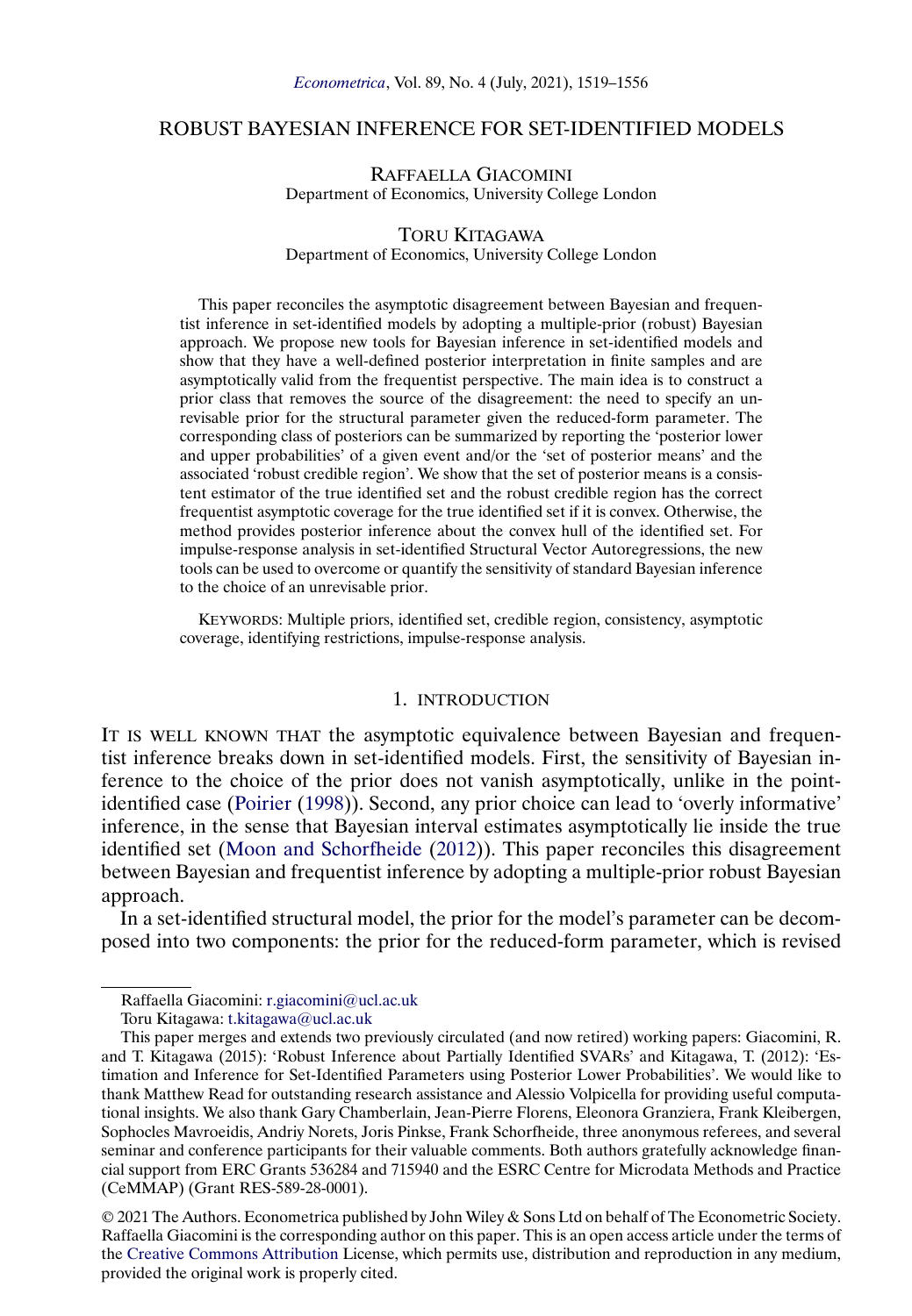# ROBUST BAYESIAN INFERENCE FOR SET-IDENTIFIED MODELS

RAFFAELLA GIACOMINI
Department of Economics, University College London

TORU KITAGAWA
Department of Economics, University College London

This paper reconciles the asymptotic disagreement between Bayesian and frequentist inference in set-identified models by adopting a multiple-prior (robust) Bayesian approach. We propose new tools for Bayesian inference in set-identified models and show that they have a well-defined posterior interpretation in finite samples and are asymptotically valid from the frequentist perspective. The main idea is to construct a prior class that removes the source of the disagreement: the need to specify an unrevisable prior for the structural parameter given the reduced-form parameter. The corresponding class of posteriors can be summarized by reporting the 'posterior lower and upper probabilities' of a given event and/or the 'set of posterior means' and the associated 'robust credible region'. We show that the set of posterior means is a consistent estimator of the true identified set and the robust credible region has the correct frequentist asymptotic coverage for the true identified set if it is convex. Otherwise, the method provides posterior inference about the convex hull of the identified set. For impulse-response analysis in set-identified Structural Vector Autoregressions, the new tools can be used to overcome or quantify the sensitivity of standard Bayesian inference to the choice of an unrevisable prior.

KEYWORDS: Multiple priors, identified set, credible region, consistency, asymptotic coverage, identifying restrictions, impulse-response analysis.

## 1. INTRODUCTION

IT IS WELL KNOWN THAT the asymptotic equivalence between Bayesian and frequentist inference breaks down in set-identified models. First, the sensitivity of Bayesian inference to the choice of the prior does not vanish asymptotically, unlike in the point-identified case (Poirier (1998)). Second, any prior choice can lead to 'overly informative' inference, in the sense that Bayesian interval estimates asymptotically lie inside the true identified set (Moon and Schorfheide (2012)). This paper reconciles this disagreement between Bayesian and frequentist inference by adopting a multiple-prior robust Bayesian approach.

In a set-identified structural model, the prior for the model's parameter can be decomposed into two components: the prior for the reduced-form parameter, which is revised

---

Raffaella Giacomini: r.giacomini@ucl.ac.uk

Toru Kitagawa: t.kitagawa@ucl.ac.uk

This paper merges and extends two previously circulated (and now retired) working papers: Giacomini, R. and T. Kitagawa (2015): 'Robust Inference about Partially Identified SVARs' and Kitagawa, T. (2012): 'Estimation and Inference for Set-Identified Parameters using Posterior Lower Probabilities'. We would like to thank Matthew Read for outstanding research assistance and Alessio Volpicella for providing useful computational insights. We also thank Gary Chamberlain, Jean-Pierre Florens, Eleonora Granziera, Frank Kleibergen, Sophocles Mavroeidis, Andriy Norets, Joris Pinkse, Frank Schorfheide, three anonymous referees, and several seminar and conference participants for their valuable comments. Both authors gratefully acknowledge financial support from ERC Grants 536284 and 715940 and the ESRC Centre for Microdata Methods and Practice (CeMMAP) (Grant RES-589-28-0001).

© 2021 The Authors. Econometrica published by John Wiley & Sons Ltd on behalf of The Econometric Society. Raffaella Giacomini is the corresponding author on this paper. This is an open access article under the terms of the Creative Commons Attribution License, which permits use, distribution and reproduction in any medium, provided the original work is properly cited.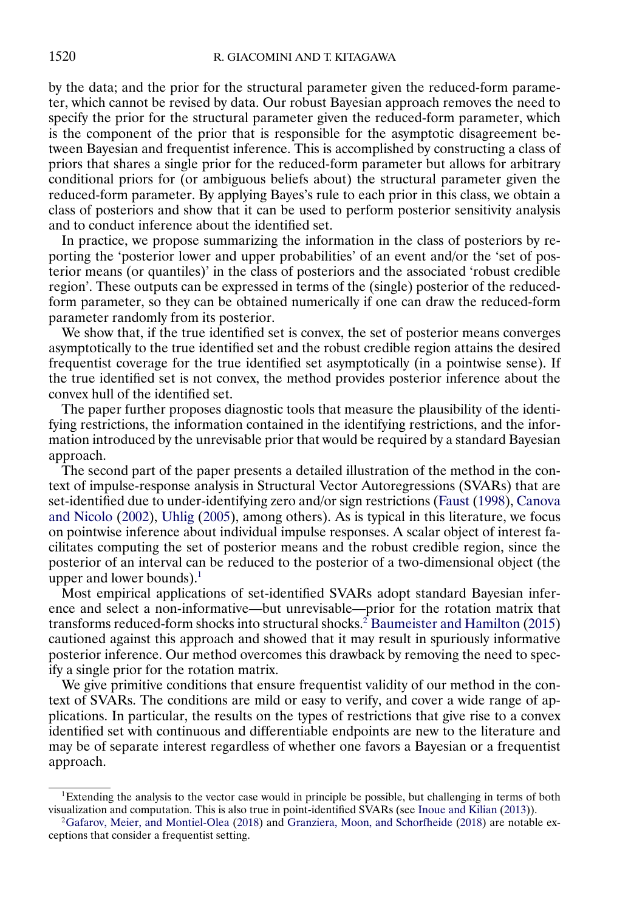by the data; and the prior for the structural parameter given the reduced-form parameter, which cannot be revised by data. Our robust Bayesian approach removes the need to specify the prior for the structural parameter given the reduced-form parameter, which is the component of the prior that is responsible for the asymptotic disagreement between Bayesian and frequentist inference. This is accomplished by constructing a class of priors that shares a single prior for the reduced-form parameter but allows for arbitrary conditional priors for (or ambiguous beliefs about) the structural parameter given the reduced-form parameter. By applying Bayes's rule to each prior in this class, we obtain a class of posteriors and show that it can be used to perform posterior sensitivity analysis and to conduct inference about the identified set.

In practice, we propose summarizing the information in the class of posteriors by reporting the 'posterior lower and upper probabilities' of an event and/or the 'set of posterior means (or quantiles)' in the class of posteriors and the associated 'robust credible region'. These outputs can be expressed in terms of the (single) posterior of the reduced-form parameter, so they can be obtained numerically if one can draw the reduced-form parameter randomly from its posterior.

We show that, if the true identified set is convex, the set of posterior means converges asymptotically to the true identified set and the robust credible region attains the desired frequentist coverage for the true identified set asymptotically (in a pointwise sense). If the true identified set is not convex, the method provides posterior inference about the convex hull of the identified set.

The paper further proposes diagnostic tools that measure the plausibility of the identifying restrictions, the information contained in the identifying restrictions, and the information introduced by the unrevisable prior that would be required by a standard Bayesian approach.

The second part of the paper presents a detailed illustration of the method in the context of impulse-response analysis in Structural Vector Autoregressions (SVARs) that are set-identified due to under-identifying zero and/or sign restrictions (Faust (1998), Canova and Nicolo (2002), Uhlig (2005), among others). As is typical in this literature, we focus on pointwise inference about individual impulse responses. A scalar object of interest facilitates computing the set of posterior means and the robust credible region, since the posterior of an interval can be reduced to the posterior of a two-dimensional object (the upper and lower bounds).[1]

Most empirical applications of set-identified SVARs adopt standard Bayesian inference and select a non-informative—but unrevisable—prior for the rotation matrix that transforms reduced-form shocks into structural shocks.[2] Baumeister and Hamilton (2015) cautioned against this approach and showed that it may result in spuriously informative posterior inference. Our method overcomes this drawback by removing the need to specify a single prior for the rotation matrix.

We give primitive conditions that ensure frequentist validity of our method in the context of SVARs. The conditions are mild or easy to verify, and cover a wide range of applications. In particular, the results on the types of restrictions that give rise to a convex identified set with continuous and differentiable endpoints are new to the literature and may be of separate interest regardless of whether one favors a Bayesian or a frequentist approach.

---

[1] Extending the analysis to the vector case would in principle be possible, but challenging in terms of both visualization and computation. This is also true in point-identified SVARs (see Inoue and Kilian (2013)).

[2] Gafarov, Meier, and Montiel-Olea (2018) and Granziera, Moon, and Schorfheide (2018) are notable exceptions that consider a frequentist setting.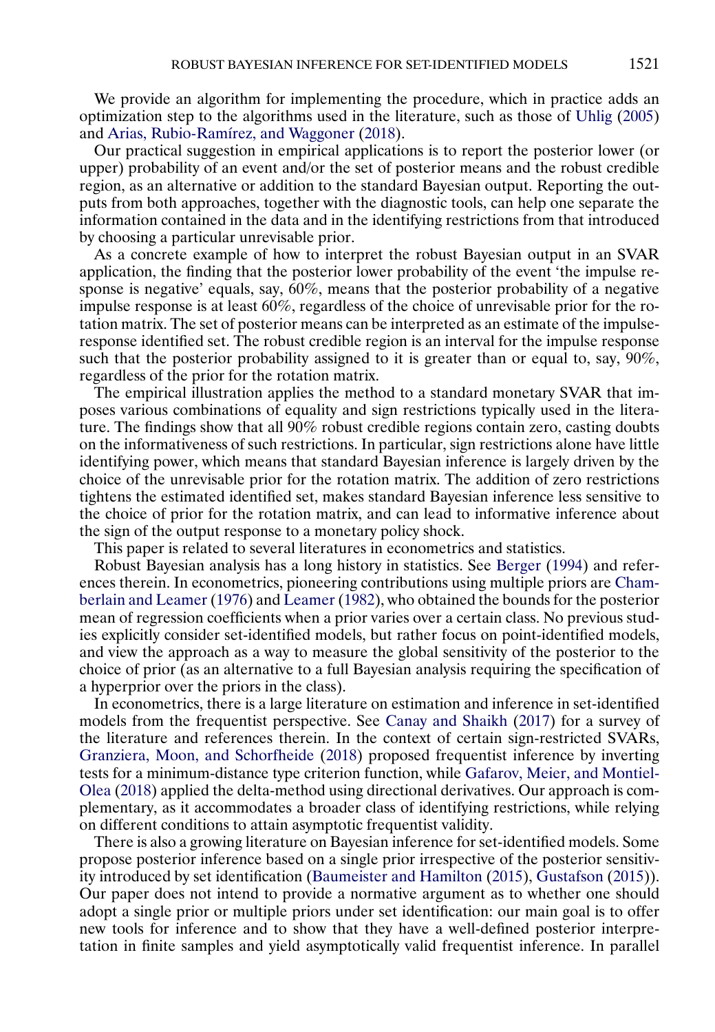We provide an algorithm for implementing the procedure, which in practice adds an optimization step to the algorithms used in the literature, such as those of Uhlig (2005) and Arias, Rubio-Ramírez, and Waggoner (2018).

Our practical suggestion in empirical applications is to report the posterior lower (or upper) probability of an event and/or the set of posterior means and the robust credible region, as an alternative or addition to the standard Bayesian output. Reporting the outputs from both approaches, together with the diagnostic tools, can help one separate the information contained in the data and in the identifying restrictions from that introduced by choosing a particular unrevisable prior.

As a concrete example of how to interpret the robust Bayesian output in an SVAR application, the finding that the posterior lower probability of the event 'the impulse response is negative' equals, say, 60%, means that the posterior probability of a negative impulse response is at least 60%, regardless of the choice of unrevisable prior for the rotation matrix. The set of posterior means can be interpreted as an estimate of the impulse-response identified set. The robust credible region is an interval for the impulse response such that the posterior probability assigned to it is greater than or equal to, say, 90%, regardless of the prior for the rotation matrix.

The empirical illustration applies the method to a standard monetary SVAR that imposes various combinations of equality and sign restrictions typically used in the literature. The findings show that all 90% robust credible regions contain zero, casting doubts on the informativeness of such restrictions. In particular, sign restrictions alone have little identifying power, which means that standard Bayesian inference is largely driven by the choice of the unrevisable prior for the rotation matrix. The addition of zero restrictions tightens the estimated identified set, makes standard Bayesian inference less sensitive to the choice of prior for the rotation matrix, and can lead to informative inference about the sign of the output response to a monetary policy shock.

This paper is related to several literatures in econometrics and statistics.

Robust Bayesian analysis has a long history in statistics. See Berger (1994) and references therein. In econometrics, pioneering contributions using multiple priors are Chamberlain and Leamer (1976) and Leamer (1982), who obtained the bounds for the posterior mean of regression coefficients when a prior varies over a certain class. No previous studies explicitly consider set-identified models, but rather focus on point-identified models, and view the approach as a way to measure the global sensitivity of the posterior to the choice of prior (as an alternative to a full Bayesian analysis requiring the specification of a hyperprior over the priors in the class).

In econometrics, there is a large literature on estimation and inference in set-identified models from the frequentist perspective. See Canay and Shaikh (2017) for a survey of the literature and references therein. In the context of certain sign-restricted SVARs, Granziera, Moon, and Schorfheide (2018) proposed frequentist inference by inverting tests for a minimum-distance type criterion function, while Gafarov, Meier, and Montiel-Olea (2018) applied the delta-method using directional derivatives. Our approach is complementary, as it accommodates a broader class of identifying restrictions, while relying on different conditions to attain asymptotic frequentist validity.

There is also a growing literature on Bayesian inference for set-identified models. Some propose posterior inference based on a single prior irrespective of the posterior sensitivity introduced by set identification (Baumeister and Hamilton (2015), Gustafson (2015)). Our paper does not intend to provide a normative argument as to whether one should adopt a single prior or multiple priors under set identification: our main goal is to offer new tools for inference and to show that they have a well-defined posterior interpretation in finite samples and yield asymptotically valid frequentist inference. In parallel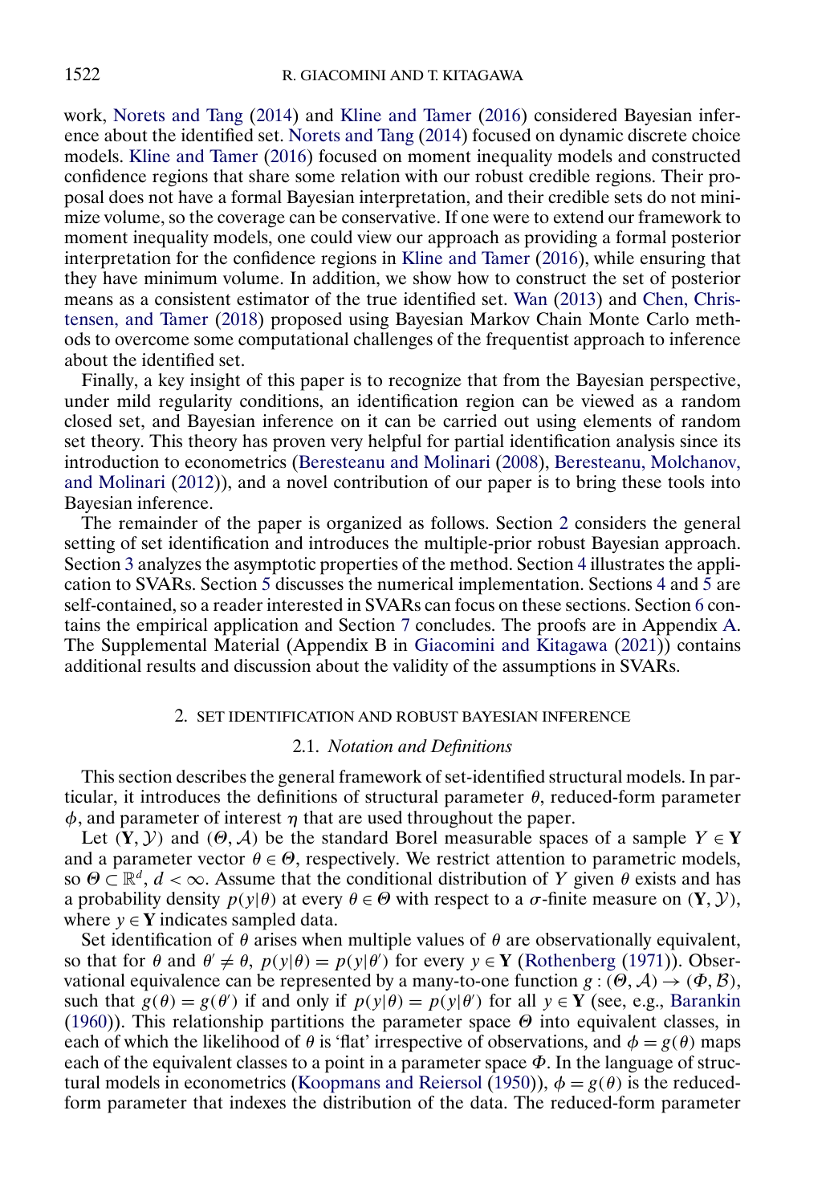work, Norets and Tang (2014) and Kline and Tamer (2016) considered Bayesian inference about the identified set. Norets and Tang (2014) focused on dynamic discrete choice models. Kline and Tamer (2016) focused on moment inequality models and constructed confidence regions that share some relation with our robust credible regions. Their proposal does not have a formal Bayesian interpretation, and their credible sets do not minimize volume, so the coverage can be conservative. If one were to extend our framework to moment inequality models, one could view our approach as providing a formal posterior interpretation for the confidence regions in Kline and Tamer (2016), while ensuring that they have minimum volume. In addition, we show how to construct the set of posterior means as a consistent estimator of the true identified set. Wan (2013) and Chen, Christensen, and Tamer (2018) proposed using Bayesian Markov Chain Monte Carlo methods to overcome some computational challenges of the frequentist approach to inference about the identified set.

Finally, a key insight of this paper is to recognize that from the Bayesian perspective, under mild regularity conditions, an identification region can be viewed as a random closed set, and Bayesian inference on it can be carried out using elements of random set theory. This theory has proven very helpful for partial identification analysis since its introduction to econometrics (Beresteanu and Molinari (2008), Beresteanu, Molchanov, and Molinari (2012)), and a novel contribution of our paper is to bring these tools into Bayesian inference.

The remainder of the paper is organized as follows. Section 2 considers the general setting of set identification and introduces the multiple-prior robust Bayesian approach. Section 3 analyzes the asymptotic properties of the method. Section 4 illustrates the application to SVARs. Section 5 discusses the numerical implementation. Sections 4 and 5 are self-contained, so a reader interested in SVARs can focus on these sections. Section 6 contains the empirical application and Section 7 concludes. The proofs are in Appendix A. The Supplemental Material (Appendix B in Giacomini and Kitagawa (2021)) contains additional results and discussion about the validity of the assumptions in SVARs.

## 2. SET IDENTIFICATION AND ROBUST BAYESIAN INFERENCE

### 2.1. *Notation and Definitions*

This section describes the general framework of set-identified structural models. In particular, it introduces the definitions of structural parameter $\theta$, reduced-form parameter $\phi$, and parameter of interest $\eta$ that are used throughout the paper.

Let $(\mathbf{Y}, \mathcal{Y})$ and $(\Theta, \mathcal{A})$ be the standard Borel measurable spaces of a sample $Y \in \mathbf{Y}$ and a parameter vector $\theta \in \Theta$, respectively. We restrict attention to parametric models, so $\Theta \subset \mathbb{R}^d$, $d < \infty$. Assume that the conditional distribution of $Y$ given $\theta$ exists and has a probability density $p(y|\theta)$ at every $\theta \in \Theta$ with respect to a $\sigma$-finite measure on $(\mathbf{Y}, \mathcal{Y})$, where $y \in \mathbf{Y}$ indicates sampled data.

Set identification of $\theta$ arises when multiple values of $\theta$ are observationally equivalent, so that for $\theta$ and $\theta' \neq \theta$, $p(y|\theta) = p(y|\theta')$ for every $y \in \mathbf{Y}$ (Rothenberg (1971)). Observational equivalence can be represented by a many-to-one function $g : (\Theta, \mathcal{A}) \to (\Phi, \mathcal{B})$, such that $g(\theta) = g(\theta')$ if and only if $p(y|\theta) = p(y|\theta')$ for all $y \in \mathbf{Y}$ (see, e.g., Barankin (1960)). This relationship partitions the parameter space $\Theta$ into equivalent classes, in each of which the likelihood of $\theta$ is 'flat' irrespective of observations, and $\phi = g(\theta)$ maps each of the equivalent classes to a point in a parameter space $\Phi$. In the language of structural models in econometrics (Koopmans and Reiersol (1950)), $\phi = g(\theta)$ is the reduced-form parameter that indexes the distribution of the data. The reduced-form parameter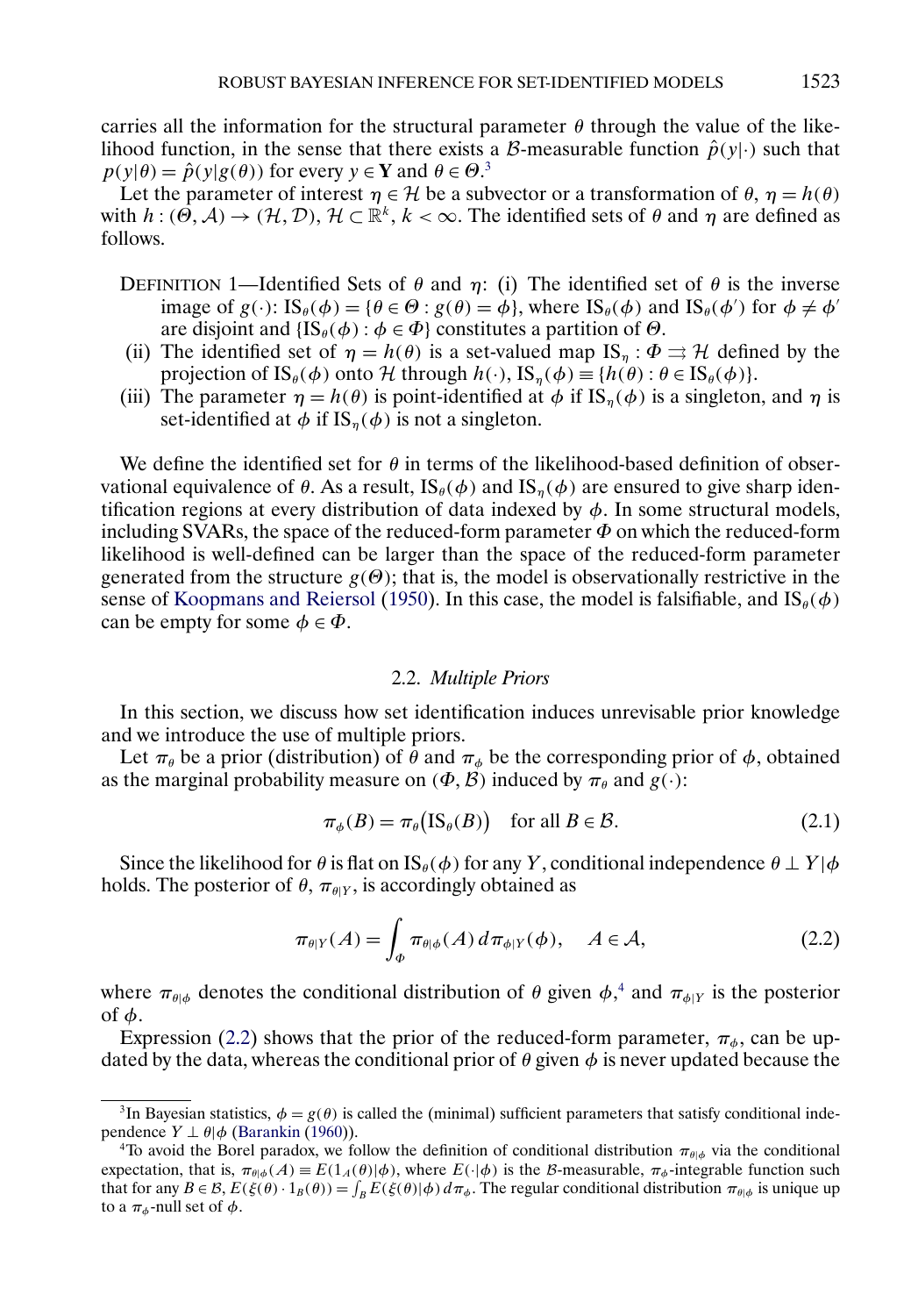carries all the information for the structural parameter $\theta$ through the value of the likelihood function, in the sense that there exists a $\mathcal{B}$-measurable function $\hat{p}(y|\cdot)$ such that $p(y|\theta) = \hat{p}(y|g(\theta))$ for every $y \in \mathbf{Y}$ and $\theta \in \Theta$.[3]

Let the parameter of interest $\eta \in \mathcal{H}$ be a subvector or a transformation of $\theta$, $\eta = h(\theta)$ with $h : (\Theta, \mathcal{A}) \to (\mathcal{H}, \mathcal{D})$, $\mathcal{H} \subset \mathbb{R}^k$, $k < \infty$. The identified sets of $\theta$ and $\eta$ are defined as follows.

DEFINITION 1—Identified Sets of $\theta$ and $\eta$: (i) The identified set of $\theta$ is the inverse image of $g(\cdot)$: $\mathrm{IS}_\theta(\phi) = \{\theta \in \Theta : g(\theta) = \phi\}$, where $\mathrm{IS}_\theta(\phi)$ and $\mathrm{IS}_\theta(\phi')$ for $\phi \neq \phi'$ are disjoint and $\{\mathrm{IS}_\theta(\phi) : \phi \in \Phi\}$ constitutes a partition of $\Theta$.

(ii) The identified set of $\eta = h(\theta)$ is a set-valued map $\mathrm{IS}_\eta : \Phi \rightrightarrows \mathcal{H}$ defined by the projection of $\mathrm{IS}_\theta(\phi)$ onto $\mathcal{H}$ through $h(\cdot)$, $\mathrm{IS}_\eta(\phi) \equiv \{h(\theta) : \theta \in \mathrm{IS}_\theta(\phi)\}$.

(iii) The parameter $\eta = h(\theta)$ is point-identified at $\phi$ if $\mathrm{IS}_\eta(\phi)$ is a singleton, and $\eta$ is set-identified at $\phi$ if $\mathrm{IS}_\eta(\phi)$ is not a singleton.

We define the identified set for $\theta$ in terms of the likelihood-based definition of observational equivalence of $\theta$. As a result, $\mathrm{IS}_\theta(\phi)$ and $\mathrm{IS}_\eta(\phi)$ are ensured to give sharp identification regions at every distribution of data indexed by $\phi$. In some structural models, including SVARs, the space of the reduced-form parameter $\Phi$ on which the reduced-form likelihood is well-defined can be larger than the space of the reduced-form parameter generated from the structure $g(\Theta)$; that is, the model is observationally restrictive in the sense of Koopmans and Reiersol (1950). In this case, the model is falsifiable, and $\mathrm{IS}_\theta(\phi)$ can be empty for some $\phi \in \Phi$.

### 2.2. *Multiple Priors*

In this section, we discuss how set identification induces unrevisable prior knowledge and we introduce the use of multiple priors.

Let $\pi_\theta$ be a prior (distribution) of $\theta$ and $\pi_\phi$ be the corresponding prior of $\phi$, obtained as the marginal probability measure on $(\Phi, \mathcal{B})$ induced by $\pi_\theta$ and $g(\cdot)$:

$$\pi_\phi(B) = \pi_\theta\big(\mathrm{IS}_\theta(B)\big) \quad \text{for all } B \in \mathcal{B}. \tag{2.1}$$

Since the likelihood for $\theta$ is flat on $\mathrm{IS}_\theta(\phi)$ for any $Y$, conditional independence $\theta \perp Y|\phi$ holds. The posterior of $\theta$, $\pi_{\theta|Y}$, is accordingly obtained as

$$\pi_{\theta|Y}(A) = \int_\Phi \pi_{\theta|\phi}(A)\, d\pi_{\phi|Y}(\phi), \quad A \in \mathcal{A}, \tag{2.2}$$

where $\pi_{\theta|\phi}$ denotes the conditional distribution of $\theta$ given $\phi$,[4] and $\pi_{\phi|Y}$ is the posterior of $\phi$.

Expression (2.2) shows that the prior of the reduced-form parameter, $\pi_\phi$, can be updated by the data, whereas the conditional prior of $\theta$ given $\phi$ is never updated because the

---

[3]In Bayesian statistics, $\phi = g(\theta)$ is called the (minimal) sufficient parameters that satisfy conditional independence $Y \perp \theta|\phi$ (Barankin (1960)).

[4]To avoid the Borel paradox, we follow the definition of conditional distribution $\pi_{\theta|\phi}$ via the conditional expectation, that is, $\pi_{\theta|\phi}(A) \equiv E(1_A(\theta)|\phi)$, where $E(\cdot|\phi)$ is the $\mathcal{B}$-measurable, $\pi_\phi$-integrable function such that for any $B \in \mathcal{B}$, $E(\xi(\theta) \cdot 1_B(\theta)) = \int_B E(\xi(\theta)|\phi)\, d\pi_\phi$. The regular conditional distribution $\pi_{\theta|\phi}$ is unique up to a $\pi_\phi$-null set of $\phi$.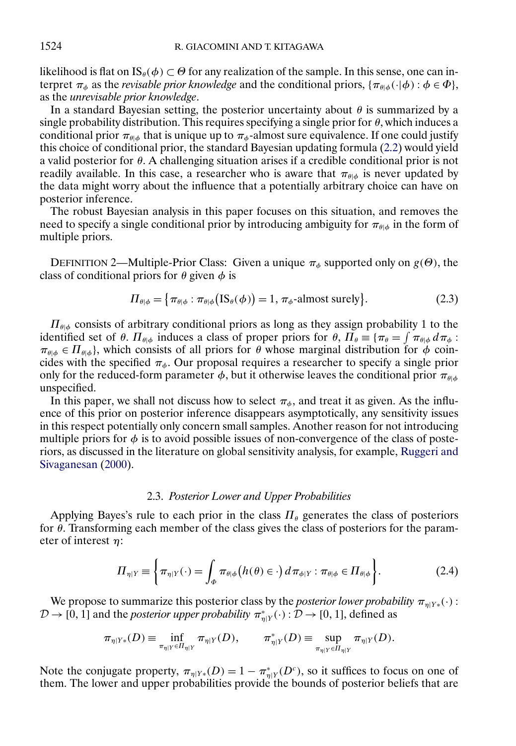likelihood is flat on $\text{IS}_\theta(\phi) \subset \Theta$ for any realization of the sample. In this sense, one can interpret $\pi_\phi$ as the *revisable prior knowledge* and the conditional priors, $\{\pi_{\theta|\phi}(\cdot|\phi) : \phi \in \Phi\}$, as the *unrevisable prior knowledge*.

In a standard Bayesian setting, the posterior uncertainty about $\theta$ is summarized by a single probability distribution. This requires specifying a single prior for $\theta$, which induces a conditional prior $\pi_{\theta|\phi}$ that is unique up to $\pi_\phi$-almost sure equivalence. If one could justify this choice of conditional prior, the standard Bayesian updating formula (2.2) would yield a valid posterior for $\theta$. A challenging situation arises if a credible conditional prior is not readily available. In this case, a researcher who is aware that $\pi_{\theta|\phi}$ is never updated by the data might worry about the influence that a potentially arbitrary choice can have on posterior inference.

The robust Bayesian analysis in this paper focuses on this situation, and removes the need to specify a single conditional prior by introducing ambiguity for $\pi_{\theta|\phi}$ in the form of multiple priors.

DEFINITION 2—Multiple-Prior Class: Given a unique $\pi_\phi$ supported only on $g(\Theta)$, the class of conditional priors for $\theta$ given $\phi$ is

$$\Pi_{\theta|\phi} = \left\{\pi_{\theta|\phi} : \pi_{\theta|\phi}\left(\text{IS}_\theta(\phi)\right) = 1,\ \pi_\phi\text{-almost surely}\right\}. \tag{2.3}$$

$\Pi_{\theta|\phi}$ consists of arbitrary conditional priors as long as they assign probability 1 to the identified set of $\theta$. $\Pi_{\theta|\phi}$ induces a class of proper priors for $\theta$, $\Pi_\theta \equiv \{\pi_\theta = \int \pi_{\theta|\phi}\, d\pi_\phi : \pi_{\theta|\phi} \in \Pi_{\theta|\phi}\}$, which consists of all priors for $\theta$ whose marginal distribution for $\phi$ coincides with the specified $\pi_\phi$. Our proposal requires a researcher to specify a single prior only for the reduced-form parameter $\phi$, but it otherwise leaves the conditional prior $\pi_{\theta|\phi}$ unspecified.

In this paper, we shall not discuss how to select $\pi_\phi$, and treat it as given. As the influence of this prior on posterior inference disappears asymptotically, any sensitivity issues in this respect potentially only concern small samples. Another reason for not introducing multiple priors for $\phi$ is to avoid possible issues of non-convergence of the class of posteriors, as discussed in the literature on global sensitivity analysis, for example, Ruggeri and Sivaganesan (2000).

### 2.3. *Posterior Lower and Upper Probabilities*

Applying Bayes's rule to each prior in the class $\Pi_\theta$ generates the class of posteriors for $\theta$. Transforming each member of the class gives the class of posteriors for the parameter of interest $\eta$:

$$\Pi_{\eta|Y} \equiv \left\{\pi_{\eta|Y}(\cdot) = \int_\Phi \pi_{\theta|\phi}\big(h(\theta) \in \cdot\big)\, d\pi_{\phi|Y} : \pi_{\theta|\phi} \in \Pi_{\theta|\phi}\right\}. \tag{2.4}$$

We propose to summarize this posterior class by the *posterior lower probability* $\pi_{\eta|Y*}(\cdot) : \mathcal{D} \to [0, 1]$ and the *posterior upper probability* $\pi^*_{\eta|Y}(\cdot) : \mathcal{D} \to [0, 1]$, defined as

$$\pi_{\eta|Y*}(D) \equiv \inf_{\pi_{\eta|Y} \in \Pi_{\eta|Y}} \pi_{\eta|Y}(D), \qquad \pi^*_{\eta|Y}(D) \equiv \sup_{\pi_{\eta|Y} \in \Pi_{\eta|Y}} \pi_{\eta|Y}(D).$$

Note the conjugate property, $\pi_{\eta|Y*}(D) = 1 - \pi^*_{\eta|Y}(D^c)$, so it suffices to focus on one of them. The lower and upper probabilities provide the bounds of posterior beliefs that are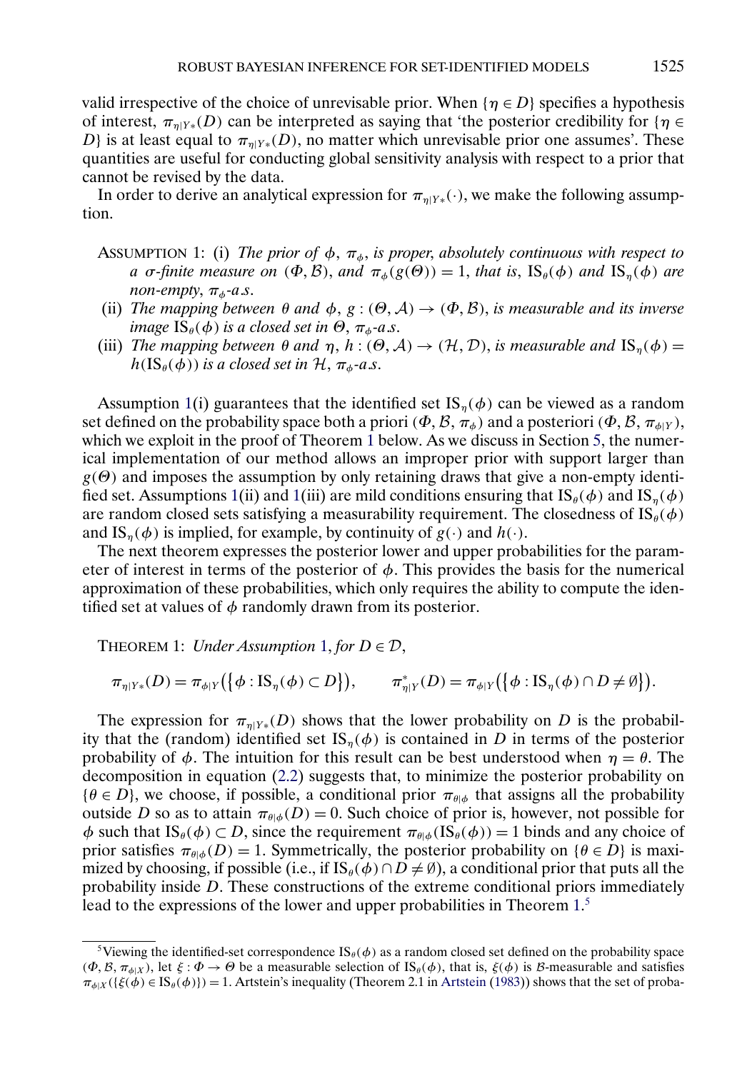valid irrespective of the choice of unrevisable prior. When $\{\eta \in D\}$ specifies a hypothesis of interest, $\pi_{\eta|Y*}(D)$ can be interpreted as saying that 'the posterior credibility for $\{\eta \in D\}$ is at least equal to $\pi_{\eta|Y*}(D)$, no matter which unrevisable prior one assumes'. These quantities are useful for conducting global sensitivity analysis with respect to a prior that cannot be revised by the data.

In order to derive an analytical expression for $\pi_{\eta|Y*}(\cdot)$, we make the following assumption.

ASSUMPTION 1: (i) *The prior of $\phi$, $\pi_\phi$, is proper, absolutely continuous with respect to a $\sigma$-finite measure on $(\Phi, \mathcal{B})$, and $\pi_\phi(g(\Theta)) = 1$, that is, $\mathrm{IS}_\theta(\phi)$ and $\mathrm{IS}_\eta(\phi)$ are non-empty, $\pi_\phi$-a.s.*

(ii) *The mapping between $\theta$ and $\phi$, $g : (\Theta, \mathcal{A}) \to (\Phi, \mathcal{B})$, is measurable and its inverse image $\mathrm{IS}_\theta(\phi)$ is a closed set in $\Theta$, $\pi_\phi$-a.s.*

(iii) *The mapping between $\theta$ and $\eta$, $h : (\Theta, \mathcal{A}) \to (\mathcal{H}, \mathcal{D})$, is measurable and $\mathrm{IS}_\eta(\phi) = h(\mathrm{IS}_\theta(\phi))$ is a closed set in $\mathcal{H}$, $\pi_\phi$-a.s.*

Assumption 1(i) guarantees that the identified set $\mathrm{IS}_\eta(\phi)$ can be viewed as a random set defined on the probability space both a priori $(\Phi, \mathcal{B}, \pi_\phi)$ and a posteriori $(\Phi, \mathcal{B}, \pi_{\phi|Y})$, which we exploit in the proof of Theorem 1 below. As we discuss in Section 5, the numerical implementation of our method allows an improper prior with support larger than $g(\Theta)$ and imposes the assumption by only retaining draws that give a non-empty identified set. Assumptions 1(ii) and 1(iii) are mild conditions ensuring that $\mathrm{IS}_\theta(\phi)$ and $\mathrm{IS}_\eta(\phi)$ are random closed sets satisfying a measurability requirement. The closedness of $\mathrm{IS}_\theta(\phi)$ and $\mathrm{IS}_\eta(\phi)$ is implied, for example, by continuity of $g(\cdot)$ and $h(\cdot)$.

The next theorem expresses the posterior lower and upper probabilities for the parameter of interest in terms of the posterior of $\phi$. This provides the basis for the numerical approximation of these probabilities, which only requires the ability to compute the identified set at values of $\phi$ randomly drawn from its posterior.

THEOREM 1: *Under Assumption 1, for $D \in \mathcal{D}$,*

$$\pi_{\eta|Y*}(D) = \pi_{\phi|Y}\big(\{\phi : \mathrm{IS}_\eta(\phi) \subset D\}\big), \qquad \pi^*_{\eta|Y}(D) = \pi_{\phi|Y}\big(\{\phi : \mathrm{IS}_\eta(\phi) \cap D \neq \emptyset\}\big).$$

The expression for $\pi_{\eta|Y*}(D)$ shows that the lower probability on $D$ is the probability that the (random) identified set $\mathrm{IS}_\eta(\phi)$ is contained in $D$ in terms of the posterior probability of $\phi$. The intuition for this result can be best understood when $\eta = \theta$. The decomposition in equation (2.2) suggests that, to minimize the posterior probability on $\{\theta \in D\}$, we choose, if possible, a conditional prior $\pi_{\theta|\phi}$ that assigns all the probability outside $D$ so as to attain $\pi_{\theta|\phi}(D) = 0$. Such choice of prior is, however, not possible for $\phi$ such that $\mathrm{IS}_\theta(\phi) \subset D$, since the requirement $\pi_{\theta|\phi}(\mathrm{IS}_\theta(\phi)) = 1$ binds and any choice of prior satisfies $\pi_{\theta|\phi}(D) = 1$. Symmetrically, the posterior probability on $\{\theta \in D\}$ is maximized by choosing, if possible (i.e., if $\mathrm{IS}_\theta(\phi) \cap D \neq \emptyset$), a conditional prior that puts all the probability inside $D$. These constructions of the extreme conditional priors immediately lead to the expressions of the lower and upper probabilities in Theorem 1.[5]

[5]Viewing the identified-set correspondence $\mathrm{IS}_\theta(\phi)$ as a random closed set defined on the probability space $(\Phi, \mathcal{B}, \pi_{\phi|X})$, let $\xi : \Phi \to \Theta$ be a measurable selection of $\mathrm{IS}_\theta(\phi)$, that is, $\xi(\phi)$ is $\mathcal{B}$-measurable and satisfies $\pi_{\phi|X}(\{\xi(\phi) \in \mathrm{IS}_\theta(\phi)\}) = 1$. Artstein's inequality (Theorem 2.1 in Artstein (1983)) shows that the set of proba-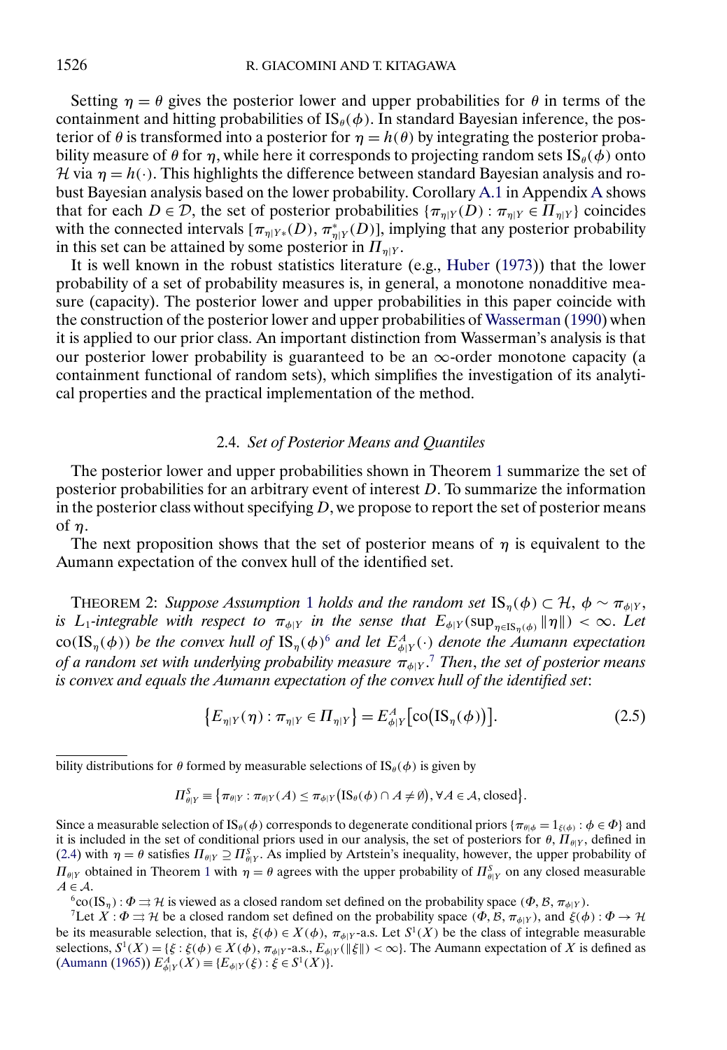Setting $\eta = \theta$ gives the posterior lower and upper probabilities for $\theta$ in terms of the containment and hitting probabilities of $\text{IS}_\theta(\phi)$. In standard Bayesian inference, the posterior of $\theta$ is transformed into a posterior for $\eta = h(\theta)$ by integrating the posterior probability measure of $\theta$ for $\eta$, while here it corresponds to projecting random sets $\text{IS}_\theta(\phi)$ onto $\mathcal{H}$ via $\eta = h(\cdot)$. This highlights the difference between standard Bayesian analysis and robust Bayesian analysis based on the lower probability. Corollary A.1 in Appendix A shows that for each $D \in \mathcal{D}$, the set of posterior probabilities $\{\pi_{\eta|Y}(D) : \pi_{\eta|Y} \in \Pi_{\eta|Y}\}$ coincides with the connected intervals $[\pi_{\eta|Y*}(D), \pi^*_{\eta|Y}(D)]$, implying that any posterior probability in this set can be attained by some posterior in $\Pi_{\eta|Y}$.

It is well known in the robust statistics literature (e.g., Huber (1973)) that the lower probability of a set of probability measures is, in general, a monotone nonadditive measure (capacity). The posterior lower and upper probabilities in this paper coincide with the construction of the posterior lower and upper probabilities of Wasserman (1990) when it is applied to our prior class. An important distinction from Wasserman's analysis is that our posterior lower probability is guaranteed to be an $\infty$-order monotone capacity (a containment functional of random sets), which simplifies the investigation of its analytical properties and the practical implementation of the method.

### 2.4. *Set of Posterior Means and Quantiles*

The posterior lower and upper probabilities shown in Theorem 1 summarize the set of posterior probabilities for an arbitrary event of interest $D$. To summarize the information in the posterior class without specifying $D$, we propose to report the set of posterior means of $\eta$.

The next proposition shows that the set of posterior means of $\eta$ is equivalent to the Aumann expectation of the convex hull of the identified set.

THEOREM 2: *Suppose Assumption 1 holds and the random set $\text{IS}_\eta(\phi) \subset \mathcal{H}$, $\phi \sim \pi_{\phi|Y}$, is $L_1$-integrable with respect to $\pi_{\phi|Y}$ in the sense that $E_{\phi|Y}(\sup_{\eta \in \text{IS}_\eta(\phi)} \|\eta\|) < \infty$. Let $\text{co}(\text{IS}_\eta(\phi))$ be the convex hull of $\text{IS}_\eta(\phi)$*[6] *and let $E^A_{\phi|Y}(\cdot)$ denote the Aumann expectation of a random set with underlying probability measure $\pi_{\phi|Y}$.*[7] *Then, the set of posterior means is convex and equals the Aumann expectation of the convex hull of the identified set*:

$$\{E_{\eta|Y}(\eta) : \pi_{\eta|Y} \in \Pi_{\eta|Y}\} = E^A_{\phi|Y}\big[\text{co}\big(\text{IS}_\eta(\phi)\big)\big]. \tag{2.5}$$

---

bility distributions for $\theta$ formed by measurable selections of $\text{IS}_\theta(\phi)$ is given by

$$\Pi^S_{\theta|Y} \equiv \{\pi_{\theta|Y} : \pi_{\theta|Y}(A) \leq \pi_{\phi|Y}(\text{IS}_\theta(\phi) \cap A \neq \emptyset), \forall A \in \mathcal{A}, \text{closed}\}.$$

Since a measurable selection of $\text{IS}_\theta(\phi)$ corresponds to degenerate conditional priors $\{\pi_{\theta|\phi} = 1_{\xi(\phi)} : \phi \in \Phi\}$ and it is included in the set of conditional priors used in our analysis, the set of posteriors for $\theta$, $\Pi_{\theta|Y}$, defined in (2.4) with $\eta = \theta$ satisfies $\Pi_{\theta|Y} \supseteq \Pi^S_{\theta|Y}$. As implied by Artstein's inequality, however, the upper probability of $\Pi_{\theta|Y}$ obtained in Theorem 1 with $\eta = \theta$ agrees with the upper probability of $\Pi^S_{\theta|Y}$ on any closed measurable $A \in \mathcal{A}$.

[6] $\text{co}(\text{IS}_\eta) : \Phi \rightrightarrows \mathcal{H}$ is viewed as a closed random set defined on the probability space $(\Phi, \mathcal{B}, \pi_{\phi|Y})$.

[7] Let $X : \Phi \rightrightarrows \mathcal{H}$ be a closed random set defined on the probability space $(\Phi, \mathcal{B}, \pi_{\phi|Y})$, and $\xi(\phi) : \Phi \to \mathcal{H}$ be its measurable selection, that is, $\xi(\phi) \in X(\phi)$, $\pi_{\phi|Y}$-a.s. Let $S^1(X)$ be the class of integrable measurable selections, $S^1(X) = \{\xi : \xi(\phi) \in X(\phi), \pi_{\phi|Y}\text{-a.s.}, E_{\phi|Y}(\|\xi\|) < \infty\}$. The Aumann expectation of $X$ is defined as (Aumann (1965)) $E^A_{\phi|Y}(X) \equiv \{E_{\phi|Y}(\xi) : \xi \in S^1(X)\}$.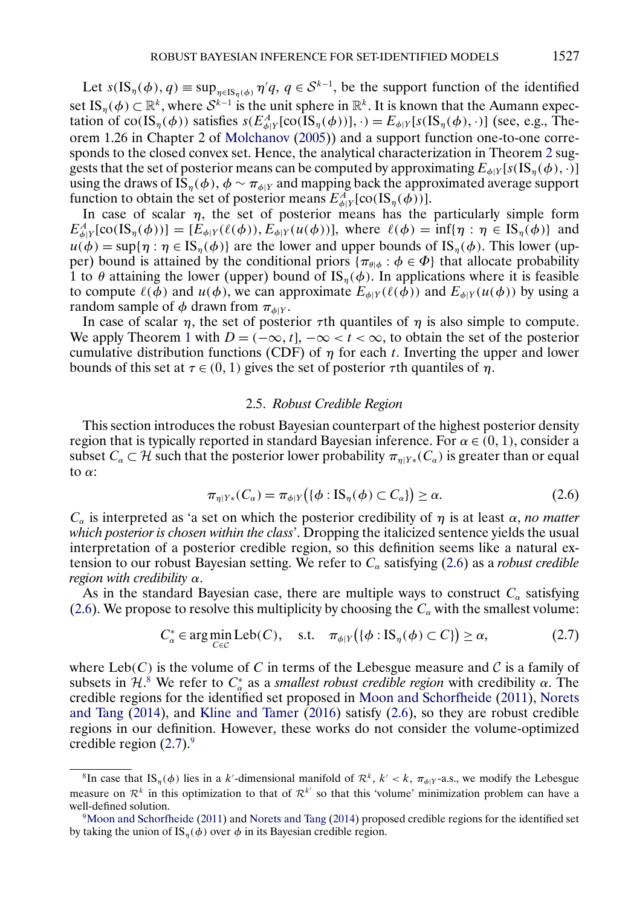Let $s(\mathrm{IS}_\eta(\phi), q) \equiv \sup_{\eta \in \mathrm{IS}_\eta(\phi)} \eta' q$, $q \in \mathcal{S}^{k-1}$, be the support function of the identified set $\mathrm{IS}_\eta(\phi) \subset \mathbb{R}^k$, where $\mathcal{S}^{k-1}$ is the unit sphere in $\mathbb{R}^k$. It is known that the Aumann expectation of $\mathrm{co}(\mathrm{IS}_\eta(\phi))$ satisfies $s(E^A_{\phi|Y}[\mathrm{co}(\mathrm{IS}_\eta(\phi))], \cdot) = E_{\phi|Y}[s(\mathrm{IS}_\eta(\phi), \cdot)]$ (see, e.g., Theorem 1.26 in Chapter 2 of Molchanov (2005)) and a support function one-to-one corresponds to the closed convex set. Hence, the analytical characterization in Theorem 2 suggests that the set of posterior means can be computed by approximating $E_{\phi|Y}[s(\mathrm{IS}_\eta(\phi), \cdot)]$ using the draws of $\mathrm{IS}_\eta(\phi)$, $\phi \sim \pi_{\phi|Y}$ and mapping back the approximated average support function to obtain the set of posterior means $E^A_{\phi|Y}[\mathrm{co}(\mathrm{IS}_\eta(\phi))]$.

In case of scalar $\eta$, the set of posterior means has the particularly simple form $E^A_{\phi|Y}[\mathrm{co}(\mathrm{IS}_\eta(\phi))] = [E_{\phi|Y}(\ell(\phi)), E_{\phi|Y}(u(\phi))]$, where $\ell(\phi) = \inf\{\eta : \eta \in \mathrm{IS}_\eta(\phi)\}$ and $u(\phi) = \sup\{\eta : \eta \in \mathrm{IS}_\eta(\phi)\}$ are the lower and upper bounds of $\mathrm{IS}_\eta(\phi)$. This lower (upper) bound is attained by the conditional priors $\{\pi_{\theta|\phi} : \phi \in \Phi\}$ that allocate probability 1 to $\theta$ attaining the lower (upper) bound of $\mathrm{IS}_\eta(\phi)$. In applications where it is feasible to compute $\ell(\phi)$ and $u(\phi)$, we can approximate $E_{\phi|Y}(\ell(\phi))$ and $E_{\phi|Y}(u(\phi))$ by using a random sample of $\phi$ drawn from $\pi_{\phi|Y}$.

In case of scalar $\eta$, the set of posterior $\tau$th quantiles of $\eta$ is also simple to compute. We apply Theorem 1 with $D = (-\infty, t]$, $-\infty < t < \infty$, to obtain the set of the posterior cumulative distribution functions (CDF) of $\eta$ for each $t$. Inverting the upper and lower bounds of this set at $\tau \in (0, 1)$ gives the set of posterior $\tau$th quantiles of $\eta$.

### 2.5. *Robust Credible Region*

This section introduces the robust Bayesian counterpart of the highest posterior density region that is typically reported in standard Bayesian inference. For $\alpha \in (0, 1)$, consider a subset $C_\alpha \subset \mathcal{H}$ such that the posterior lower probability $\pi_{\eta|Y*}(C_\alpha)$ is greater than or equal to $\alpha$:

$$\pi_{\eta|Y*}(C_\alpha) = \pi_{\phi|Y}\big(\{\phi : \mathrm{IS}_\eta(\phi) \subset C_\alpha\}\big) \geq \alpha. \tag{2.6}$$

$C_\alpha$ is interpreted as 'a set on which the posterior credibility of $\eta$ is at least $\alpha$, *no matter which posterior is chosen within the class*'. Dropping the italicized sentence yields the usual interpretation of a posterior credible region, so this definition seems like a natural extension to our robust Bayesian setting. We refer to $C_\alpha$ satisfying (2.6) as a *robust credible region with credibility* $\alpha$.

As in the standard Bayesian case, there are multiple ways to construct $C_\alpha$ satisfying (2.6). We propose to resolve this multiplicity by choosing the $C_\alpha$ with the smallest volume:

$$C^*_\alpha \in \arg\min_{C \in \mathcal{C}} \mathrm{Leb}(C), \quad \text{s.t.} \quad \pi_{\phi|Y}\big(\{\phi : \mathrm{IS}_\eta(\phi) \subset C\}\big) \geq \alpha, \tag{2.7}$$

where $\mathrm{Leb}(C)$ is the volume of $C$ in terms of the Lebesgue measure and $\mathcal{C}$ is a family of subsets in $\mathcal{H}$.[8] We refer to $C^*_\alpha$ as a *smallest robust credible region* with credibility $\alpha$. The credible regions for the identified set proposed in Moon and Schorfheide (2011), Norets and Tang (2014), and Kline and Tamer (2016) satisfy (2.6), so they are robust credible regions in our definition. However, these works do not consider the volume-optimized credible region (2.7).[9]

---

[8] In case that $\mathrm{IS}_\eta(\phi)$ lies in a $k'$-dimensional manifold of $\mathcal{R}^k$, $k' < k$, $\pi_{\phi|Y}$-a.s., we modify the Lebesgue measure on $\mathcal{R}^k$ in this optimization to that of $\mathcal{R}^{k'}$ so that this 'volume' minimization problem can have a well-defined solution.

[9] Moon and Schorfheide (2011) and Norets and Tang (2014) proposed credible regions for the identified set by taking the union of $\mathrm{IS}_\eta(\phi)$ over $\phi$ in its Bayesian credible region.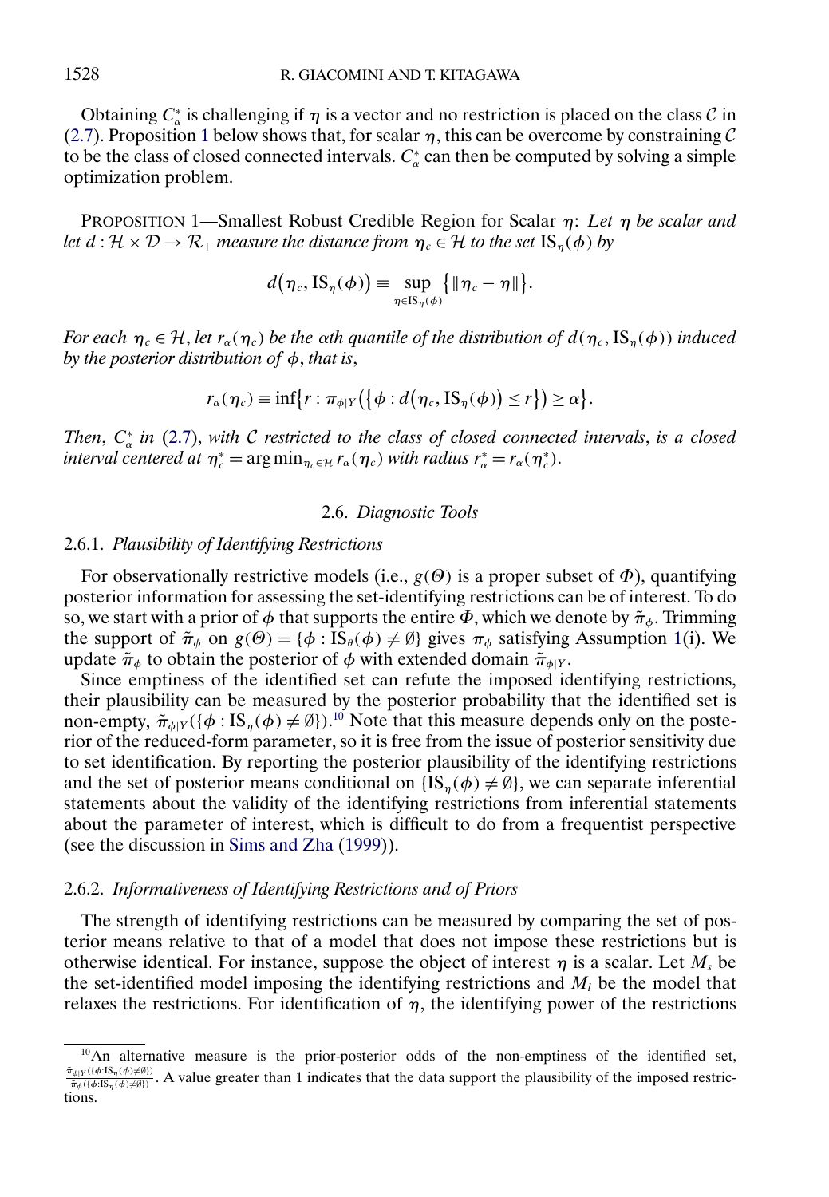Obtaining $C_\alpha^*$ is challenging if $\eta$ is a vector and no restriction is placed on the class $\mathcal{C}$ in (2.7). Proposition 1 below shows that, for scalar $\eta$, this can be overcome by constraining $\mathcal{C}$ to be the class of closed connected intervals. $C_\alpha^*$ can then be computed by solving a simple optimization problem.

PROPOSITION 1—Smallest Robust Credible Region for Scalar $\eta$: *Let $\eta$ be scalar and let $d : \mathcal{H} \times \mathcal{D} \to \mathcal{R}_+$ measure the distance from $\eta_c \in \mathcal{H}$ to the set $\mathrm{IS}_\eta(\phi)$ by*

$$d\big(\eta_c, \mathrm{IS}_\eta(\phi)\big) \equiv \sup_{\eta \in \mathrm{IS}_\eta(\phi)} \big\{\|\eta_c - \eta\|\big\}.$$

*For each $\eta_c \in \mathcal{H}$, let $r_\alpha(\eta_c)$ be the $\alpha$th quantile of the distribution of $d(\eta_c, \mathrm{IS}_\eta(\phi))$ induced by the posterior distribution of $\phi$, that is,*

$$r_\alpha(\eta_c) \equiv \inf\big\{r : \pi_{\phi|Y}\big(\big\{\phi : d\big(\eta_c, \mathrm{IS}_\eta(\phi)\big) \leq r\big\}\big) \geq \alpha\big\}.$$

*Then, $C_\alpha^*$ in (2.7), with $\mathcal{C}$ restricted to the class of closed connected intervals, is a closed interval centered at $\eta_c^* = \arg\min_{\eta_c \in \mathcal{H}} r_\alpha(\eta_c)$ with radius $r_\alpha^* = r_\alpha(\eta_c^*)$.*

### 2.6. *Diagnostic Tools*

#### 2.6.1. *Plausibility of Identifying Restrictions*

For observationally restrictive models (i.e., $g(\Theta)$ is a proper subset of $\Phi$), quantifying posterior information for assessing the set-identifying restrictions can be of interest. To do so, we start with a prior of $\phi$ that supports the entire $\Phi$, which we denote by $\tilde{\pi}_\phi$. Trimming the support of $\tilde{\pi}_\phi$ on $g(\Theta) = \{\phi : \mathrm{IS}_\theta(\phi) \neq \emptyset\}$ gives $\pi_\phi$ satisfying Assumption 1(i). We update $\tilde{\pi}_\phi$ to obtain the posterior of $\phi$ with extended domain $\tilde{\pi}_{\phi|Y}$.

Since emptiness of the identified set can refute the imposed identifying restrictions, their plausibility can be measured by the posterior probability that the identified set is non-empty, $\tilde{\pi}_{\phi|Y}(\{\phi : \mathrm{IS}_\eta(\phi) \neq \emptyset\})$.[10] Note that this measure depends only on the posterior of the reduced-form parameter, so it is free from the issue of posterior sensitivity due to set identification. By reporting the posterior plausibility of the identifying restrictions and the set of posterior means conditional on $\{\mathrm{IS}_\eta(\phi) \neq \emptyset\}$, we can separate inferential statements about the validity of the identifying restrictions from inferential statements about the parameter of interest, which is difficult to do from a frequentist perspective (see the discussion in Sims and Zha (1999)).

#### 2.6.2. *Informativeness of Identifying Restrictions and of Priors*

The strength of identifying restrictions can be measured by comparing the set of posterior means relative to that of a model that does not impose these restrictions but is otherwise identical. For instance, suppose the object of interest $\eta$ is a scalar. Let $M_s$ be the set-identified model imposing the identifying restrictions and $M_l$ be the model that relaxes the restrictions. For identification of $\eta$, the identifying power of the restrictions

[10] An alternative measure is the prior-posterior odds of the non-emptiness of the identified set, $\frac{\tilde{\pi}_{\phi|Y}(\{\phi:\mathrm{IS}_\eta(\phi)\neq\emptyset\})}{\tilde{\pi}_\phi(\{\phi:\mathrm{IS}_\eta(\phi)\neq\emptyset\})}$. A value greater than 1 indicates that the data support the plausibility of the imposed restrictions.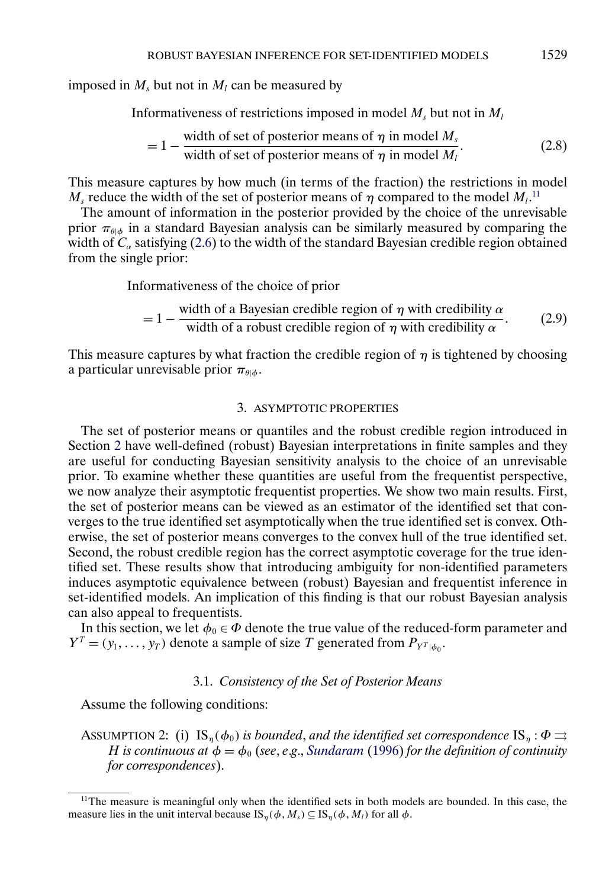imposed in $M_s$ but not in $M_l$ can be measured by

$$
\begin{aligned}
&\text{Informativeness of restrictions imposed in model } M_s \text{ but not in } M_l \\
&= 1 - \frac{\text{width of set of posterior means of } \eta \text{ in model } M_s}{\text{width of set of posterior means of } \eta \text{ in model } M_l}. \qquad (2.8)
\end{aligned}
$$

This measure captures by how much (in terms of the fraction) the restrictions in model $M_s$ reduce the width of the set of posterior means of $\eta$ compared to the model $M_l$.[11]

The amount of information in the posterior provided by the choice of the unrevisable prior $\pi_{\theta|\phi}$ in a standard Bayesian analysis can be similarly measured by comparing the width of $C_\alpha$ satisfying (2.6) to the width of the standard Bayesian credible region obtained from the single prior:

$$
\begin{aligned}
&\text{Informativeness of the choice of prior} \\
&= 1 - \frac{\text{width of a Bayesian credible region of } \eta \text{ with credibility } \alpha}{\text{width of a robust credible region of } \eta \text{ with credibility } \alpha}. \qquad (2.9)
\end{aligned}
$$

This measure captures by what fraction the credible region of $\eta$ is tightened by choosing a particular unrevisable prior $\pi_{\theta|\phi}$.

## 3. ASYMPTOTIC PROPERTIES

The set of posterior means or quantiles and the robust credible region introduced in Section 2 have well-defined (robust) Bayesian interpretations in finite samples and they are useful for conducting Bayesian sensitivity analysis to the choice of an unrevisable prior. To examine whether these quantities are useful from the frequentist perspective, we now analyze their asymptotic frequentist properties. We show two main results. First, the set of posterior means can be viewed as an estimator of the identified set that converges to the true identified set asymptotically when the true identified set is convex. Otherwise, the set of posterior means converges to the convex hull of the true identified set. Second, the robust credible region has the correct asymptotic coverage for the true identified set. These results show that introducing ambiguity for non-identified parameters induces asymptotic equivalence between (robust) Bayesian and frequentist inference in set-identified models. An implication of this finding is that our robust Bayesian analysis can also appeal to frequentists.

In this section, we let $\phi_0 \in \Phi$ denote the true value of the reduced-form parameter and $Y^T = (y_1, \dots, y_T)$ denote a sample of size $T$ generated from $P_{Y^T|\phi_0}$.

### 3.1. *Consistency of the Set of Posterior Means*

Assume the following conditions:

ASSUMPTION 2: (i) $\mathrm{IS}_\eta(\phi_0)$ *is bounded*, *and the identified set correspondence* $\mathrm{IS}_\eta : \Phi \rightrightarrows H$ *is continuous at* $\phi = \phi_0$ (*see*, *e.g.*, *Sundaram* (1996) *for the definition of continuity for correspondences*).

[11]The measure is meaningful only when the identified sets in both models are bounded. In this case, the measure lies in the unit interval because $\mathrm{IS}_\eta(\phi, M_s) \subseteq \mathrm{IS}_\eta(\phi, M_l)$ for all $\phi$.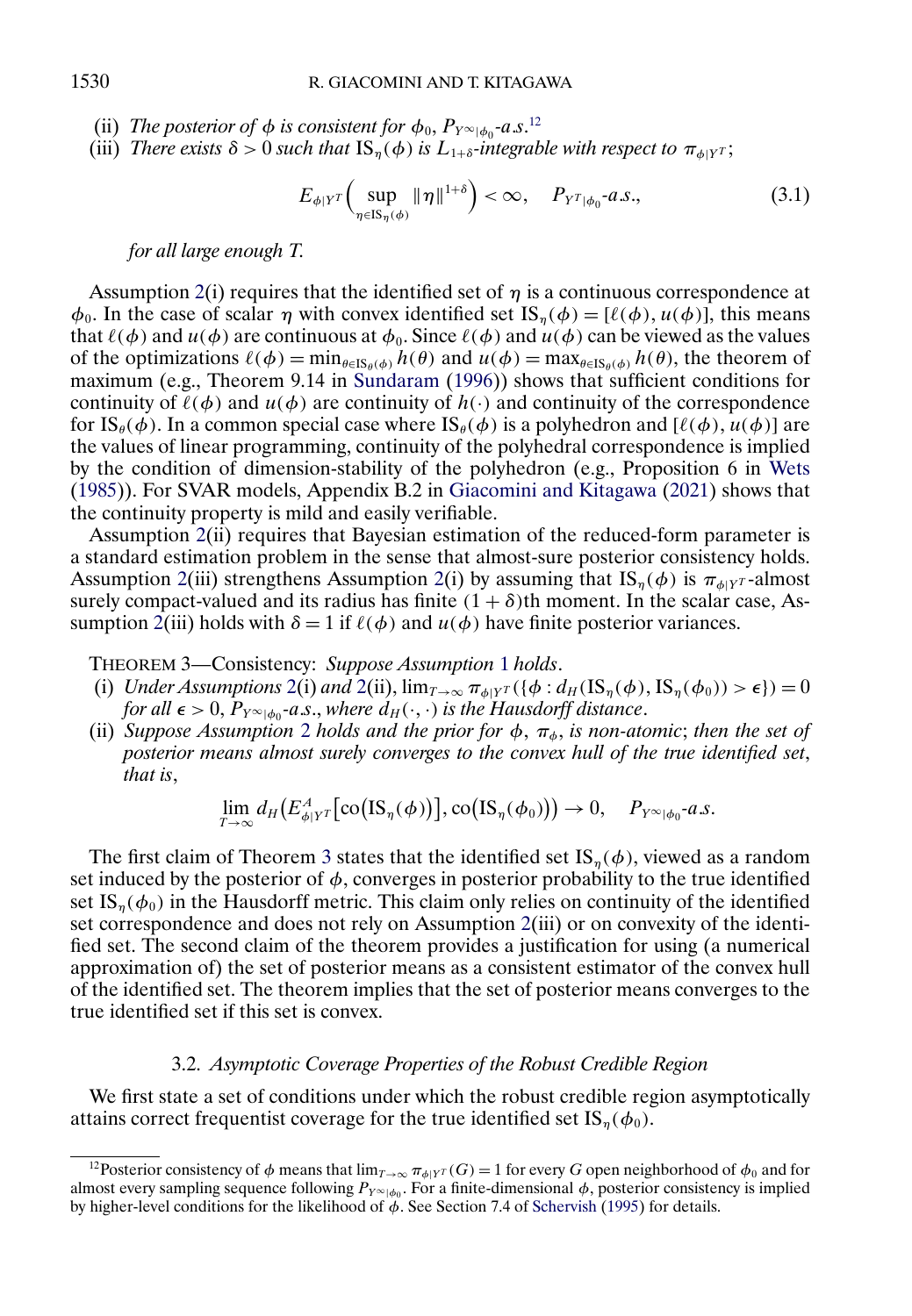(ii) *The posterior of $\phi$ is consistent for $\phi_0$, $P_{Y^\infty|\phi_0}$-a.s.*[12]

(iii) *There exists $\delta > 0$ such that $\mathrm{IS}_\eta(\phi)$ is $L_{1+\delta}$-integrable with respect to $\pi_{\phi|Y^T}$;*

$$E_{\phi|Y^T}\Big(\sup_{\eta\in \mathrm{IS}_\eta(\phi)} \|\eta\|^{1+\delta}\Big) < \infty, \quad P_{Y^T|\phi_0}\text{-a.s.}, \tag{3.1}$$

*for all large enough $T$.*

Assumption 2(i) requires that the identified set of $\eta$ is a continuous correspondence at $\phi_0$. In the case of scalar $\eta$ with convex identified set $\mathrm{IS}_\eta(\phi) = [\ell(\phi), u(\phi)]$, this means that $\ell(\phi)$ and $u(\phi)$ are continuous at $\phi_0$. Since $\ell(\phi)$ and $u(\phi)$ can be viewed as the values of the optimizations $\ell(\phi) = \min_{\theta\in \mathrm{IS}_\theta(\phi)} h(\theta)$ and $u(\phi) = \max_{\theta\in \mathrm{IS}_\theta(\phi)} h(\theta)$, the theorem of maximum (e.g., Theorem 9.14 in Sundaram (1996)) shows that sufficient conditions for continuity of $\ell(\phi)$ and $u(\phi)$ are continuity of $h(\cdot)$ and continuity of the correspondence for $\mathrm{IS}_\theta(\phi)$. In a common special case where $\mathrm{IS}_\theta(\phi)$ is a polyhedron and $[\ell(\phi), u(\phi)]$ are the values of linear programming, continuity of the polyhedral correspondence is implied by the condition of dimension-stability of the polyhedron (e.g., Proposition 6 in Wets (1985)). For SVAR models, Appendix B.2 in Giacomini and Kitagawa (2021) shows that the continuity property is mild and easily verifiable.

Assumption 2(ii) requires that Bayesian estimation of the reduced-form parameter is a standard estimation problem in the sense that almost-sure posterior consistency holds. Assumption 2(iii) strengthens Assumption 2(i) by assuming that $\mathrm{IS}_\eta(\phi)$ is $\pi_{\phi|Y^T}$-almost surely compact-valued and its radius has finite $(1+\delta)$th moment. In the scalar case, Assumption 2(iii) holds with $\delta = 1$ if $\ell(\phi)$ and $u(\phi)$ have finite posterior variances.

THEOREM 3—Consistency: *Suppose Assumption 1 holds.*

(i) *Under Assumptions 2(i) and 2(ii), $\lim_{T\to\infty} \pi_{\phi|Y^T}(\{\phi : d_H(\mathrm{IS}_\eta(\phi), \mathrm{IS}_\eta(\phi_0)) > \epsilon\}) = 0$ for all $\epsilon > 0$, $P_{Y^\infty|\phi_0}$-a.s., where $d_H(\cdot,\cdot)$ is the Hausdorff distance.*

(ii) *Suppose Assumption 2 holds and the prior for $\phi$, $\pi_\phi$, is non-atomic; then the set of posterior means almost surely converges to the convex hull of the true identified set, that is,*

$$\lim_{T\to\infty} d_H\big(E^A_{\phi|Y^T}\big[\mathrm{co}\big(\mathrm{IS}_\eta(\phi)\big)\big], \mathrm{co}\big(\mathrm{IS}_\eta(\phi_0)\big)\big) \to 0, \quad P_{Y^\infty|\phi_0}\text{-a.s.}$$

The first claim of Theorem 3 states that the identified set $\mathrm{IS}_\eta(\phi)$, viewed as a random set induced by the posterior of $\phi$, converges in posterior probability to the true identified set $\mathrm{IS}_\eta(\phi_0)$ in the Hausdorff metric. This claim only relies on continuity of the identified set correspondence and does not rely on Assumption 2(iii) or on convexity of the identified set. The second claim of the theorem provides a justification for using (a numerical approximation of) the set of posterior means as a consistent estimator of the convex hull of the identified set. The theorem implies that the set of posterior means converges to the true identified set if this set is convex.

### 3.2. *Asymptotic Coverage Properties of the Robust Credible Region*

We first state a set of conditions under which the robust credible region asymptotically attains correct frequentist coverage for the true identified set $\mathrm{IS}_\eta(\phi_0)$.

[12] Posterior consistency of $\phi$ means that $\lim_{T\to\infty} \pi_{\phi|Y^T}(G) = 1$ for every $G$ open neighborhood of $\phi_0$ and for almost every sampling sequence following $P_{Y^\infty|\phi_0}$. For a finite-dimensional $\phi$, posterior consistency is implied by higher-level conditions for the likelihood of $\phi$. See Section 7.4 of Schervish (1995) for details.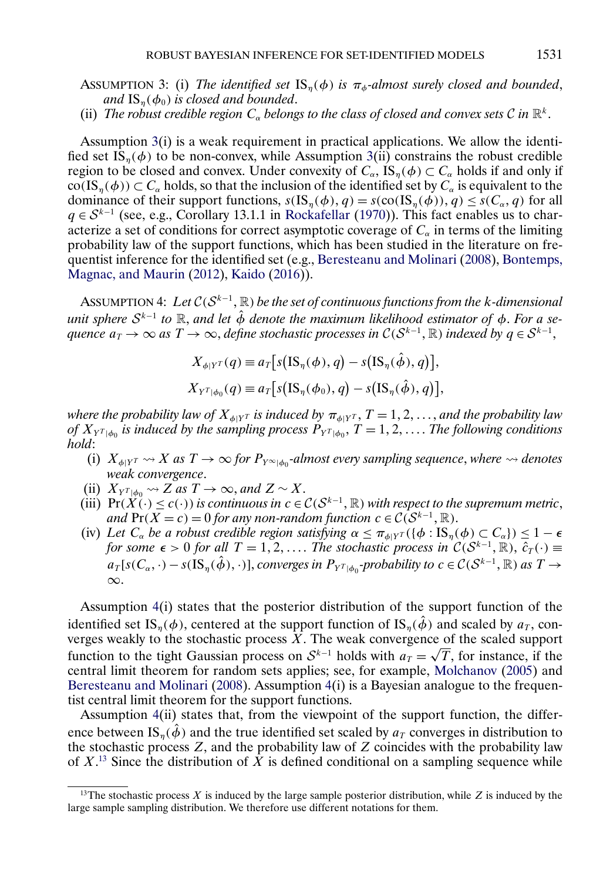ASSUMPTION 3: (i) *The identified set* $\mathrm{IS}_\eta(\phi)$ *is* $\pi_\phi$*-almost surely closed and bounded, and* $\mathrm{IS}_\eta(\phi_0)$ *is closed and bounded*.

(ii) *The robust credible region* $C_\alpha$ *belongs to the class of closed and convex sets* $\mathcal{C}$ *in* $\mathbb{R}^k$.

Assumption 3(i) is a weak requirement in practical applications. We allow the identified set $\mathrm{IS}_\eta(\phi)$ to be non-convex, while Assumption 3(ii) constrains the robust credible region to be closed and convex. Under convexity of $C_\alpha$, $\mathrm{IS}_\eta(\phi) \subset C_\alpha$ holds if and only if $\mathrm{co}(\mathrm{IS}_\eta(\phi)) \subset C_\alpha$ holds, so that the inclusion of the identified set by $C_\alpha$ is equivalent to the dominance of their support functions, $s(\mathrm{IS}_\eta(\phi), q) = s(\mathrm{co}(\mathrm{IS}_\eta(\phi)), q) \leq s(C_\alpha, q)$ for all $q \in \mathcal{S}^{k-1}$ (see, e.g., Corollary 13.1.1 in Rockafellar (1970)). This fact enables us to characterize a set of conditions for correct asymptotic coverage of $C_\alpha$ in terms of the limiting probability law of the support functions, which has been studied in the literature on frequentist inference for the identified set (e.g., Beresteanu and Molinari (2008), Bontemps, Magnac, and Maurin (2012), Kaido (2016)).

ASSUMPTION 4: *Let* $\mathcal{C}(\mathcal{S}^{k-1}, \mathbb{R})$ *be the set of continuous functions from the k-dimensional unit sphere* $\mathcal{S}^{k-1}$ *to* $\mathbb{R}$, *and let* $\hat{\phi}$ *denote the maximum likelihood estimator of* $\phi$. *For a sequence* $a_T \to \infty$ *as* $T \to \infty$, *define stochastic processes in* $\mathcal{C}(\mathcal{S}^{k-1}, \mathbb{R})$ *indexed by* $q \in \mathcal{S}^{k-1}$,

$$X_{\phi|Y^T}(q) \equiv a_T\big[s\big(\mathrm{IS}_\eta(\phi), q\big) - s\big(\mathrm{IS}_\eta(\hat{\phi}), q\big)\big],$$

$$X_{Y^T|\phi_0}(q) \equiv a_T\big[s\big(\mathrm{IS}_\eta(\phi_0), q\big) - s\big(\mathrm{IS}_\eta(\hat{\phi}), q\big)\big],$$

*where the probability law of* $X_{\phi|Y^T}$ *is induced by* $\pi_{\phi|Y^T}$, $T = 1, 2, \ldots$, *and the probability law of* $X_{Y^T|\phi_0}$ *is induced by the sampling process* $P_{Y^T|\phi_0}$, $T = 1, 2, \ldots$. *The following conditions hold*:

(i) $X_{\phi|Y^T} \rightsquigarrow X$ *as* $T \to \infty$ *for* $P_{Y^\infty|\phi_0}$*-almost every sampling sequence*, *where* $\rightsquigarrow$ *denotes weak convergence*.

(ii) $X_{Y^T|\phi_0} \rightsquigarrow Z$ *as* $T \to \infty$, *and* $Z \sim X$.

(iii) $\Pr(X(\cdot) \leq c(\cdot))$ *is continuous in* $c \in \mathcal{C}(\mathcal{S}^{k-1}, \mathbb{R})$ *with respect to the supremum metric, and* $\Pr(X = c) = 0$ *for any non-random function* $c \in \mathcal{C}(\mathcal{S}^{k-1}, \mathbb{R})$.

(iv) *Let* $C_\alpha$ *be a robust credible region satisfying* $\alpha \leq \pi_{\phi|Y^T}(\{\phi : \mathrm{IS}_\eta(\phi) \subset C_\alpha\}) \leq 1 - \epsilon$ *for some* $\epsilon > 0$ *for all* $T = 1, 2, \ldots$. *The stochastic process in* $\mathcal{C}(\mathcal{S}^{k-1}, \mathbb{R})$, $\hat{c}_T(\cdot) \equiv a_T[s(C_\alpha, \cdot) - s(\mathrm{IS}_\eta(\hat{\phi}), \cdot)]$, *converges in* $P_{Y^T|\phi_0}$*-probability to* $c \in \mathcal{C}(\mathcal{S}^{k-1}, \mathbb{R})$ *as* $T \to \infty$.

Assumption 4(i) states that the posterior distribution of the support function of the identified set $\mathrm{IS}_\eta(\phi)$, centered at the support function of $\mathrm{IS}_\eta(\hat{\phi})$ and scaled by $a_T$, converges weakly to the stochastic process $X$. The weak convergence of the scaled support function to the tight Gaussian process on $\mathcal{S}^{k-1}$ holds with $a_T = \sqrt{T}$, for instance, if the central limit theorem for random sets applies; see, for example, Molchanov (2005) and Beresteanu and Molinari (2008). Assumption 4(i) is a Bayesian analogue to the frequentist central limit theorem for the support functions.

Assumption 4(ii) states that, from the viewpoint of the support function, the difference between $\mathrm{IS}_\eta(\hat{\phi})$ and the true identified set scaled by $a_T$ converges in distribution to the stochastic process $Z$, and the probability law of $Z$ coincides with the probability law of $X$.[13] Since the distribution of $X$ is defined conditional on a sampling sequence while

[13] The stochastic process $X$ is induced by the large sample posterior distribution, while $Z$ is induced by the large sample sampling distribution. We therefore use different notations for them.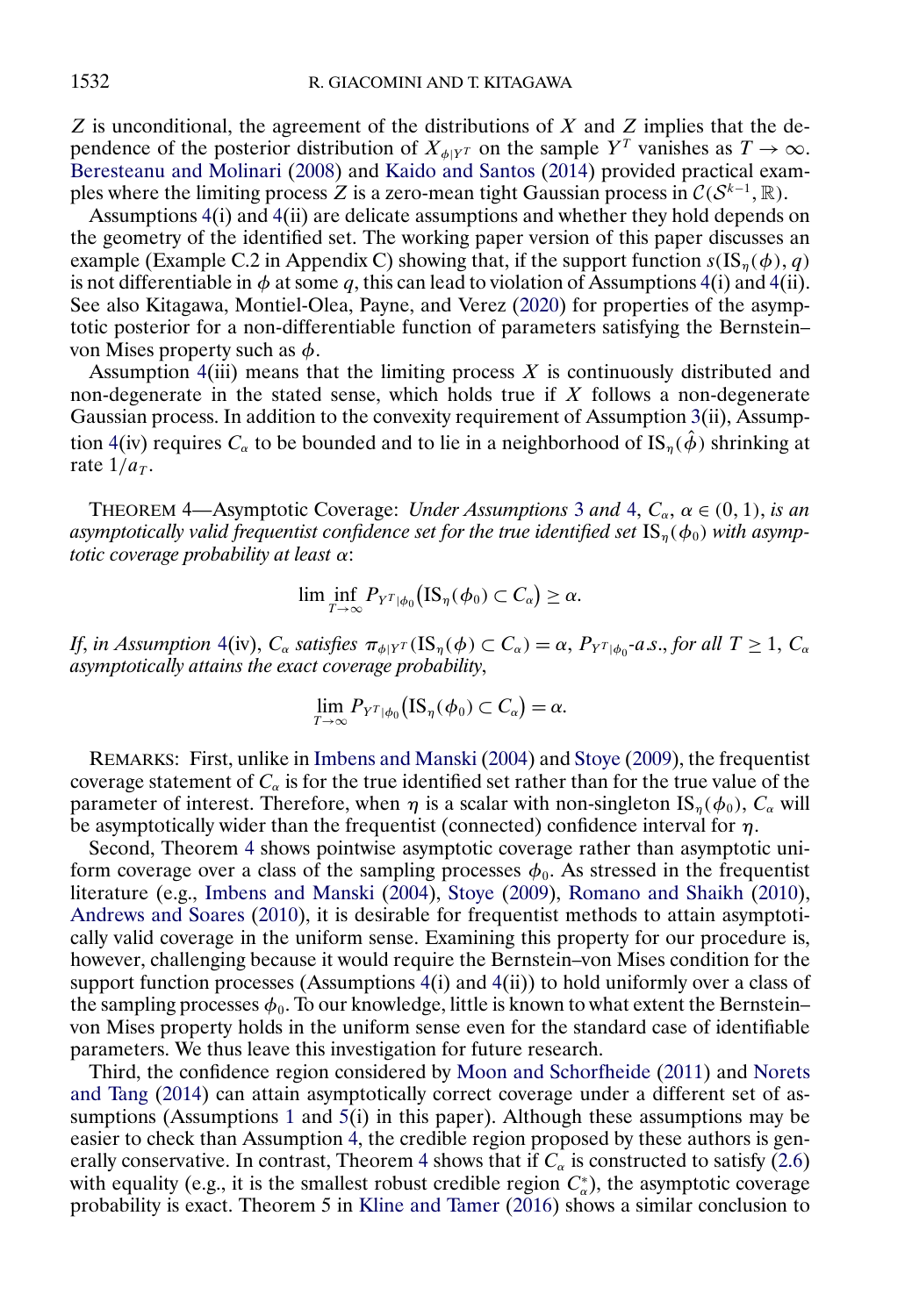$Z$ is unconditional, the agreement of the distributions of $X$ and $Z$ implies that the dependence of the posterior distribution of $X_{\phi|Y^T}$ on the sample $Y^T$ vanishes as $T \to \infty$. Beresteanu and Molinari (2008) and Kaido and Santos (2014) provided practical examples where the limiting process $Z$ is a zero-mean tight Gaussian process in $\mathcal{C}(\mathcal{S}^{k-1}, \mathbb{R})$.

Assumptions 4(i) and 4(ii) are delicate assumptions and whether they hold depends on the geometry of the identified set. The working paper version of this paper discusses an example (Example C.2 in Appendix C) showing that, if the support function $s(\mathrm{IS}_\eta(\phi), q)$ is not differentiable in $\phi$ at some $q$, this can lead to violation of Assumptions 4(i) and 4(ii). See also Kitagawa, Montiel-Olea, Payne, and Verez (2020) for properties of the asymptotic posterior for a non-differentiable function of parameters satisfying the Bernstein–von Mises property such as $\phi$.

Assumption 4(iii) means that the limiting process $X$ is continuously distributed and non-degenerate in the stated sense, which holds true if $X$ follows a non-degenerate Gaussian process. In addition to the convexity requirement of Assumption 3(ii), Assumption 4(iv) requires $C_\alpha$ to be bounded and to lie in a neighborhood of $\mathrm{IS}_\eta(\hat{\phi})$ shrinking at rate $1/a_T$.

THEOREM 4—Asymptotic Coverage: *Under Assumptions 3 and 4, $C_\alpha$, $\alpha \in (0, 1)$, is an asymptotically valid frequentist confidence set for the true identified set $\mathrm{IS}_\eta(\phi_0)$ with asymptotic coverage probability at least $\alpha$*:

$$\liminf_{T\to\infty} P_{Y^T|\phi_0}\big(\mathrm{IS}_\eta(\phi_0) \subset C_\alpha\big) \geq \alpha.$$

*If, in Assumption 4(iv), $C_\alpha$ satisfies $\pi_{\phi|Y^T}(\mathrm{IS}_\eta(\phi) \subset C_\alpha) = \alpha$, $P_{Y^T|\phi_0}$-a.s., for all $T \geq 1$, $C_\alpha$ asymptotically attains the exact coverage probability*,

$$\lim_{T\to\infty} P_{Y^T|\phi_0}\big(\mathrm{IS}_\eta(\phi_0) \subset C_\alpha\big) = \alpha.$$

REMARKS: First, unlike in Imbens and Manski (2004) and Stoye (2009), the frequentist coverage statement of $C_\alpha$ is for the true identified set rather than for the true value of the parameter of interest. Therefore, when $\eta$ is a scalar with non-singleton $\mathrm{IS}_\eta(\phi_0)$, $C_\alpha$ will be asymptotically wider than the frequentist (connected) confidence interval for $\eta$.

Second, Theorem 4 shows pointwise asymptotic coverage rather than asymptotic uniform coverage over a class of the sampling processes $\phi_0$. As stressed in the frequentist literature (e.g., Imbens and Manski (2004), Stoye (2009), Romano and Shaikh (2010), Andrews and Soares (2010), it is desirable for frequentist methods to attain asymptotically valid coverage in the uniform sense. Examining this property for our procedure is, however, challenging because it would require the Bernstein–von Mises condition for the support function processes (Assumptions 4(i) and 4(ii)) to hold uniformly over a class of the sampling processes $\phi_0$. To our knowledge, little is known to what extent the Bernstein–von Mises property holds in the uniform sense even for the standard case of identifiable parameters. We thus leave this investigation for future research.

Third, the confidence region considered by Moon and Schorfheide (2011) and Norets and Tang (2014) can attain asymptotically correct coverage under a different set of assumptions (Assumptions 1 and 5(i) in this paper). Although these assumptions may be easier to check than Assumption 4, the credible region proposed by these authors is generally conservative. In contrast, Theorem 4 shows that if $C_\alpha$ is constructed to satisfy (2.6) with equality (e.g., it is the smallest robust credible region $C_\alpha^*$), the asymptotic coverage probability is exact. Theorem 5 in Kline and Tamer (2016) shows a similar conclusion to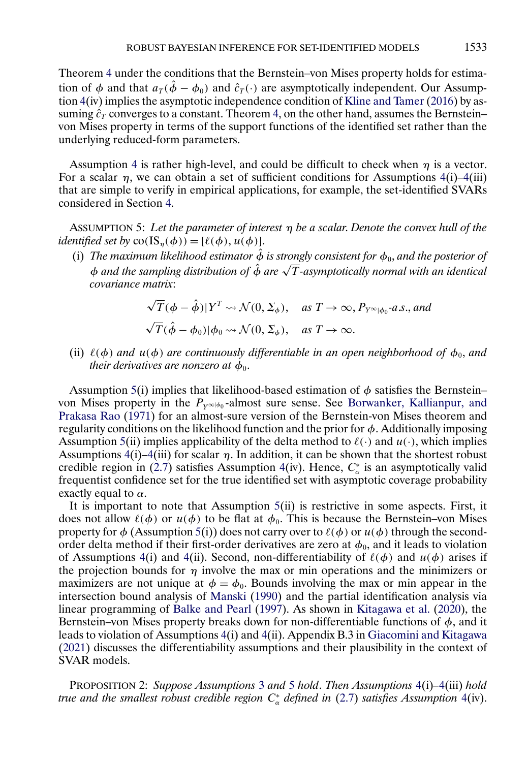Theorem 4 under the conditions that the Bernstein–von Mises property holds for estimation of $\phi$ and that $a_T(\hat{\phi} - \phi_0)$ and $\hat{c}_T(\cdot)$ are asymptotically independent. Our Assumption 4(iv) implies the asymptotic independence condition of Kline and Tamer (2016) by assuming $\hat{c}_T$ converges to a constant. Theorem 4, on the other hand, assumes the Bernstein–von Mises property in terms of the support functions of the identified set rather than the underlying reduced-form parameters.

Assumption 4 is rather high-level, and could be difficult to check when $\eta$ is a vector. For a scalar $\eta$, we can obtain a set of sufficient conditions for Assumptions 4(i)–4(iii) that are simple to verify in empirical applications, for example, the set-identified SVARs considered in Section 4.

ASSUMPTION 5: *Let the parameter of interest $\eta$ be a scalar. Denote the convex hull of the identified set by $\text{co}(\text{IS}_\eta(\phi)) = [\ell(\phi), u(\phi)]$.*

(i) *The maximum likelihood estimator $\hat{\phi}$ is strongly consistent for $\phi_0$, and the posterior of $\phi$ and the sampling distribution of $\hat{\phi}$ are $\sqrt{T}$-asymptotically normal with an identical covariance matrix*:

$$\sqrt{T}(\phi - \hat{\phi})|Y^T \rightsquigarrow \mathcal{N}(0, \Sigma_\phi), \quad \text{as } T \to \infty, P_{Y^\infty|\phi_0}\text{-a.s., and}$$

$$\sqrt{T}(\hat{\phi} - \phi_0)|\phi_0 \rightsquigarrow \mathcal{N}(0, \Sigma_\phi), \quad \text{as } T \to \infty.$$

(ii) *$\ell(\phi)$ and $u(\phi)$ are continuously differentiable in an open neighborhood of $\phi_0$, and their derivatives are nonzero at $\phi_0$.*

Assumption 5(i) implies that likelihood-based estimation of $\phi$ satisfies the Bernstein–von Mises property in the $P_{Y^\infty|\phi_0}$-almost sure sense. See Borwanker, Kallianpur, and Prakasa Rao (1971) for an almost-sure version of the Bernstein-von Mises theorem and regularity conditions on the likelihood function and the prior for $\phi$. Additionally imposing Assumption 5(ii) implies applicability of the delta method to $\ell(\cdot)$ and $u(\cdot)$, which implies Assumptions 4(i)–4(iii) for scalar $\eta$. In addition, it can be shown that the shortest robust credible region in (2.7) satisfies Assumption 4(iv). Hence, $C^*_\alpha$ is an asymptotically valid frequentist confidence set for the true identified set with asymptotic coverage probability exactly equal to $\alpha$.

It is important to note that Assumption 5(ii) is restrictive in some aspects. First, it does not allow $\ell(\phi)$ or $u(\phi)$ to be flat at $\phi_0$. This is because the Bernstein–von Mises property for $\phi$ (Assumption 5(i)) does not carry over to $\ell(\phi)$ or $u(\phi)$ through the second-order delta method if their first-order derivatives are zero at $\phi_0$, and it leads to violation of Assumptions 4(i) and 4(ii). Second, non-differentiability of $\ell(\phi)$ and $u(\phi)$ arises if the projection bounds for $\eta$ involve the max or min operations and the minimizers or maximizers are not unique at $\phi = \phi_0$. Bounds involving the max or min appear in the intersection bound analysis of Manski (1990) and the partial identification analysis via linear programming of Balke and Pearl (1997). As shown in Kitagawa et al. (2020), the Bernstein–von Mises property breaks down for non-differentiable functions of $\phi$, and it leads to violation of Assumptions 4(i) and 4(ii). Appendix B.3 in Giacomini and Kitagawa (2021) discusses the differentiability assumptions and their plausibility in the context of SVAR models.

PROPOSITION 2: *Suppose Assumptions 3 and 5 hold. Then Assumptions 4(i)–4(iii) hold true and the smallest robust credible region $C^*_\alpha$ defined in (2.7) satisfies Assumption 4(iv).*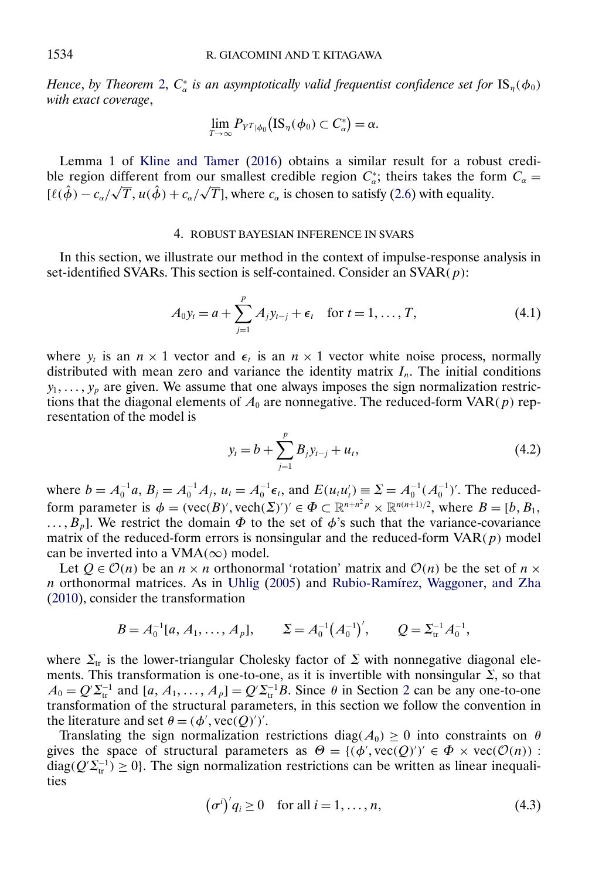*Hence*, *by Theorem 2*, $C_\alpha^*$ *is an asymptotically valid frequentist confidence set for* $\mathrm{IS}_\eta(\phi_0)$ *with exact coverage*,

$$\lim_{T\to\infty} P_{Y^T|\phi_0}\big(\mathrm{IS}_\eta(\phi_0) \subset C_\alpha^*\big) = \alpha.$$

Lemma 1 of Kline and Tamer (2016) obtains a similar result for a robust credible region different from our smallest credible region $C_\alpha^*$; theirs takes the form $C_\alpha = [\ell(\hat{\phi}) - c_\alpha/\sqrt{T}, u(\hat{\phi}) + c_\alpha/\sqrt{T}]$, where $c_\alpha$ is chosen to satisfy (2.6) with equality.

## 4. ROBUST BAYESIAN INFERENCE IN SVARS

In this section, we illustrate our method in the context of impulse-response analysis in set-identified SVARs. This section is self-contained. Consider an SVAR($p$):

$$A_0 y_t = a + \sum_{j=1}^{p} A_j y_{t-j} + \epsilon_t \quad \text{for } t = 1, \dots, T, \tag{4.1}$$

where $y_t$ is an $n \times 1$ vector and $\epsilon_t$ is an $n \times 1$ vector white noise process, normally distributed with mean zero and variance the identity matrix $I_n$. The initial conditions $y_1, \dots, y_p$ are given. We assume that one always imposes the sign normalization restrictions that the diagonal elements of $A_0$ are nonnegative. The reduced-form VAR($p$) representation of the model is

$$y_t = b + \sum_{j=1}^{p} B_j y_{t-j} + u_t, \tag{4.2}$$

where $b = A_0^{-1}a$, $B_j = A_0^{-1}A_j$, $u_t = A_0^{-1}\epsilon_t$, and $E(u_t u_t') \equiv \Sigma = A_0^{-1}(A_0^{-1})'$. The reduced-form parameter is $\phi = (\mathrm{vec}(B)', \mathrm{vech}(\Sigma)')' \in \Phi \subset \mathbb{R}^{n+n^2p} \times \mathbb{R}^{n(n+1)/2}$, where $B = [b, B_1, \dots, B_p]$. We restrict the domain $\Phi$ to the set of $\phi$'s such that the variance-covariance matrix of the reduced-form errors is nonsingular and the reduced-form VAR($p$) model can be inverted into a VMA($\infty$) model.

Let $Q \in \mathcal{O}(n)$ be an $n \times n$ orthonormal 'rotation' matrix and $\mathcal{O}(n)$ be the set of $n \times n$ orthonormal matrices. As in Uhlig (2005) and Rubio-Ramírez, Waggoner, and Zha (2010), consider the transformation

$$B = A_0^{-1}[a, A_1, \dots, A_p], \qquad \Sigma = A_0^{-1}\big(A_0^{-1}\big)', \qquad Q = \Sigma_{\mathrm{tr}}^{-1} A_0^{-1},$$

where $\Sigma_{\mathrm{tr}}$ is the lower-triangular Cholesky factor of $\Sigma$ with nonnegative diagonal elements. This transformation is one-to-one, as it is invertible with nonsingular $\Sigma$, so that $A_0 = Q'\Sigma_{\mathrm{tr}}^{-1}$ and $[a, A_1, \dots, A_p] = Q'\Sigma_{\mathrm{tr}}^{-1}B$. Since $\theta$ in Section 2 can be any one-to-one transformation of the structural parameters, in this section we follow the convention in the literature and set $\theta = (\phi', \mathrm{vec}(Q)')'$.

Translating the sign normalization restrictions $\mathrm{diag}(A_0) \geq 0$ into constraints on $\theta$ gives the space of structural parameters as $\Theta = \{(\phi', \mathrm{vec}(Q)')' \in \Phi \times \mathrm{vec}(\mathcal{O}(n)) : \mathrm{diag}(Q'\Sigma_{\mathrm{tr}}^{-1}) \geq 0\}$. The sign normalization restrictions can be written as linear inequalities

$$\big(\sigma^i\big)' q_i \geq 0 \quad \text{for all } i = 1, \dots, n, \tag{4.3}$$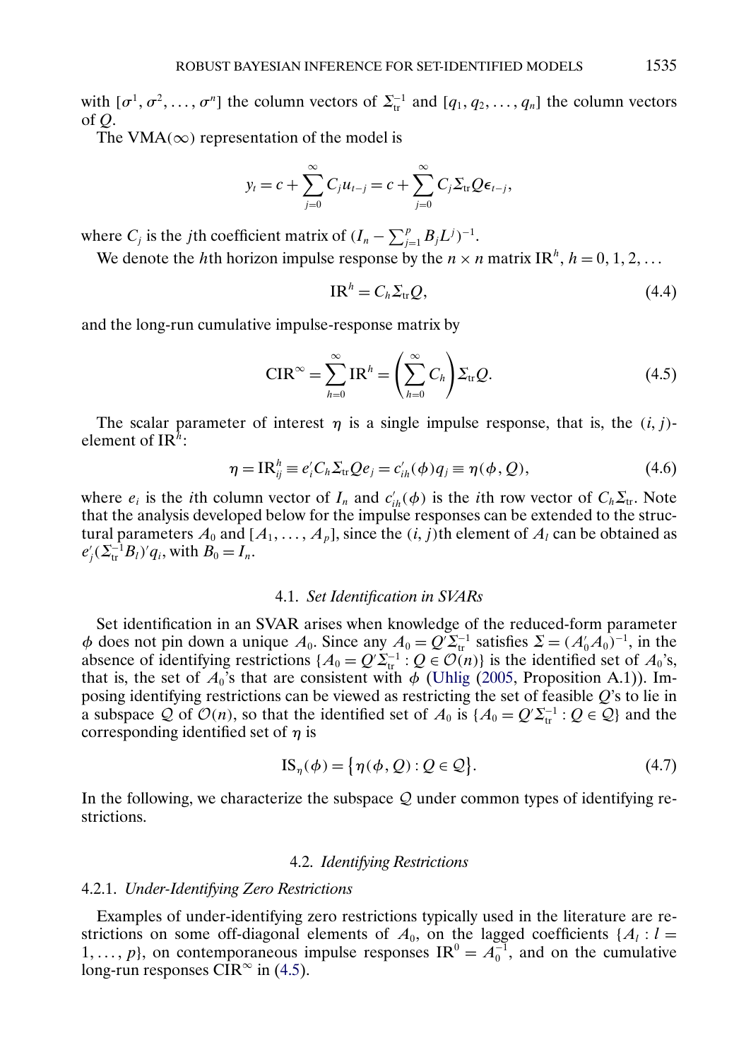with $[\sigma^1, \sigma^2, \dots, \sigma^n]$ the column vectors of $\Sigma_{tr}^{-1}$ and $[q_1, q_2, \dots, q_n]$ the column vectors of $Q$.

The VMA($\infty$) representation of the model is

$$y_t = c + \sum_{j=0}^{\infty} C_j u_{t-j} = c + \sum_{j=0}^{\infty} C_j \Sigma_{tr} Q \epsilon_{t-j},$$

where $C_j$ is the $j$th coefficient matrix of $(I_n - \sum_{j=1}^{p} B_j L^j)^{-1}$.

We denote the $h$th horizon impulse response by the $n \times n$ matrix $\mathrm{IR}^h$, $h = 0, 1, 2, \dots$

$$\mathrm{IR}^h = C_h \Sigma_{tr} Q, \tag{4.4}$$

and the long-run cumulative impulse-response matrix by

$$\mathrm{CIR}^{\infty} = \sum_{h=0}^{\infty} \mathrm{IR}^h = \left( \sum_{h=0}^{\infty} C_h \right) \Sigma_{tr} Q. \tag{4.5}$$

The scalar parameter of interest $\eta$ is a single impulse response, that is, the $(i, j)$-element of $\mathrm{IR}^h$:

$$\eta = \mathrm{IR}_{ij}^h \equiv e_i' C_h \Sigma_{tr} Q e_j = c_{ih}'(\phi) q_j \equiv \eta(\phi, Q), \tag{4.6}$$

where $e_i$ is the $i$th column vector of $I_n$ and $c_{ih}'(\phi)$ is the $i$th row vector of $C_h \Sigma_{tr}$. Note that the analysis developed below for the impulse responses can be extended to the structural parameters $A_0$ and $[A_1, \dots, A_p]$, since the $(i, j)$th element of $A_l$ can be obtained as $e_j'(\Sigma_{tr}^{-1} B_l)' q_i$, with $B_0 = I_n$.

### 4.1. *Set Identification in SVARs*

Set identification in an SVAR arises when knowledge of the reduced-form parameter $\phi$ does not pin down a unique $A_0$. Since any $A_0 = Q' \Sigma_{tr}^{-1}$ satisfies $\Sigma = (A_0' A_0)^{-1}$, in the absence of identifying restrictions $\{A_0 = Q' \Sigma_{tr}^{-1} : Q \in \mathcal{O}(n)\}$ is the identified set of $A_0$'s, that is, the set of $A_0$'s that are consistent with $\phi$ (Uhlig (2005, Proposition A.1)). Imposing identifying restrictions can be viewed as restricting the set of feasible $Q$'s to lie in a subspace $\mathcal{Q}$ of $\mathcal{O}(n)$, so that the identified set of $A_0$ is $\{A_0 = Q' \Sigma_{tr}^{-1} : Q \in \mathcal{Q}\}$ and the corresponding identified set of $\eta$ is

$$\mathrm{IS}_{\eta}(\phi) = \{ \eta(\phi, Q) : Q \in \mathcal{Q} \}. \tag{4.7}$$

In the following, we characterize the subspace $\mathcal{Q}$ under common types of identifying restrictions.

### 4.2. *Identifying Restrictions*

#### 4.2.1. *Under-Identifying Zero Restrictions*

Examples of under-identifying zero restrictions typically used in the literature are restrictions on some off-diagonal elements of $A_0$, on the lagged coefficients $\{A_l : l = 1, \dots, p\}$, on contemporaneous impulse responses $\mathrm{IR}^0 = A_0^{-1}$, and on the cumulative long-run responses $\mathrm{CIR}^{\infty}$ in (4.5).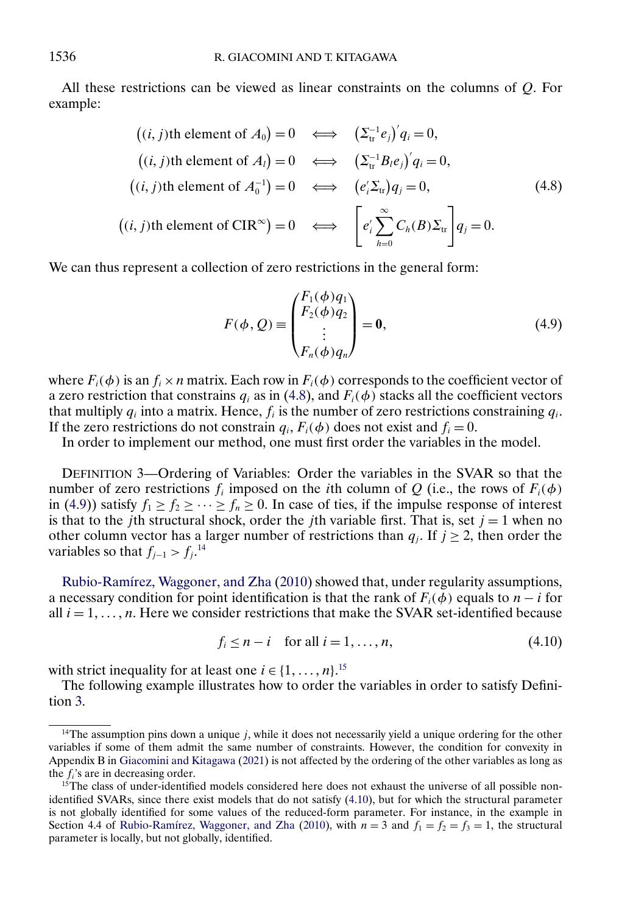All these restrictions can be viewed as linear constraints on the columns of $Q$. For example:

$$
\begin{aligned}
\left((i,j)\text{th element of } A_0\right) = 0 \quad &\Longleftrightarrow \quad \left(\Sigma_{\text{tr}}^{-1} e_j\right)' q_i = 0, \\
\left((i,j)\text{th element of } A_l\right) = 0 \quad &\Longleftrightarrow \quad \left(\Sigma_{\text{tr}}^{-1} B_l e_j\right)' q_i = 0, \\
\left((i,j)\text{th element of } A_0^{-1}\right) = 0 \quad &\Longleftrightarrow \quad \left(e_i' \Sigma_{\text{tr}}\right) q_j = 0, \\
\left((i,j)\text{th element of CIR}^{\infty}\right) = 0 \quad &\Longleftrightarrow \quad \left[e_i' \sum_{h=0}^{\infty} C_h(B) \Sigma_{\text{tr}}\right] q_j = 0.
\end{aligned}
\tag{4.8}
$$

We can thus represent a collection of zero restrictions in the general form:

$$
F(\phi, Q) \equiv \begin{pmatrix} F_1(\phi) q_1 \\ F_2(\phi) q_2 \\ \vdots \\ F_n(\phi) q_n \end{pmatrix} = \mathbf{0},
\tag{4.9}
$$

where $F_i(\phi)$ is an $f_i \times n$ matrix. Each row in $F_i(\phi)$ corresponds to the coefficient vector of a zero restriction that constrains $q_i$ as in (4.8), and $F_i(\phi)$ stacks all the coefficient vectors that multiply $q_i$ into a matrix. Hence, $f_i$ is the number of zero restrictions constraining $q_i$. If the zero restrictions do not constrain $q_i$, $F_i(\phi)$ does not exist and $f_i = 0$.

In order to implement our method, one must first order the variables in the model.

DEFINITION 3—Ordering of Variables: Order the variables in the SVAR so that the number of zero restrictions $f_i$ imposed on the $i$th column of $Q$ (i.e., the rows of $F_i(\phi)$ in (4.9)) satisfy $f_1 \geq f_2 \geq \cdots \geq f_n \geq 0$. In case of ties, if the impulse response of interest is that to the $j$th structural shock, order the $j$th variable first. That is, set $j = 1$ when no other column vector has a larger number of restrictions than $q_j$. If $j \geq 2$, then order the variables so that $f_{j-1} > f_j$.[14]

Rubio-Ramírez, Waggoner, and Zha (2010) showed that, under regularity assumptions, a necessary condition for point identification is that the rank of $F_i(\phi)$ equals to $n - i$ for all $i = 1, \ldots, n$. Here we consider restrictions that make the SVAR set-identified because

$$
f_i \leq n - i \quad \text{for all } i = 1, \ldots, n,
\tag{4.10}
$$

with strict inequality for at least one $i \in \{1, \ldots, n\}$.[15]

The following example illustrates how to order the variables in order to satisfy Definition 3.

[14]The assumption pins down a unique $j$, while it does not necessarily yield a unique ordering for the other variables if some of them admit the same number of constraints. However, the condition for convexity in Appendix B in Giacomini and Kitagawa (2021) is not affected by the ordering of the other variables as long as the $f_i$'s are in decreasing order.

[15]The class of under-identified models considered here does not exhaust the universe of all possible non-identified SVARs, since there exist models that do not satisfy (4.10), but for which the structural parameter is not globally identified for some values of the reduced-form parameter. For instance, in the example in Section 4.4 of Rubio-Ramírez, Waggoner, and Zha (2010), with $n = 3$ and $f_1 = f_2 = f_3 = 1$, the structural parameter is locally, but not globally, identified.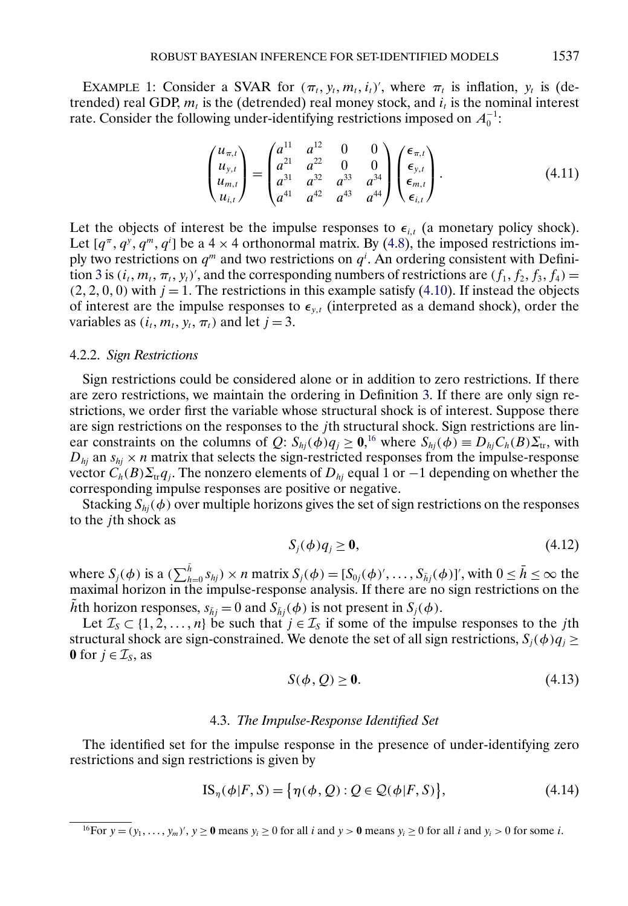EXAMPLE 1: Consider a SVAR for $(\pi_t, y_t, m_t, i_t)'$, where $\pi_t$ is inflation, $y_t$ is (detrended) real GDP, $m_t$ is the (detrended) real money stock, and $i_t$ is the nominal interest rate. Consider the following under-identifying restrictions imposed on $A_0^{-1}$:

$$\begin{pmatrix} u_{\pi,t} \\ u_{y,t} \\ u_{m,t} \\ u_{i,t} \end{pmatrix} = \begin{pmatrix} a^{11} & a^{12} & 0 & 0 \\ a^{21} & a^{22} & 0 & 0 \\ a^{31} & a^{32} & a^{33} & a^{34} \\ a^{41} & a^{42} & a^{43} & a^{44} \end{pmatrix} \begin{pmatrix} \epsilon_{\pi,t} \\ \epsilon_{y,t} \\ \epsilon_{m,t} \\ \epsilon_{i,t} \end{pmatrix}. \tag{4.11}$$

Let the objects of interest be the impulse responses to $\epsilon_{i,t}$ (a monetary policy shock). Let $[q^{\pi}, q^{y}, q^{m}, q^{i}]$ be a $4 \times 4$ orthonormal matrix. By (4.8), the imposed restrictions imply two restrictions on $q^m$ and two restrictions on $q^i$. An ordering consistent with Definition 3 is $(i_t, m_t, \pi_t, y_t)'$, and the corresponding numbers of restrictions are $(f_1, f_2, f_3, f_4) = (2, 2, 0, 0)$ with $j = 1$. The restrictions in this example satisfy (4.10). If instead the objects of interest are the impulse responses to $\epsilon_{y,t}$ (interpreted as a demand shock), order the variables as $(i_t, m_t, y_t, \pi_t)$ and let $j = 3$.

#### 4.2.2. *Sign Restrictions*

Sign restrictions could be considered alone or in addition to zero restrictions. If there are zero restrictions, we maintain the ordering in Definition 3. If there are only sign restrictions, we order first the variable whose structural shock is of interest. Suppose there are sign restrictions on the responses to the $j$th structural shock. Sign restrictions are linear constraints on the columns of $Q$: $S_{hj}(\phi) q_j \geq \mathbf{0}$,[16] where $S_{hj}(\phi) \equiv D_{hj} C_h(B) \Sigma_{\text{tr}}$, with $D_{hj}$ an $s_{hj} \times n$ matrix that selects the sign-restricted responses from the impulse-response vector $C_h(B)\Sigma_{\text{tr}} q_j$. The nonzero elements of $D_{hj}$ equal 1 or $-1$ depending on whether the corresponding impulse responses are positive or negative.

Stacking $S_{hj}(\phi)$ over multiple horizons gives the set of sign restrictions on the responses to the $j$th shock as

$$S_j(\phi) q_j \geq \mathbf{0}, \tag{4.12}$$

where $S_j(\phi)$ is a $(\sum_{h=0}^{\bar{h}} s_{hj}) \times n$ matrix $S_j(\phi) = [S_{0j}(\phi)', \dots, S_{\bar{h}j}(\phi)]'$, with $0 \leq \bar{h} \leq \infty$ the maximal horizon in the impulse-response analysis. If there are no sign restrictions on the $\tilde{h}$th horizon responses, $s_{\tilde{h}j} = 0$ and $S_{\tilde{h}j}(\phi)$ is not present in $S_j(\phi)$.

Let $\mathcal{I}_S \subset \{1, 2, \dots, n\}$ be such that $j \in \mathcal{I}_S$ if some of the impulse responses to the $j$th structural shock are sign-constrained. We denote the set of all sign restrictions, $S_j(\phi) q_j \geq \mathbf{0}$ for $j \in \mathcal{I}_S$, as

$$S(\phi, Q) \geq \mathbf{0}. \tag{4.13}$$

### 4.3. *The Impulse-Response Identified Set*

The identified set for the impulse response in the presence of under-identifying zero restrictions and sign restrictions is given by

$$\text{IS}_{\eta}(\phi | F, S) = \{\eta(\phi, Q) : Q \in \mathcal{Q}(\phi | F, S)\}, \tag{4.14}$$

---

[16] For $y = (y_1, \dots, y_m)'$, $y \geq \mathbf{0}$ means $y_i \geq 0$ for all $i$ and $y > \mathbf{0}$ means $y_i \geq 0$ for all $i$ and $y_i > 0$ for some $i$.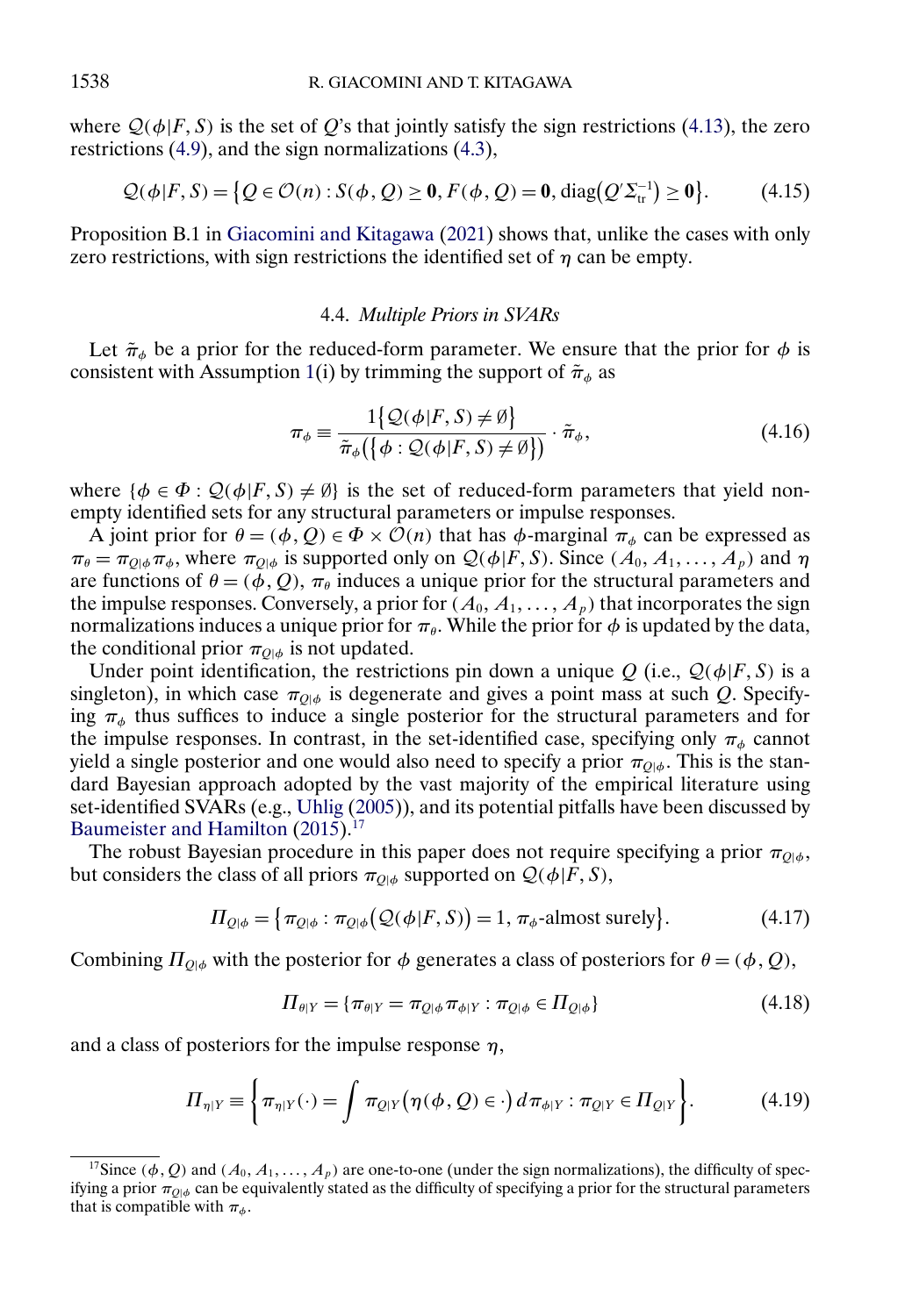where $\mathcal{Q}(\phi|F, S)$ is the set of $Q$'s that jointly satisfy the sign restrictions (4.13), the zero restrictions (4.9), and the sign normalizations (4.3),

$$\mathcal{Q}(\phi|F, S) = \{Q \in \mathcal{O}(n) : S(\phi, Q) \geq \mathbf{0}, F(\phi, Q) = \mathbf{0}, \operatorname{diag}(Q' \Sigma_{\text{tr}}^{-1}) \geq \mathbf{0}\}. \tag{4.15}$$

Proposition B.1 in Giacomini and Kitagawa (2021) shows that, unlike the cases with only zero restrictions, with sign restrictions the identified set of $\eta$ can be empty.

### 4.4. *Multiple Priors in SVARs*

Let $\tilde{\pi}_\phi$ be a prior for the reduced-form parameter. We ensure that the prior for $\phi$ is consistent with Assumption 1(i) by trimming the support of $\tilde{\pi}_\phi$ as

$$\pi_\phi \equiv \frac{1\{\mathcal{Q}(\phi|F, S) \neq \emptyset\}}{\tilde{\pi}_\phi(\{\phi : \mathcal{Q}(\phi|F, S) \neq \emptyset\})} \cdot \tilde{\pi}_\phi, \tag{4.16}$$

where $\{\phi \in \Phi : \mathcal{Q}(\phi|F, S) \neq \emptyset\}$ is the set of reduced-form parameters that yield nonempty identified sets for any structural parameters or impulse responses.

A joint prior for $\theta = (\phi, Q) \in \Phi \times \mathcal{O}(n)$ that has $\phi$-marginal $\pi_\phi$ can be expressed as $\pi_\theta = \pi_{Q|\phi}\pi_\phi$, where $\pi_{Q|\phi}$ is supported only on $\mathcal{Q}(\phi|F, S)$. Since $(A_0, A_1, \dots, A_p)$ and $\eta$ are functions of $\theta = (\phi, Q)$, $\pi_\theta$ induces a unique prior for the structural parameters and the impulse responses. Conversely, a prior for $(A_0, A_1, \dots, A_p)$ that incorporates the sign normalizations induces a unique prior for $\pi_\theta$. While the prior for $\phi$ is updated by the data, the conditional prior $\pi_{Q|\phi}$ is not updated.

Under point identification, the restrictions pin down a unique $Q$ (i.e., $\mathcal{Q}(\phi|F, S)$ is a singleton), in which case $\pi_{Q|\phi}$ is degenerate and gives a point mass at such $Q$. Specifying $\pi_\phi$ thus suffices to induce a single posterior for the structural parameters and for the impulse responses. In contrast, in the set-identified case, specifying only $\pi_\phi$ cannot yield a single posterior and one would also need to specify a prior $\pi_{Q|\phi}$. This is the standard Bayesian approach adopted by the vast majority of the empirical literature using set-identified SVARs (e.g., Uhlig (2005)), and its potential pitfalls have been discussed by Baumeister and Hamilton (2015).[17]

The robust Bayesian procedure in this paper does not require specifying a prior $\pi_{Q|\phi}$, but considers the class of all priors $\pi_{Q|\phi}$ supported on $\mathcal{Q}(\phi|F, S)$,

$$\Pi_{Q|\phi} = \{\pi_{Q|\phi} : \pi_{Q|\phi}(\mathcal{Q}(\phi|F, S)) = 1, \pi_\phi\text{-almost surely}\}. \tag{4.17}$$

Combining $\Pi_{Q|\phi}$ with the posterior for $\phi$ generates a class of posteriors for $\theta = (\phi, Q)$,

$$\Pi_{\theta|Y} = \{\pi_{\theta|Y} = \pi_{Q|\phi}\pi_{\phi|Y} : \pi_{Q|\phi} \in \Pi_{Q|\phi}\} \tag{4.18}$$

and a class of posteriors for the impulse response $\eta$,

$$\Pi_{\eta|Y} \equiv \left\{\pi_{\eta|Y}(\cdot) = \int \pi_{Q|Y}\big(\eta(\phi, Q) \in \cdot\big)\, d\pi_{\phi|Y} : \pi_{Q|Y} \in \Pi_{Q|Y}\right\}. \tag{4.19}$$

---

[17] Since $(\phi, Q)$ and $(A_0, A_1, \dots, A_p)$ are one-to-one (under the sign normalizations), the difficulty of specifying a prior $\pi_{Q|\phi}$ can be equivalently stated as the difficulty of specifying a prior for the structural parameters that is compatible with $\pi_\phi$.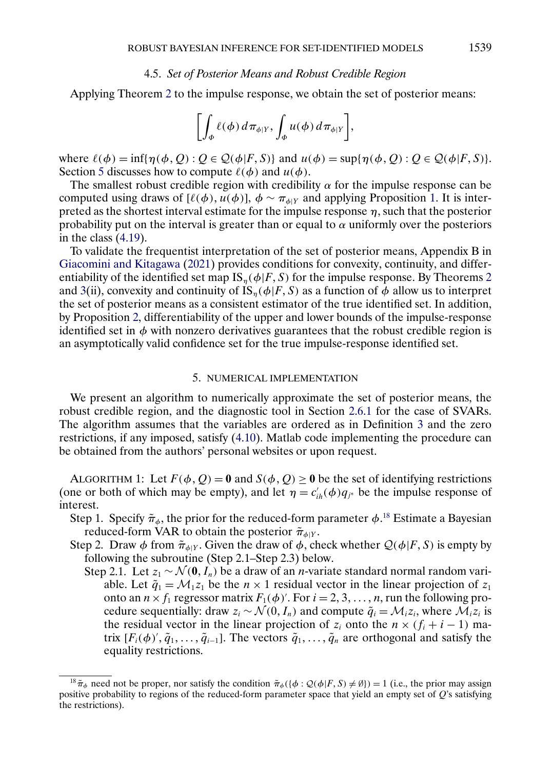### 4.5. *Set of Posterior Means and Robust Credible Region*

Applying Theorem 2 to the impulse response, we obtain the set of posterior means:

$$\left[ \int_{\Phi} \ell(\phi) \, d\pi_{\phi|Y}, \int_{\Phi} u(\phi) \, d\pi_{\phi|Y} \right],$$

where $\ell(\phi) = \inf\{\eta(\phi, Q) : Q \in \mathcal{Q}(\phi|F, S)\}$ and $u(\phi) = \sup\{\eta(\phi, Q) : Q \in \mathcal{Q}(\phi|F, S)\}$. Section 5 discusses how to compute $\ell(\phi)$ and $u(\phi)$.

The smallest robust credible region with credibility $\alpha$ for the impulse response can be computed using draws of $[\ell(\phi), u(\phi)]$, $\phi \sim \pi_{\phi|Y}$ and applying Proposition 1. It is interpreted as the shortest interval estimate for the impulse response $\eta$, such that the posterior probability put on the interval is greater than or equal to $\alpha$ uniformly over the posteriors in the class (4.19).

To validate the frequentist interpretation of the set of posterior means, Appendix B in Giacomini and Kitagawa (2021) provides conditions for convexity, continuity, and differentiability of the identified set map $\text{IS}_{\eta}(\phi|F, S)$ for the impulse response. By Theorems 2 and 3(ii), convexity and continuity of $\text{IS}_{\eta}(\phi|F, S)$ as a function of $\phi$ allow us to interpret the set of posterior means as a consistent estimator of the true identified set. In addition, by Proposition 2, differentiability of the upper and lower bounds of the impulse-response identified set in $\phi$ with nonzero derivatives guarantees that the robust credible region is an asymptotically valid confidence set for the true impulse-response identified set.

## 5. NUMERICAL IMPLEMENTATION

We present an algorithm to numerically approximate the set of posterior means, the robust credible region, and the diagnostic tool in Section 2.6.1 for the case of SVARs. The algorithm assumes that the variables are ordered as in Definition 3 and the zero restrictions, if any imposed, satisfy (4.10). Matlab code implementing the procedure can be obtained from the authors' personal websites or upon request.

ALGORITHM 1: Let $F(\phi, Q) = \mathbf{0}$ and $S(\phi, Q) \geq \mathbf{0}$ be the set of identifying restrictions (one or both of which may be empty), and let $\eta = c_{ih}'(\phi) q_{j^*}$ be the impulse response of interest.

- Step 1. Specify $\tilde{\pi}_{\phi}$, the prior for the reduced-form parameter $\phi$.[18] Estimate a Bayesian reduced-form VAR to obtain the posterior $\tilde{\pi}_{\phi|Y}$.
- Step 2. Draw $\phi$ from $\tilde{\pi}_{\phi|Y}$. Given the draw of $\phi$, check whether $\mathcal{Q}(\phi|F, S)$ is empty by following the subroutine (Step 2.1–Step 2.3) below.
  - Step 2.1. Let $z_1 \sim \mathcal{N}(\mathbf{0}, I_n)$ be a draw of an $n$-variate standard normal random variable. Let $\tilde{q}_1 = \mathcal{M}_1 z_1$ be the $n \times 1$ residual vector in the linear projection of $z_1$ onto an $n \times f_1$ regressor matrix $F_1(\phi)'$. For $i = 2, 3, \ldots, n$, run the following procedure sequentially: draw $z_i \sim \mathcal{N}(0, I_n)$ and compute $\tilde{q}_i = \mathcal{M}_i z_i$, where $\mathcal{M}_i z_i$ is the residual vector in the linear projection of $z_i$ onto the $n \times (f_i + i - 1)$ matrix $[F_i(\phi)', \tilde{q}_1, \ldots, \tilde{q}_{i-1}]$. The vectors $\tilde{q}_1, \ldots, \tilde{q}_n$ are orthogonal and satisfy the equality restrictions.

[18] $\tilde{\pi}_{\phi}$ need not be proper, nor satisfy the condition $\tilde{\pi}_{\phi}(\{\phi : \mathcal{Q}(\phi|F, S) \neq \emptyset\}) = 1$ (i.e., the prior may assign positive probability to regions of the reduced-form parameter space that yield an empty set of $Q$'s satisfying the restrictions).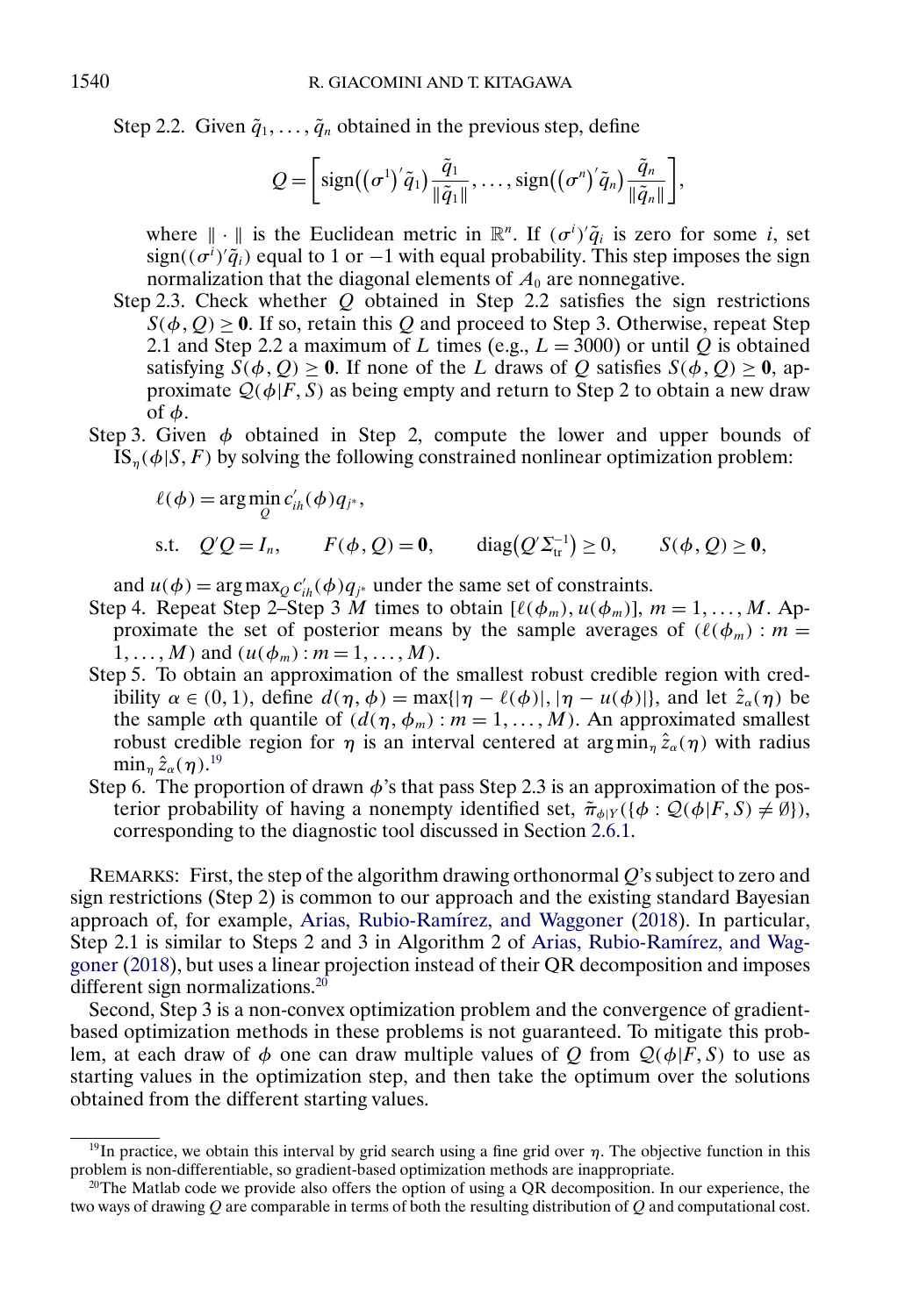Step 2.2. Given $\tilde{q}_1, \ldots, \tilde{q}_n$ obtained in the previous step, define

$$Q = \left[ \text{sign}\big((\sigma^1)'\tilde{q}_1\big)\frac{\tilde{q}_1}{\|\tilde{q}_1\|}, \ldots, \text{sign}\big((\sigma^n)'\tilde{q}_n\big)\frac{\tilde{q}_n}{\|\tilde{q}_n\|} \right],$$

where $\|\cdot\|$ is the Euclidean metric in $\mathbb{R}^n$. If $(\sigma^i)'\tilde{q}_i$ is zero for some $i$, set $\text{sign}((\sigma^i)'\tilde{q}_i)$ equal to 1 or $-1$ with equal probability. This step imposes the sign normalization that the diagonal elements of $A_0$ are nonnegative.

Step 2.3. Check whether $Q$ obtained in Step 2.2 satisfies the sign restrictions $S(\phi, Q) \geq \mathbf{0}$. If so, retain this $Q$ and proceed to Step 3. Otherwise, repeat Step 2.1 and Step 2.2 a maximum of $L$ times (e.g., $L = 3000$) or until $Q$ is obtained satisfying $S(\phi, Q) \geq \mathbf{0}$. If none of the $L$ draws of $Q$ satisfies $S(\phi, Q) \geq \mathbf{0}$, approximate $\mathcal{Q}(\phi|F, S)$ as being empty and return to Step 2 to obtain a new draw of $\phi$.

Step 3. Given $\phi$ obtained in Step 2, compute the lower and upper bounds of $\text{IS}_\eta(\phi|S, F)$ by solving the following constrained nonlinear optimization problem:

$$\ell(\phi) = \arg\min_{Q} c'_{ih}(\phi)q_{j^*},$$

$$\text{s.t.} \quad Q'Q = I_n, \qquad F(\phi, Q) = \mathbf{0}, \qquad \text{diag}\big(Q'\Sigma_{\text{tr}}^{-1}\big) \geq 0, \qquad S(\phi, Q) \geq \mathbf{0},$$

and $u(\phi) = \arg\max_Q c'_{ih}(\phi)q_{j^*}$ under the same set of constraints.

Step 4. Repeat Step 2–Step 3 $M$ times to obtain $[\ell(\phi_m), u(\phi_m)]$, $m = 1, \ldots, M$. Approximate the set of posterior means by the sample averages of $(\ell(\phi_m) : m = 1, \ldots, M)$ and $(u(\phi_m) : m = 1, \ldots, M)$.

Step 5. To obtain an approximation of the smallest robust credible region with credibility $\alpha \in (0, 1)$, define $d(\eta, \phi) = \max\{|\eta - \ell(\phi)|, |\eta - u(\phi)|\}$, and let $\hat{z}_\alpha(\eta)$ be the sample $\alpha$th quantile of $(d(\eta, \phi_m) : m = 1, \ldots, M)$. An approximated smallest robust credible region for $\eta$ is an interval centered at $\arg\min_\eta \hat{z}_\alpha(\eta)$ with radius $\min_\eta \hat{z}_\alpha(\eta)$.[19]

Step 6. The proportion of drawn $\phi$'s that pass Step 2.3 is an approximation of the posterior probability of having a nonempty identified set, $\tilde{\pi}_{\phi|Y}(\{\phi : \mathcal{Q}(\phi|F, S) \neq \emptyset\})$, corresponding to the diagnostic tool discussed in Section 2.6.1.

REMARKS: First, the step of the algorithm drawing orthonormal $Q$'s subject to zero and sign restrictions (Step 2) is common to our approach and the existing standard Bayesian approach of, for example, Arias, Rubio-Ramírez, and Waggoner (2018). In particular, Step 2.1 is similar to Steps 2 and 3 in Algorithm 2 of Arias, Rubio-Ramírez, and Waggoner (2018), but uses a linear projection instead of their QR decomposition and imposes different sign normalizations.[20]

Second, Step 3 is a non-convex optimization problem and the convergence of gradient-based optimization methods in these problems is not guaranteed. To mitigate this problem, at each draw of $\phi$ one can draw multiple values of $Q$ from $\mathcal{Q}(\phi|F, S)$ to use as starting values in the optimization step, and then take the optimum over the solutions obtained from the different starting values.

---

[19] In practice, we obtain this interval by grid search using a fine grid over $\eta$. The objective function in this problem is non-differentiable, so gradient-based optimization methods are inappropriate.

[20] The Matlab code we provide also offers the option of using a QR decomposition. In our experience, the two ways of drawing $Q$ are comparable in terms of both the resulting distribution of $Q$ and computational cost.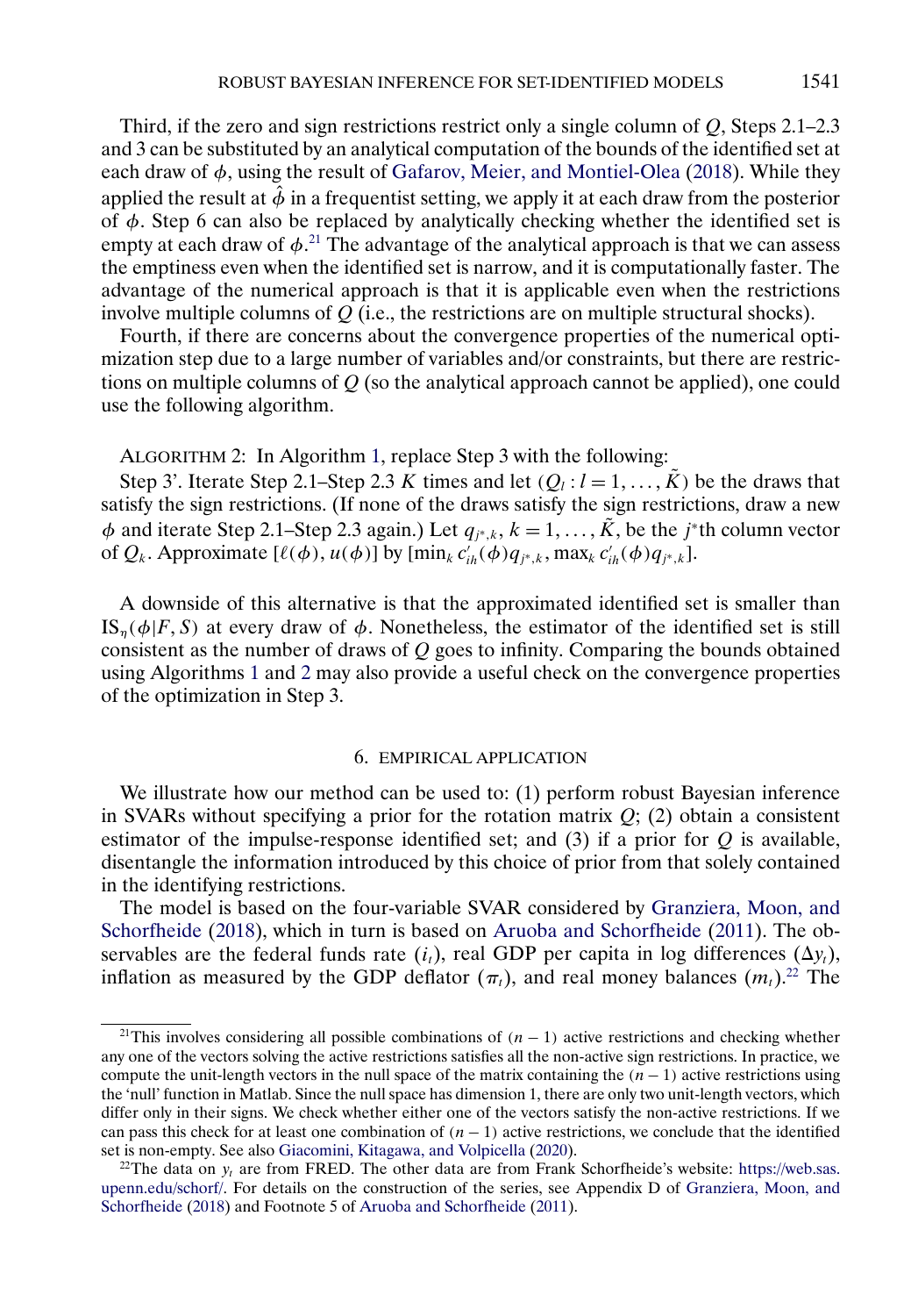Third, if the zero and sign restrictions restrict only a single column of $Q$, Steps 2.1–2.3 and 3 can be substituted by an analytical computation of the bounds of the identified set at each draw of $\phi$, using the result of Gafarov, Meier, and Montiel-Olea (2018). While they applied the result at $\hat{\phi}$ in a frequentist setting, we apply it at each draw from the posterior of $\phi$. Step 6 can also be replaced by analytically checking whether the identified set is empty at each draw of $\phi$.[21] The advantage of the analytical approach is that we can assess the emptiness even when the identified set is narrow, and it is computationally faster. The advantage of the numerical approach is that it is applicable even when the restrictions involve multiple columns of $Q$ (i.e., the restrictions are on multiple structural shocks).

Fourth, if there are concerns about the convergence properties of the numerical optimization step due to a large number of variables and/or constraints, but there are restrictions on multiple columns of $Q$ (so the analytical approach cannot be applied), one could use the following algorithm.

ALGORITHM 2: In Algorithm 1, replace Step 3 with the following:

Step 3'. Iterate Step 2.1–Step 2.3 $K$ times and let $(Q_l : l = 1, \dots, \tilde{K})$ be the draws that satisfy the sign restrictions. (If none of the draws satisfy the sign restrictions, draw a new $\phi$ and iterate Step 2.1–Step 2.3 again.) Let $q_{j^*,k}$, $k = 1, \dots, \tilde{K}$, be the $j^*$th column vector of $Q_k$. Approximate $[\ell(\phi), u(\phi)]$ by $[\min_k c'_{ih}(\phi)q_{j^*,k}, \max_k c'_{ih}(\phi)q_{j^*,k}]$.

A downside of this alternative is that the approximated identified set is smaller than $\text{IS}_\eta(\phi|F, S)$ at every draw of $\phi$. Nonetheless, the estimator of the identified set is still consistent as the number of draws of $Q$ goes to infinity. Comparing the bounds obtained using Algorithms 1 and 2 may also provide a useful check on the convergence properties of the optimization in Step 3.

## 6. EMPIRICAL APPLICATION

We illustrate how our method can be used to: (1) perform robust Bayesian inference in SVARs without specifying a prior for the rotation matrix $Q$; (2) obtain a consistent estimator of the impulse-response identified set; and (3) if a prior for $Q$ is available, disentangle the information introduced by this choice of prior from that solely contained in the identifying restrictions.

The model is based on the four-variable SVAR considered by Granziera, Moon, and Schorfheide (2018), which in turn is based on Aruoba and Schorfheide (2011). The observables are the federal funds rate ($i_t$), real GDP per capita in log differences ($\Delta y_t$), inflation as measured by the GDP deflator ($\pi_t$), and real money balances ($m_t$).[22] The

[21] This involves considering all possible combinations of $(n-1)$ active restrictions and checking whether any one of the vectors solving the active restrictions satisfies all the non-active sign restrictions. In practice, we compute the unit-length vectors in the null space of the matrix containing the $(n-1)$ active restrictions using the 'null' function in Matlab. Since the null space has dimension 1, there are only two unit-length vectors, which differ only in their signs. We check whether either one of the vectors satisfy the non-active restrictions. If we can pass this check for at least one combination of $(n-1)$ active restrictions, we conclude that the identified set is non-empty. See also Giacomini, Kitagawa, and Volpicella (2020).

[22] The data on $y_t$ are from FRED. The other data are from Frank Schorfheide's website: https://web.sas.upenn.edu/schorf/. For details on the construction of the series, see Appendix D of Granziera, Moon, and Schorfheide (2018) and Footnote 5 of Aruoba and Schorfheide (2011).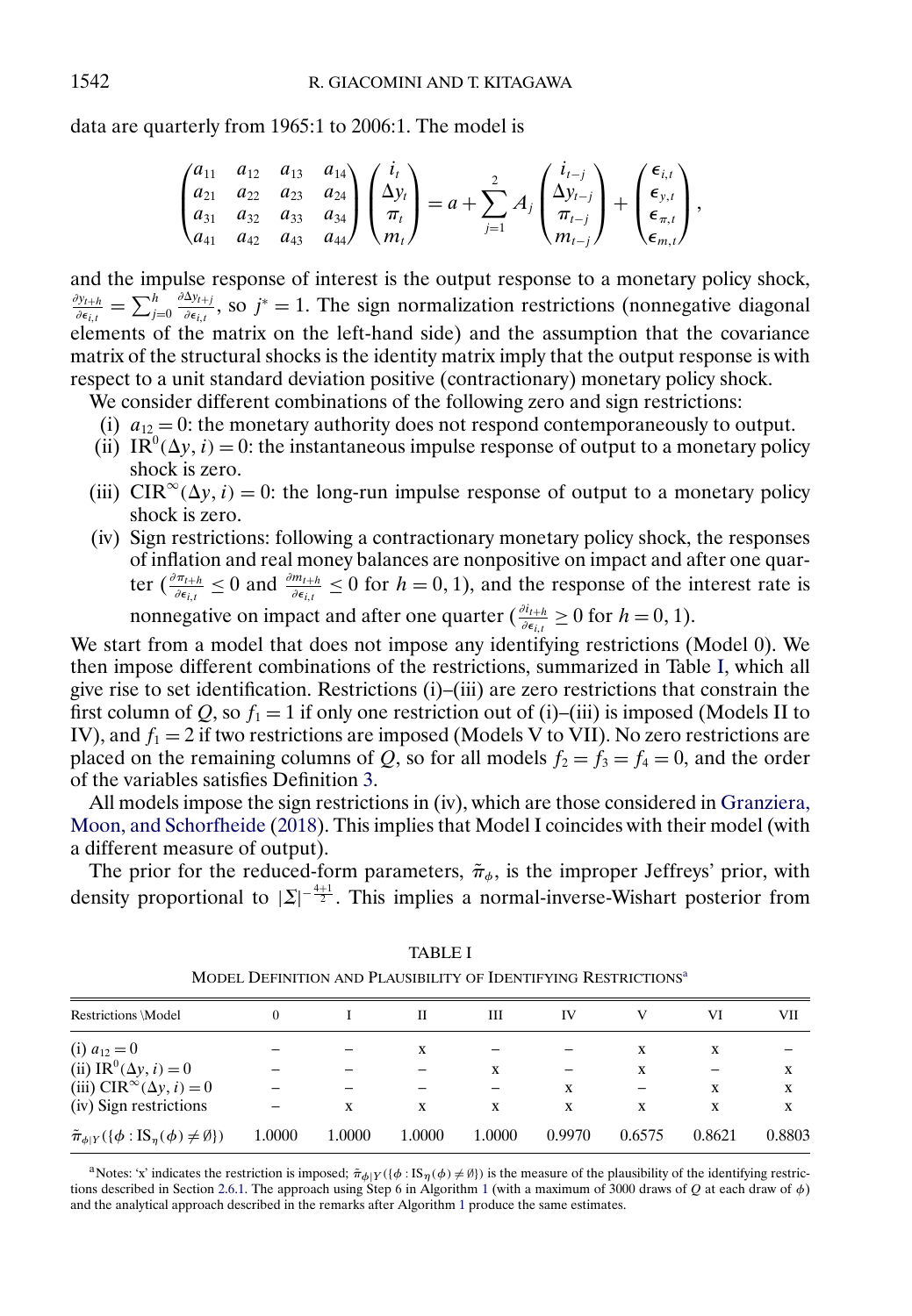data are quarterly from 1965:1 to 2006:1. The model is

$$\begin{pmatrix} a_{11} & a_{12} & a_{13} & a_{14} \\ a_{21} & a_{22} & a_{23} & a_{24} \\ a_{31} & a_{32} & a_{33} & a_{34} \\ a_{41} & a_{42} & a_{43} & a_{44} \end{pmatrix} \begin{pmatrix} i_t \\ \Delta y_t \\ \pi_t \\ m_t \end{pmatrix} = a + \sum_{j=1}^{2} A_j \begin{pmatrix} i_{t-j} \\ \Delta y_{t-j} \\ \pi_{t-j} \\ m_{t-j} \end{pmatrix} + \begin{pmatrix} \epsilon_{i,t} \\ \epsilon_{y,t} \\ \epsilon_{\pi,t} \\ \epsilon_{m,t} \end{pmatrix},$$

and the impulse response of interest is the output response to a monetary policy shock, $\frac{\partial y_{t+h}}{\partial \epsilon_{i,t}} = \sum_{j=0}^{h} \frac{\partial \Delta y_{t+j}}{\partial \epsilon_{i,t}}$, so $j^* = 1$. The sign normalization restrictions (nonnegative diagonal elements of the matrix on the left-hand side) and the assumption that the covariance matrix of the structural shocks is the identity matrix imply that the output response is with respect to a unit standard deviation positive (contractionary) monetary policy shock.

We consider different combinations of the following zero and sign restrictions:

- (i) $a_{12} = 0$: the monetary authority does not respond contemporaneously to output.
- (ii) $\mathrm{IR}^0(\Delta y, i) = 0$: the instantaneous impulse response of output to a monetary policy shock is zero.
- (iii) $\mathrm{CIR}^\infty(\Delta y, i) = 0$: the long-run impulse response of output to a monetary policy shock is zero.
- (iv) Sign restrictions: following a contractionary monetary policy shock, the responses of inflation and real money balances are nonpositive on impact and after one quarter ($\frac{\partial \pi_{t+h}}{\partial \epsilon_{i,t}} \leq 0$ and $\frac{\partial m_{t+h}}{\partial \epsilon_{i,t}} \leq 0$ for $h = 0, 1$), and the response of the interest rate is nonnegative on impact and after one quarter ($\frac{\partial i_{t+h}}{\partial \epsilon_{i,t}} \geq 0$ for $h = 0, 1$).

We start from a model that does not impose any identifying restrictions (Model 0). We then impose different combinations of the restrictions, summarized in Table I, which all give rise to set identification. Restrictions (i)–(iii) are zero restrictions that constrain the first column of $Q$, so $f_1 = 1$ if only one restriction out of (i)–(iii) is imposed (Models II to IV), and $f_1 = 2$ if two restrictions are imposed (Models V to VII). No zero restrictions are placed on the remaining columns of $Q$, so for all models $f_2 = f_3 = f_4 = 0$, and the order of the variables satisfies Definition 3.

All models impose the sign restrictions in (iv), which are those considered in Granziera, Moon, and Schorfheide (2018). This implies that Model I coincides with their model (with a different measure of output).

The prior for the reduced-form parameters, $\tilde{\pi}_\phi$, is the improper Jeffreys' prior, with density proportional to $|\Sigma|^{-\frac{4+1}{2}}$. This implies a normal-inverse-Wishart posterior from

TABLE I

MODEL DEFINITION AND PLAUSIBILITY OF IDENTIFYING RESTRICTIONS[a]

| Restrictions \Model | 0 | I | II | III | IV | V | VI | VII |
|---|---|---|---|---|---|---|---|---|
| (i) $a_{12} = 0$ | – | – | x | – | – | x | x | – |
| (ii) $\mathrm{IR}^0(\Delta y, i) = 0$ | – | – | – | x | – | x | – | x |
| (iii) $\mathrm{CIR}^\infty(\Delta y, i) = 0$ | – | – | – | – | x | – | x | x |
| (iv) Sign restrictions | – | x | x | x | x | x | x | x |
| $\tilde{\pi}_{\phi\|Y}(\{\phi : \mathrm{IS}_\eta(\phi) \neq \emptyset\})$ | 1.0000 | 1.0000 | 1.0000 | 1.0000 | 0.9970 | 0.6575 | 0.8621 | 0.8803 |

[a]Notes: 'x' indicates the restriction is imposed; $\tilde{\pi}_{\phi|Y}(\{\phi : \mathrm{IS}_\eta(\phi) \neq \emptyset\})$ is the measure of the plausibility of the identifying restrictions described in Section 2.6.1. The approach using Step 6 in Algorithm 1 (with a maximum of 3000 draws of $Q$ at each draw of $\phi$) and the analytical approach described in the remarks after Algorithm 1 produce the same estimates.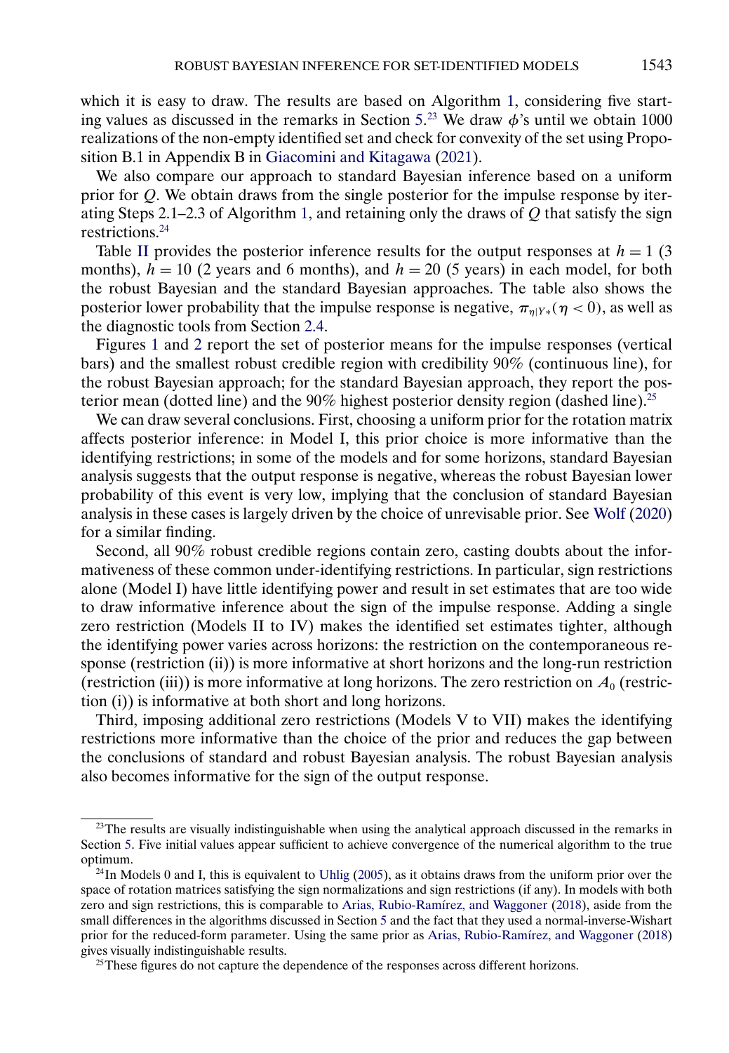which it is easy to draw. The results are based on Algorithm 1, considering five starting values as discussed in the remarks in Section 5.[23] We draw $\phi$'s until we obtain 1000 realizations of the non-empty identified set and check for convexity of the set using Proposition B.1 in Appendix B in Giacomini and Kitagawa (2021).

We also compare our approach to standard Bayesian inference based on a uniform prior for $Q$. We obtain draws from the single posterior for the impulse response by iterating Steps 2.1–2.3 of Algorithm 1, and retaining only the draws of $Q$ that satisfy the sign restrictions.[24]

Table II provides the posterior inference results for the output responses at $h = 1$ (3 months), $h = 10$ (2 years and 6 months), and $h = 20$ (5 years) in each model, for both the robust Bayesian and the standard Bayesian approaches. The table also shows the posterior lower probability that the impulse response is negative, $\pi_{\eta|Y*}(\eta < 0)$, as well as the diagnostic tools from Section 2.4.

Figures 1 and 2 report the set of posterior means for the impulse responses (vertical bars) and the smallest robust credible region with credibility 90% (continuous line), for the robust Bayesian approach; for the standard Bayesian approach, they report the posterior mean (dotted line) and the 90% highest posterior density region (dashed line).[25]

We can draw several conclusions. First, choosing a uniform prior for the rotation matrix affects posterior inference: in Model I, this prior choice is more informative than the identifying restrictions; in some of the models and for some horizons, standard Bayesian analysis suggests that the output response is negative, whereas the robust Bayesian lower probability of this event is very low, implying that the conclusion of standard Bayesian analysis in these cases is largely driven by the choice of unrevisable prior. See Wolf (2020) for a similar finding.

Second, all 90% robust credible regions contain zero, casting doubts about the informativeness of these common under-identifying restrictions. In particular, sign restrictions alone (Model I) have little identifying power and result in set estimates that are too wide to draw informative inference about the sign of the impulse response. Adding a single zero restriction (Models II to IV) makes the identified set estimates tighter, although the identifying power varies across horizons: the restriction on the contemporaneous response (restriction (ii)) is more informative at short horizons and the long-run restriction (restriction (iii)) is more informative at long horizons. The zero restriction on $A_0$ (restriction (i)) is informative at both short and long horizons.

Third, imposing additional zero restrictions (Models V to VII) makes the identifying restrictions more informative than the choice of the prior and reduces the gap between the conclusions of standard and robust Bayesian analysis. The robust Bayesian analysis also becomes informative for the sign of the output response.

[23] The results are visually indistinguishable when using the analytical approach discussed in the remarks in Section 5. Five initial values appear sufficient to achieve convergence of the numerical algorithm to the true optimum.

[24] In Models 0 and I, this is equivalent to Uhlig (2005), as it obtains draws from the uniform prior over the space of rotation matrices satisfying the sign normalizations and sign restrictions (if any). In models with both zero and sign restrictions, this is comparable to Arias, Rubio-Ramírez, and Waggoner (2018), aside from the small differences in the algorithms discussed in Section 5 and the fact that they used a normal-inverse-Wishart prior for the reduced-form parameter. Using the same prior as Arias, Rubio-Ramírez, and Waggoner (2018) gives visually indistinguishable results.

[25] These figures do not capture the dependence of the responses across different horizons.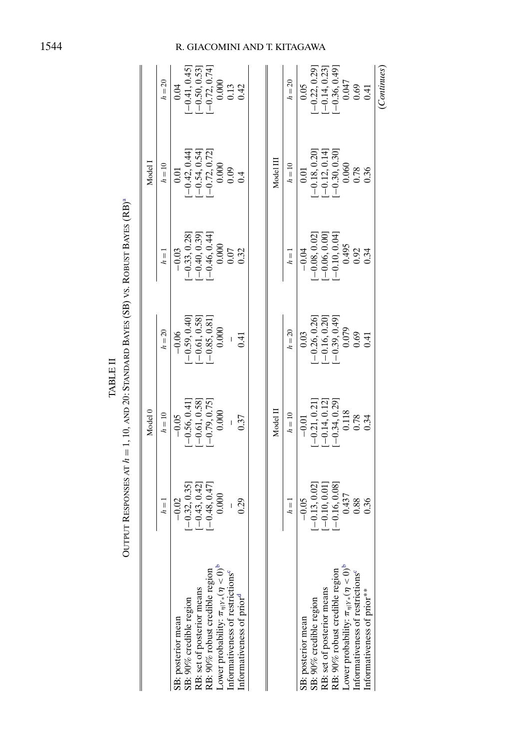TABLE II

OUTPUT RESPONSES AT $h = 1, 10$, AND 20: STANDARD BAYES (SB) VS. ROBUST BAYES (RB)[a]

| | Model 0 | | | Model I | | |
|---|---|---|---|---|---|---|
| | $h=1$ | $h=10$ | $h=20$ | $h=1$ | $h=10$ | $h=20$ |
| SB: posterior mean | −0.02 | −0.05 | −0.06 | −0.03 | 0.01 | 0.04 |
| SB: 90% credible region | [−0.32, 0.35] | [−0.56, 0.41] | [−0.59, 0.40] | [−0.33, 0.28] | [−0.42, 0.44] | [−0.41, 0.45] |
| RB: set of posterior means | [−0.43, 0.42] | [−0.61, 0.58] | [−0.61, 0.58] | [−0.40, 0.39] | [−0.54, 0.54] | [−0.50, 0.53] |
| RB: 90% robust credible region | [−0.48, 0.47] | [−0.79, 0.75] | [−0.85, 0.81] | [−0.46, 0.44] | [−0.72, 0.72] | [−0.72, 0.74] |
| Lower probability: $\pi_{\eta\|Y*}(\eta < 0)$[b] | 0.000 | 0.000 | 0.000 | 0.000 | 0.000 | 0.000 |
| Informativeness of restrictions[c] | – | – | – | 0.07 | 0.09 | 0.13 |
| Informativeness of prior[d] | 0.29 | 0.37 | 0.41 | 0.32 | 0.4 | 0.42 |

| | Model II | | | Model III | | |
|---|---|---|---|---|---|---|
| | $h=1$ | $h=10$ | $h=20$ | $h=1$ | $h=10$ | $h=20$ |
| SB: posterior mean | −0.05 | −0.01 | 0.03 | −0.04 | 0.01 | 0.05 |
| SB: 90% credible region | [−0.13, 0.02] | [−0.21, 0.21] | [−0.26, 0.26] | [−0.08, 0.02] | [−0.18, 0.20] | [−0.22, 0.29] |
| RB: set of posterior means | [−0.10, 0.01] | [−0.14, 0.12] | [−0.16, 0.20] | [−0.06, 0.00] | [−0.12, 0.14] | [−0.14, 0.23] |
| RB: 90% robust credible region | [−0.16, 0.08] | [−0.34, 0.29] | [−0.39, 0.49] | [−0.10, 0.04] | [−0.30, 0.30] | [−0.36, 0.49] |
| Lower probability: $\pi_{\eta\|Y*}(\eta < 0)$[b] | 0.437 | 0.118 | 0.079 | 0.495 | 0.060 | 0.047 |
| Informativeness of restrictions[c] | 0.88 | 0.78 | 0.69 | 0.92 | 0.78 | 0.69 |
| Informativeness of prior** | 0.36 | 0.34 | 0.41 | 0.34 | 0.36 | 0.41 |

(*Continues*)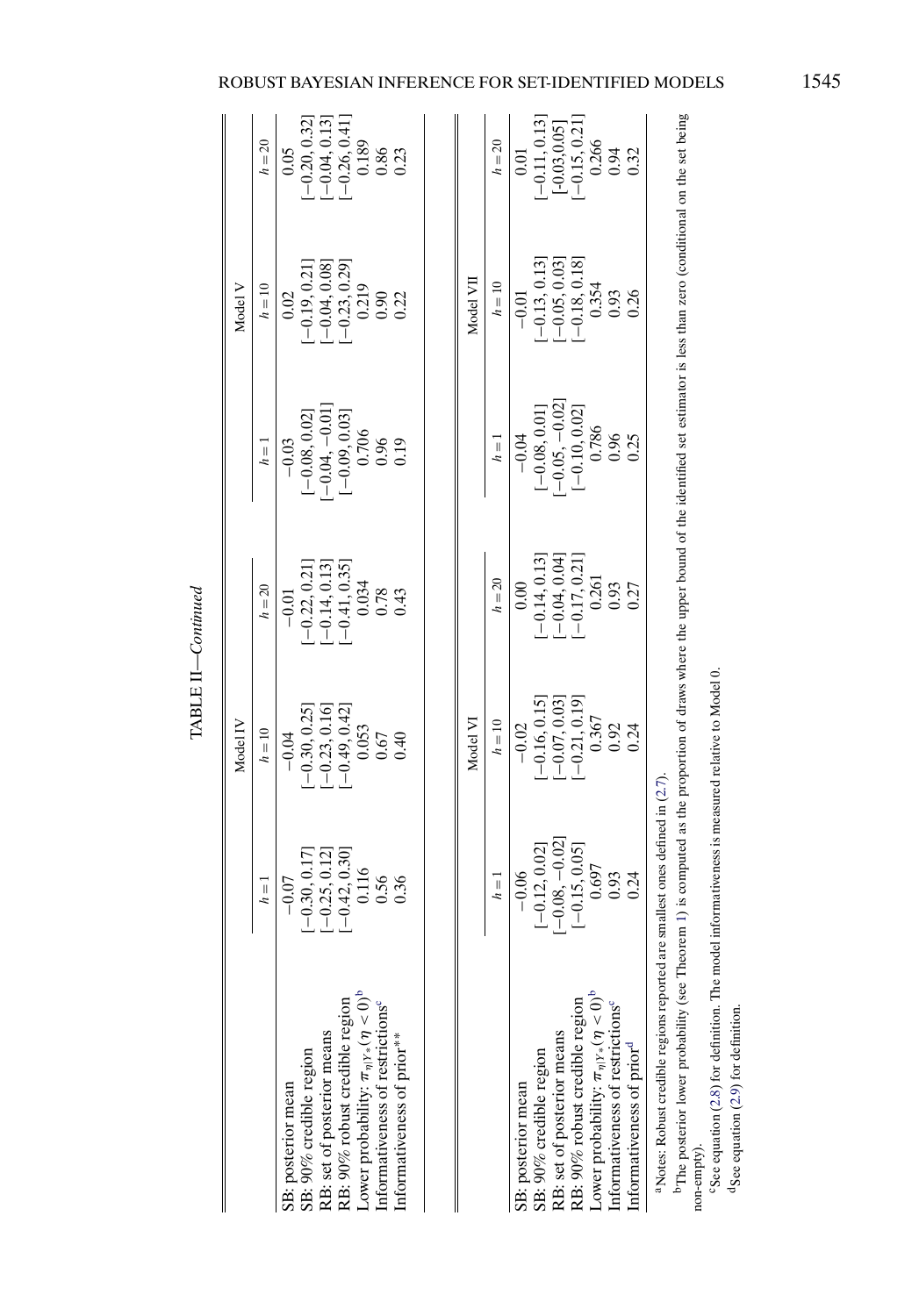TABLE II—*Continued*

| | Model IV | | | Model V | | |
|---|---|---|---|---|---|---|
| | $h = 1$ | $h = 10$ | $h = 20$ | $h = 1$ | $h = 10$ | $h = 20$ |
| SB: posterior mean | −0.07 | −0.04 | −0.01 | −0.03 | 0.02 | 0.05 |
| SB: 90% credible region | [−0.30, 0.17] | [−0.30, 0.25] | [−0.22, 0.21] | [−0.08, 0.02] | [−0.19, 0.21] | [−0.20, 0.32] |
| RB: set of posterior means | [−0.25, 0.12] | [−0.23, 0.16] | [−0.14, 0.13] | [−0.04, −0.01] | [−0.04, 0.08] | [−0.04, 0.13] |
| RB: 90% robust credible region | [−0.42, 0.30] | [−0.49, 0.42] | [−0.41, 0.35] | [−0.09, 0.03] | [−0.23, 0.29] | [−0.26, 0.41] |
| Lower probability: $\pi_{\eta\|Y*}(\eta < 0)$[b] | 0.116 | 0.053 | 0.034 | 0.706 | 0.219 | 0.189 |
| Informativeness of restrictions[c] | 0.56 | 0.67 | 0.78 | 0.96 | 0.90 | 0.86 |
| Informativeness of prior** | 0.36 | 0.40 | 0.43 | 0.19 | 0.22 | 0.23 |

| | Model VI | | | Model VII | | |
|---|---|---|---|---|---|---|
| | $h = 1$ | $h = 10$ | $h = 20$ | $h = 1$ | $h = 10$ | $h = 20$ |
| SB: posterior mean | −0.06 | −0.02 | 0.00 | −0.04 | −0.01 | 0.01 |
| SB: 90% credible region | [−0.12, 0.02] | [−0.16, 0.15] | [−0.14, 0.13] | [−0.08, 0.01] | [−0.13, 0.13] | [−0.11, 0.13] |
| RB: set of posterior means | [−0.08, −0.02] | [−0.07, 0.03] | [−0.04, 0.04] | [−0.05, −0.02] | [−0.05, 0.03] | [-0.03,0.05] |
| RB: 90% robust credible region | [−0.15, 0.05] | [−0.21, 0.19] | [−0.17, 0.21] | [−0.10, 0.02] | [−0.18, 0.18] | [−0.15, 0.21] |
| Lower probability: $\pi_{\eta\|Y*}(\eta < 0)$[b] | 0.697 | 0.367 | 0.261 | 0.786 | 0.354 | 0.266 |
| Informativeness of restrictions[c] | 0.93 | 0.92 | 0.93 | 0.96 | 0.93 | 0.94 |
| Informativeness of prior[d] | 0.24 | 0.24 | 0.27 | 0.25 | 0.26 | 0.32 |

[a]Notes: Robust credible regions reported are smallest ones defined in (2.7).

[b]The posterior lower probability (see Theorem 1) is computed as the proportion of draws where the upper bound of the identified set estimator is less than zero (conditional on the set being non-empty).

[c]See equation (2.8) for definition. The model informativeness is measured relative to Model 0.

[d]See equation (2.9) for definition.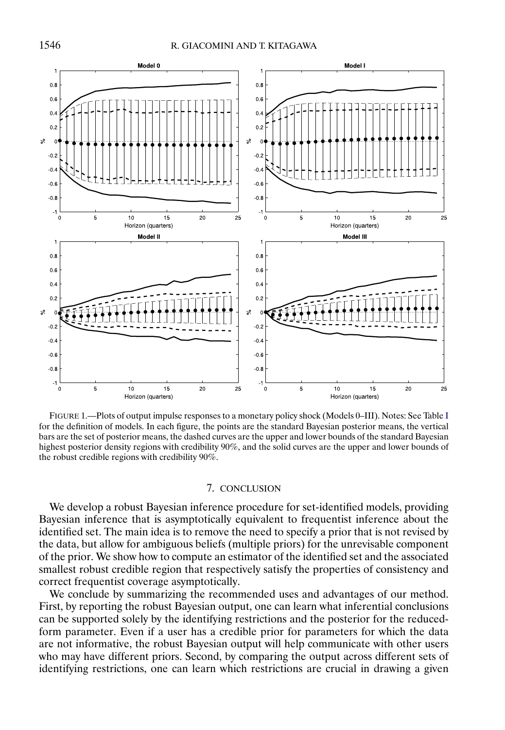FIGURE 1.—Plots of output impulse responses to a monetary policy shock (Models 0–III). Notes: See Table I for the definition of models. In each figure, the points are the standard Bayesian posterior means, the vertical bars are the set of posterior means, the dashed curves are the upper and lower bounds of the standard Bayesian highest posterior density regions with credibility 90%, and the solid curves are the upper and lower bounds of the robust credible regions with credibility 90%.

## 7. CONCLUSION

We develop a robust Bayesian inference procedure for set-identified models, providing Bayesian inference that is asymptotically equivalent to frequentist inference about the identified set. The main idea is to remove the need to specify a prior that is not revised by the data, but allow for ambiguous beliefs (multiple priors) for the unrevisable component of the prior. We show how to compute an estimator of the identified set and the associated smallest robust credible region that respectively satisfy the properties of consistency and correct frequentist coverage asymptotically.

We conclude by summarizing the recommended uses and advantages of our method. First, by reporting the robust Bayesian output, one can learn what inferential conclusions can be supported solely by the identifying restrictions and the posterior for the reduced-form parameter. Even if a user has a credible prior for parameters for which the data are not informative, the robust Bayesian output will help communicate with other users who may have different priors. Second, by comparing the output across different sets of identifying restrictions, one can learn which restrictions are crucial in drawing a given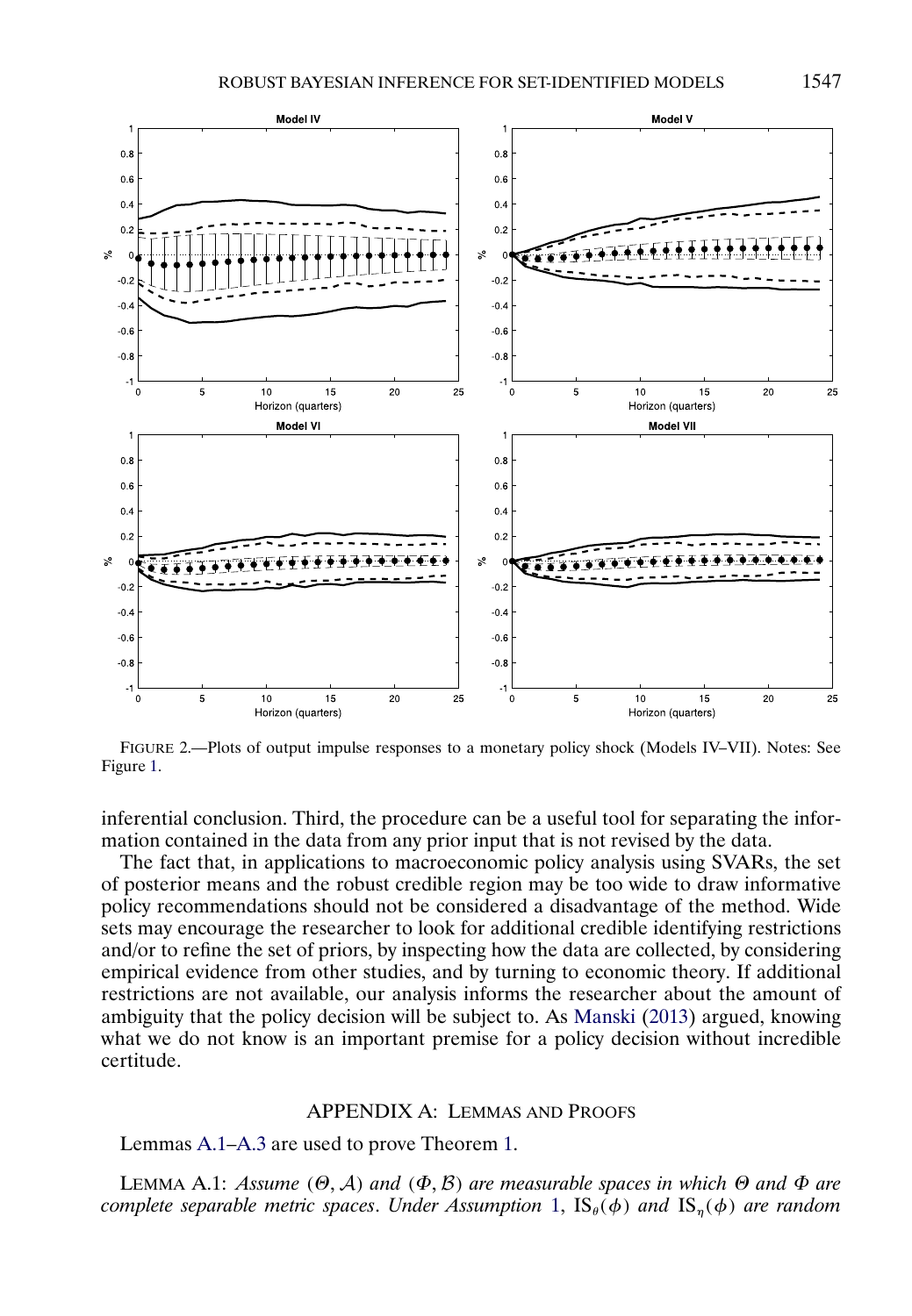FIGURE 2.—Plots of output impulse responses to a monetary policy shock (Models IV–VII). Notes: See Figure 1.

inferential conclusion. Third, the procedure can be a useful tool for separating the information contained in the data from any prior input that is not revised by the data.

The fact that, in applications to macroeconomic policy analysis using SVARs, the set of posterior means and the robust credible region may be too wide to draw informative policy recommendations should not be considered a disadvantage of the method. Wide sets may encourage the researcher to look for additional credible identifying restrictions and/or to refine the set of priors, by inspecting how the data are collected, by considering empirical evidence from other studies, and by turning to economic theory. If additional restrictions are not available, our analysis informs the researcher about the amount of ambiguity that the policy decision will be subject to. As Manski (2013) argued, knowing what we do not know is an important premise for a policy decision without incredible certitude.

## APPENDIX A: LEMMAS AND PROOFS

Lemmas A.1–A.3 are used to prove Theorem 1.

LEMMA A.1: *Assume* $(\Theta, \mathcal{A})$ *and* $(\Phi, \mathcal{B})$ *are measurable spaces in which* $\Theta$ *and* $\Phi$ *are complete separable metric spaces. Under Assumption 1,* $\text{IS}_\theta(\phi)$ *and* $\text{IS}_\eta(\phi)$ *are random*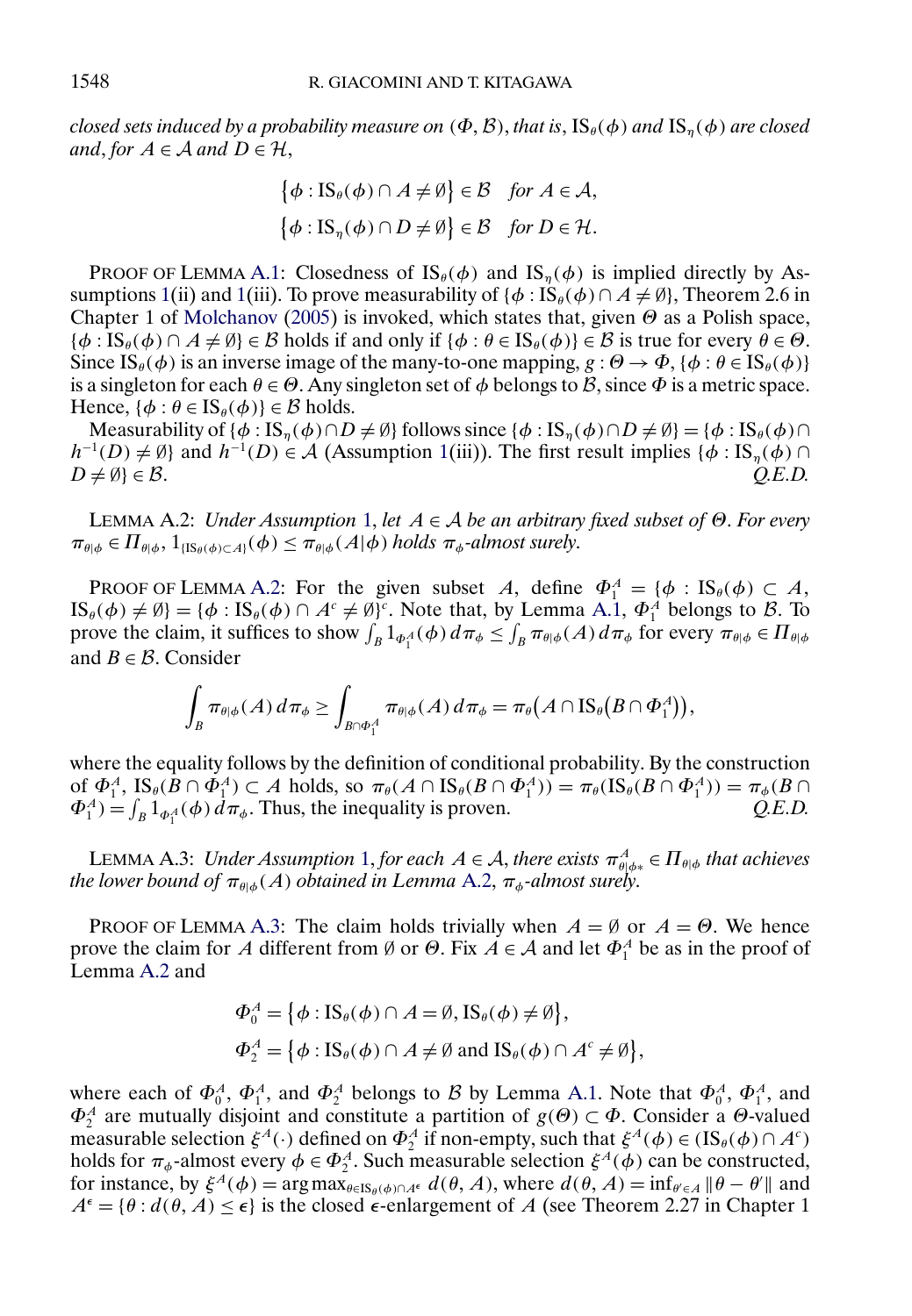*closed sets induced by a probability measure on* $(\Phi, \mathcal{B})$, *that is*, $\mathrm{IS}_\theta(\phi)$ *and* $\mathrm{IS}_\eta(\phi)$ *are closed and*, *for* $A \in \mathcal{A}$ *and* $D \in \mathcal{H}$,

$$\{\phi : \mathrm{IS}_\theta(\phi) \cap A \neq \emptyset\} \in \mathcal{B} \quad \textit{for } A \in \mathcal{A},$$
$$\{\phi : \mathrm{IS}_\eta(\phi) \cap D \neq \emptyset\} \in \mathcal{B} \quad \textit{for } D \in \mathcal{H}.$$

PROOF OF LEMMA A.1: Closedness of $\mathrm{IS}_\theta(\phi)$ and $\mathrm{IS}_\eta(\phi)$ is implied directly by Assumptions 1(ii) and 1(iii). To prove measurability of $\{\phi : \mathrm{IS}_\theta(\phi) \cap A \neq \emptyset\}$, Theorem 2.6 in Chapter 1 of Molchanov (2005) is invoked, which states that, given $\Theta$ as a Polish space, $\{\phi : \mathrm{IS}_\theta(\phi) \cap A \neq \emptyset\} \in \mathcal{B}$ holds if and only if $\{\phi : \theta \in \mathrm{IS}_\theta(\phi)\} \in \mathcal{B}$ is true for every $\theta \in \Theta$. Since $\mathrm{IS}_\theta(\phi)$ is an inverse image of the many-to-one mapping, $g : \Theta \to \Phi$, $\{\phi : \theta \in \mathrm{IS}_\theta(\phi)\}$ is a singleton for each $\theta \in \Theta$. Any singleton set of $\phi$ belongs to $\mathcal{B}$, since $\Phi$ is a metric space. Hence, $\{\phi : \theta \in \mathrm{IS}_\theta(\phi)\} \in \mathcal{B}$ holds.

Measurability of $\{\phi : \mathrm{IS}_\eta(\phi) \cap D \neq \emptyset\}$ follows since $\{\phi : \mathrm{IS}_\eta(\phi) \cap D \neq \emptyset\} = \{\phi : \mathrm{IS}_\theta(\phi) \cap h^{-1}(D) \neq \emptyset\}$ and $h^{-1}(D) \in \mathcal{A}$ (Assumption 1(iii)). The first result implies $\{\phi : \mathrm{IS}_\eta(\phi) \cap D \neq \emptyset\} \in \mathcal{B}$. *Q.E.D.*

LEMMA A.2: *Under Assumption* 1, *let* $A \in \mathcal{A}$ *be an arbitrary fixed subset of* $\Theta$. *For every* $\pi_{\theta|\phi} \in \Pi_{\theta|\phi}$, $1_{\{\mathrm{IS}_\theta(\phi) \subset A\}}(\phi) \leq \pi_{\theta|\phi}(A|\phi)$ *holds* $\pi_\phi$-*almost surely.*

PROOF OF LEMMA A.2: For the given subset $A$, define $\Phi_1^A = \{\phi : \mathrm{IS}_\theta(\phi) \subset A, \mathrm{IS}_\theta(\phi) \neq \emptyset\} = \{\phi : \mathrm{IS}_\theta(\phi) \cap A^c \neq \emptyset\}^c$. Note that, by Lemma A.1, $\Phi_1^A$ belongs to $\mathcal{B}$. To prove the claim, it suffices to show $\int_B 1_{\Phi_1^A}(\phi)\, d\pi_\phi \leq \int_B \pi_{\theta|\phi}(A)\, d\pi_\phi$ for every $\pi_{\theta|\phi} \in \Pi_{\theta|\phi}$ and $B \in \mathcal{B}$. Consider

$$\int_B \pi_{\theta|\phi}(A)\, d\pi_\phi \geq \int_{B \cap \Phi_1^A} \pi_{\theta|\phi}(A)\, d\pi_\phi = \pi_\theta\big(A \cap \mathrm{IS}_\theta\big(B \cap \Phi_1^A\big)\big),$$

where the equality follows by the definition of conditional probability. By the construction of $\Phi_1^A$, $\mathrm{IS}_\theta(B \cap \Phi_1^A) \subset A$ holds, so $\pi_\theta(A \cap \mathrm{IS}_\theta(B \cap \Phi_1^A)) = \pi_\theta(\mathrm{IS}_\theta(B \cap \Phi_1^A)) = \pi_\phi(B \cap \Phi_1^A) = \int_B 1_{\Phi_1^A}(\phi)\, d\pi_\phi$. Thus, the inequality is proven. *Q.E.D.*

LEMMA A.3: *Under Assumption* 1, *for each* $A \in \mathcal{A}$, *there exists* $\pi_{\theta|\phi*}^A \in \Pi_{\theta|\phi}$ *that achieves the lower bound of* $\pi_{\theta|\phi}(A)$ *obtained in Lemma* A.2, $\pi_\phi$-*almost surely.*

PROOF OF LEMMA A.3: The claim holds trivially when $A = \emptyset$ or $A = \Theta$. We hence prove the claim for $A$ different from $\emptyset$ or $\Theta$. Fix $A \in \mathcal{A}$ and let $\Phi_1^A$ be as in the proof of Lemma A.2 and

$$\Phi_0^A = \{\phi : \mathrm{IS}_\theta(\phi) \cap A = \emptyset, \mathrm{IS}_\theta(\phi) \neq \emptyset\},$$
$$\Phi_2^A = \{\phi : \mathrm{IS}_\theta(\phi) \cap A \neq \emptyset \text{ and } \mathrm{IS}_\theta(\phi) \cap A^c \neq \emptyset\},$$

where each of $\Phi_0^A$, $\Phi_1^A$, and $\Phi_2^A$ belongs to $\mathcal{B}$ by Lemma A.1. Note that $\Phi_0^A$, $\Phi_1^A$, and $\Phi_2^A$ are mutually disjoint and constitute a partition of $g(\Theta) \subset \Phi$. Consider a $\Theta$-valued measurable selection $\xi^A(\cdot)$ defined on $\Phi_2^A$ if non-empty, such that $\xi^A(\phi) \in (\mathrm{IS}_\theta(\phi) \cap A^c)$ holds for $\pi_\phi$-almost every $\phi \in \Phi_2^A$. Such measurable selection $\xi^A(\phi)$ can be constructed, for instance, by $\xi^A(\phi) = \arg\max_{\theta \in \mathrm{IS}_\theta(\phi) \cap A^\epsilon} d(\theta, A)$, where $d(\theta, A) = \inf_{\theta' \in A} \|\theta - \theta'\|$ and $A^\epsilon = \{\theta : d(\theta, A) \leq \epsilon\}$ is the closed $\epsilon$-enlargement of $A$ (see Theorem 2.27 in Chapter 1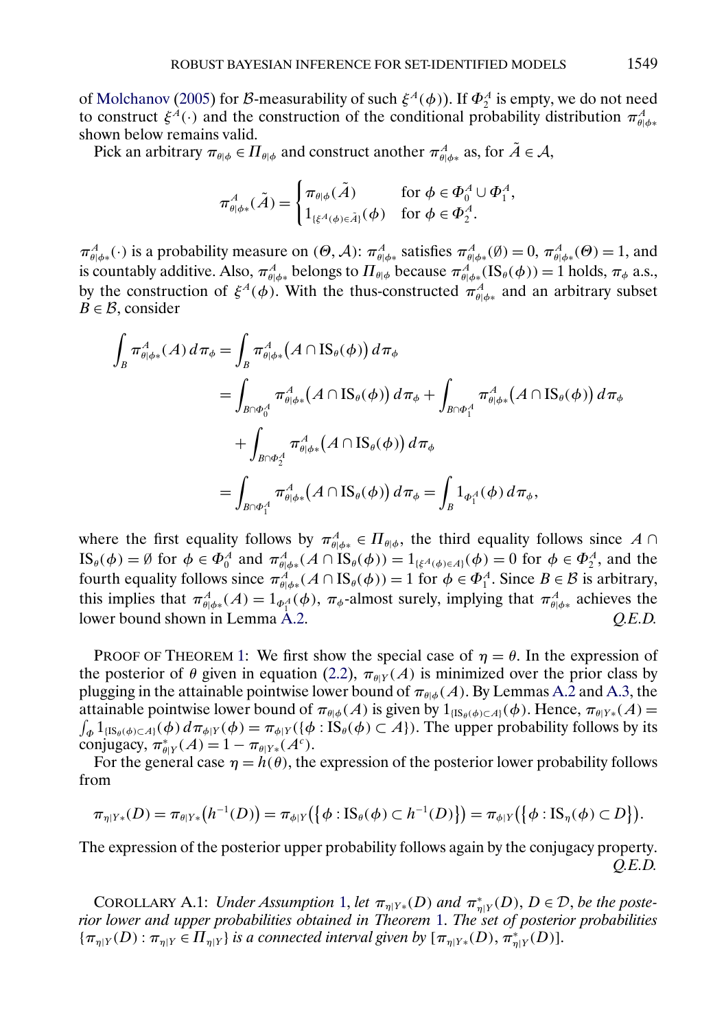of Molchanov (2005) for $\mathcal{B}$-measurability of such $\xi^A(\phi)$). If $\Phi_2^A$ is empty, we do not need to construct $\xi^A(\cdot)$ and the construction of the conditional probability distribution $\pi_{\theta|\phi*}^A$ shown below remains valid.

Pick an arbitrary $\pi_{\theta|\phi} \in \Pi_{\theta|\phi}$ and construct another $\pi_{\theta|\phi*}^A$ as, for $\tilde{A} \in \mathcal{A}$,

$$\pi_{\theta|\phi*}^A(\tilde{A}) = \begin{cases} \pi_{\theta|\phi}(\tilde{A}) & \text{for } \phi \in \Phi_0^A \cup \Phi_1^A, \\ 1_{\{\xi^A(\phi)\in\tilde{A}\}}(\phi) & \text{for } \phi \in \Phi_2^A. \end{cases}$$

$\pi_{\theta|\phi*}^A(\cdot)$ is a probability measure on $(\Theta, \mathcal{A})$: $\pi_{\theta|\phi*}^A$ satisfies $\pi_{\theta|\phi*}^A(\emptyset) = 0$, $\pi_{\theta|\phi*}^A(\Theta) = 1$, and is countably additive. Also, $\pi_{\theta|\phi*}^A$ belongs to $\Pi_{\theta|\phi}$ because $\pi_{\theta|\phi*}^A(\mathrm{IS}_\theta(\phi)) = 1$ holds, $\pi_\phi$ a.s., by the construction of $\xi^A(\phi)$. With the thus-constructed $\pi_{\theta|\phi*}^A$ and an arbitrary subset $B \in \mathcal{B}$, consider

$$\begin{aligned}
\int_B \pi_{\theta|\phi*}^A(A)\, d\pi_\phi &= \int_B \pi_{\theta|\phi*}^A\big(A \cap \mathrm{IS}_\theta(\phi)\big)\, d\pi_\phi \\
&= \int_{B\cap\Phi_0^A} \pi_{\theta|\phi*}^A\big(A \cap \mathrm{IS}_\theta(\phi)\big)\, d\pi_\phi + \int_{B\cap\Phi_1^A} \pi_{\theta|\phi*}^A\big(A \cap \mathrm{IS}_\theta(\phi)\big)\, d\pi_\phi \\
&\quad + \int_{B\cap\Phi_2^A} \pi_{\theta|\phi*}^A\big(A \cap \mathrm{IS}_\theta(\phi)\big)\, d\pi_\phi \\
&= \int_{B\cap\Phi_1^A} \pi_{\theta|\phi*}^A\big(A \cap \mathrm{IS}_\theta(\phi)\big)\, d\pi_\phi = \int_B 1_{\Phi_1^A}(\phi)\, d\pi_\phi,
\end{aligned}$$

where the first equality follows by $\pi_{\theta|\phi*}^A \in \Pi_{\theta|\phi}$, the third equality follows since $A \cap \mathrm{IS}_\theta(\phi) = \emptyset$ for $\phi \in \Phi_0^A$ and $\pi_{\theta|\phi*}^A(A \cap \mathrm{IS}_\theta(\phi)) = 1_{\{\xi^A(\phi)\in A\}}(\phi) = 0$ for $\phi \in \Phi_2^A$, and the fourth equality follows since $\pi_{\theta|\phi*}^A(A \cap \mathrm{IS}_\theta(\phi)) = 1$ for $\phi \in \Phi_1^A$. Since $B \in \mathcal{B}$ is arbitrary, this implies that $\pi_{\theta|\phi*}^A(A) = 1_{\Phi_1^A}(\phi)$, $\pi_\phi$-almost surely, implying that $\pi_{\theta|\phi*}^A$ achieves the lower bound shown in Lemma A.2. *Q.E.D.*

PROOF OF THEOREM 1: We first show the special case of $\eta = \theta$. In the expression of the posterior of $\theta$ given in equation (2.2), $\pi_{\theta|Y}(A)$ is minimized over the prior class by plugging in the attainable pointwise lower bound of $\pi_{\theta|\phi}(A)$. By Lemmas A.2 and A.3, the attainable pointwise lower bound of $\pi_{\theta|\phi}(A)$ is given by $1_{\{\mathrm{IS}_\theta(\phi)\subset A\}}(\phi)$. Hence, $\pi_{\theta|Y*}(A) = \int_\Phi 1_{\{\mathrm{IS}_\theta(\phi)\subset A\}}(\phi)\, d\pi_{\phi|Y}(\phi) = \pi_{\phi|Y}(\{\phi : \mathrm{IS}_\theta(\phi) \subset A\})$. The upper probability follows by its conjugacy, $\pi_{\theta|Y}^*(A) = 1 - \pi_{\theta|Y*}(A^c)$.

For the general case $\eta = h(\theta)$, the expression of the posterior lower probability follows from

$$\pi_{\eta|Y*}(D) = \pi_{\theta|Y*}\big(h^{-1}(D)\big) = \pi_{\phi|Y}\big(\{\phi : \mathrm{IS}_\theta(\phi) \subset h^{-1}(D)\}\big) = \pi_{\phi|Y}\big(\{\phi : \mathrm{IS}_\eta(\phi) \subset D\}\big).$$

The expression of the posterior upper probability follows again by the conjugacy property. *Q.E.D.*

COROLLARY A.1: *Under Assumption 1, let $\pi_{\eta|Y*}(D)$ and $\pi_{\eta|Y}^*(D)$, $D \in \mathcal{D}$, be the posterior lower and upper probabilities obtained in Theorem 1. The set of posterior probabilities $\{\pi_{\eta|Y}(D) : \pi_{\eta|Y} \in \Pi_{\eta|Y}\}$ is a connected interval given by $[\pi_{\eta|Y*}(D), \pi_{\eta|Y}^*(D)]$.*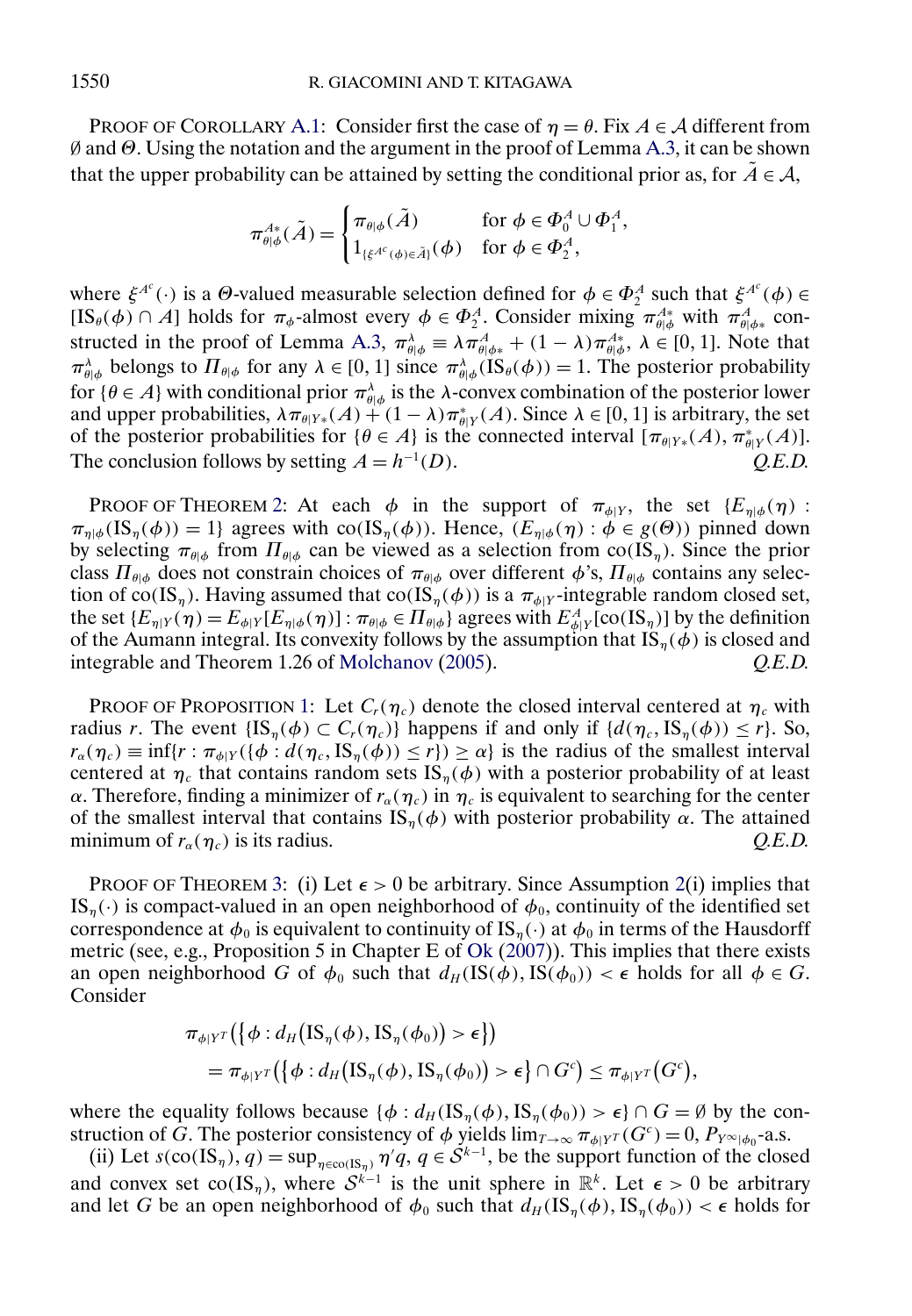PROOF OF COROLLARY A.1: Consider first the case of $\eta = \theta$. Fix $A \in \mathcal{A}$ different from $\emptyset$ and $\Theta$. Using the notation and the argument in the proof of Lemma A.3, it can be shown that the upper probability can be attained by setting the conditional prior as, for $\tilde{A} \in \mathcal{A}$,

$$\pi^{A*}_{\theta|\phi}(\tilde{A}) = \begin{cases} \pi_{\theta|\phi}(\tilde{A}) & \text{for } \phi \in \Phi^A_0 \cup \Phi^A_1, \\ 1_{\{\xi^{A^c}(\phi) \in \tilde{A}\}}(\phi) & \text{for } \phi \in \Phi^A_2, \end{cases}$$

where $\xi^{A^c}(\cdot)$ is a $\Theta$-valued measurable selection defined for $\phi \in \Phi^A_2$ such that $\xi^{A^c}(\phi) \in [\mathrm{IS}_\theta(\phi) \cap A]$ holds for $\pi_\phi$-almost every $\phi \in \Phi^A_2$. Consider mixing $\pi^{A*}_{\theta|\phi}$ with $\pi^{A}_{\theta|\phi*}$ constructed in the proof of Lemma A.3, $\pi^\lambda_{\theta|\phi} \equiv \lambda \pi^A_{\theta|\phi*} + (1-\lambda)\pi^{A*}_{\theta|\phi}$, $\lambda \in [0,1]$. Note that $\pi^\lambda_{\theta|\phi}$ belongs to $\Pi_{\theta|\phi}$ for any $\lambda \in [0,1]$ since $\pi^\lambda_{\theta|\phi}(\mathrm{IS}_\theta(\phi)) = 1$. The posterior probability for $\{\theta \in A\}$ with conditional prior $\pi^\lambda_{\theta|\phi}$ is the $\lambda$-convex combination of the posterior lower and upper probabilities, $\lambda \pi_{\theta|Y*}(A) + (1-\lambda)\pi^*_{\theta|Y}(A)$. Since $\lambda \in [0,1]$ is arbitrary, the set of the posterior probabilities for $\{\theta \in A\}$ is the connected interval $[\pi_{\theta|Y*}(A), \pi^*_{\theta|Y}(A)]$. The conclusion follows by setting $A = h^{-1}(D)$. *Q.E.D.*

PROOF OF THEOREM 2: At each $\phi$ in the support of $\pi_{\phi|Y}$, the set $\{E_{\eta|\phi}(\eta) : \pi_{\eta|\phi}(\mathrm{IS}_\eta(\phi)) = 1\}$ agrees with $\mathrm{co}(\mathrm{IS}_\eta(\phi))$. Hence, $(E_{\eta|\phi}(\eta) : \phi \in g(\Theta))$ pinned down by selecting $\pi_{\theta|\phi}$ from $\Pi_{\theta|\phi}$ can be viewed as a selection from $\mathrm{co}(\mathrm{IS}_\eta)$. Since the prior class $\Pi_{\theta|\phi}$ does not constrain choices of $\pi_{\theta|\phi}$ over different $\phi$'s, $\Pi_{\theta|\phi}$ contains any selection of $\mathrm{co}(\mathrm{IS}_\eta)$. Having assumed that $\mathrm{co}(\mathrm{IS}_\eta(\phi))$ is a $\pi_{\phi|Y}$-integrable random closed set, the set $\{E_{\eta|Y}(\eta) = E_{\phi|Y}[E_{\eta|\phi}(\eta)] : \pi_{\theta|\phi} \in \Pi_{\theta|\phi}\}$ agrees with $E^A_{\phi|Y}[\mathrm{co}(\mathrm{IS}_\eta)]$ by the definition of the Aumann integral. Its convexity follows by the assumption that $\mathrm{IS}_\eta(\phi)$ is closed and integrable and Theorem 1.26 of Molchanov (2005). *Q.E.D.*

PROOF OF PROPOSITION 1: Let $C_r(\eta_c)$ denote the closed interval centered at $\eta_c$ with radius $r$. The event $\{\mathrm{IS}_\eta(\phi) \subset C_r(\eta_c)\}$ happens if and only if $\{d(\eta_c, \mathrm{IS}_\eta(\phi)) \leq r\}$. So, $r_\alpha(\eta_c) \equiv \inf\{r : \pi_{\phi|Y}(\{\phi : d(\eta_c, \mathrm{IS}_\eta(\phi)) \leq r\}) \geq \alpha\}$ is the radius of the smallest interval centered at $\eta_c$ that contains random sets $\mathrm{IS}_\eta(\phi)$ with a posterior probability of at least $\alpha$. Therefore, finding a minimizer of $r_\alpha(\eta_c)$ in $\eta_c$ is equivalent to searching for the center of the smallest interval that contains $\mathrm{IS}_\eta(\phi)$ with posterior probability $\alpha$. The attained minimum of $r_\alpha(\eta_c)$ is its radius. *Q.E.D.*

PROOF OF THEOREM 3: (i) Let $\epsilon > 0$ be arbitrary. Since Assumption 2(i) implies that $\mathrm{IS}_\eta(\cdot)$ is compact-valued in an open neighborhood of $\phi_0$, continuity of the identified set correspondence at $\phi_0$ is equivalent to continuity of $\mathrm{IS}_\eta(\cdot)$ at $\phi_0$ in terms of the Hausdorff metric (see, e.g., Proposition 5 in Chapter E of Ok (2007)). This implies that there exists an open neighborhood $G$ of $\phi_0$ such that $d_H(\mathrm{IS}(\phi), \mathrm{IS}(\phi_0)) < \epsilon$ holds for all $\phi \in G$. Consider

$$\begin{aligned} &\pi_{\phi|Y^T}\big(\{\phi : d_H(\mathrm{IS}_\eta(\phi), \mathrm{IS}_\eta(\phi_0)) > \epsilon\}\big) \\ &\quad = \pi_{\phi|Y^T}\big(\{\phi : d_H(\mathrm{IS}_\eta(\phi), \mathrm{IS}_\eta(\phi_0)) > \epsilon\} \cap G^c\big) \leq \pi_{\phi|Y^T}(G^c), \end{aligned}$$

where the equality follows because $\{\phi : d_H(\mathrm{IS}_\eta(\phi), \mathrm{IS}_\eta(\phi_0)) > \epsilon\} \cap G = \emptyset$ by the construction of $G$. The posterior consistency of $\phi$ yields $\lim_{T\to\infty} \pi_{\phi|Y^T}(G^c) = 0$, $P_{Y^\infty|\phi_0}$-a.s.

(ii) Let $s(\mathrm{co}(\mathrm{IS}_\eta), q) = \sup_{\eta \in \mathrm{co}(\mathrm{IS}_\eta)} \eta' q$, $q \in \mathcal{S}^{k-1}$, be the support function of the closed and convex set $\mathrm{co}(\mathrm{IS}_\eta)$, where $\mathcal{S}^{k-1}$ is the unit sphere in $\mathbb{R}^k$. Let $\epsilon > 0$ be arbitrary and let $G$ be an open neighborhood of $\phi_0$ such that $d_H(\mathrm{IS}_\eta(\phi), \mathrm{IS}_\eta(\phi_0)) < \epsilon$ holds for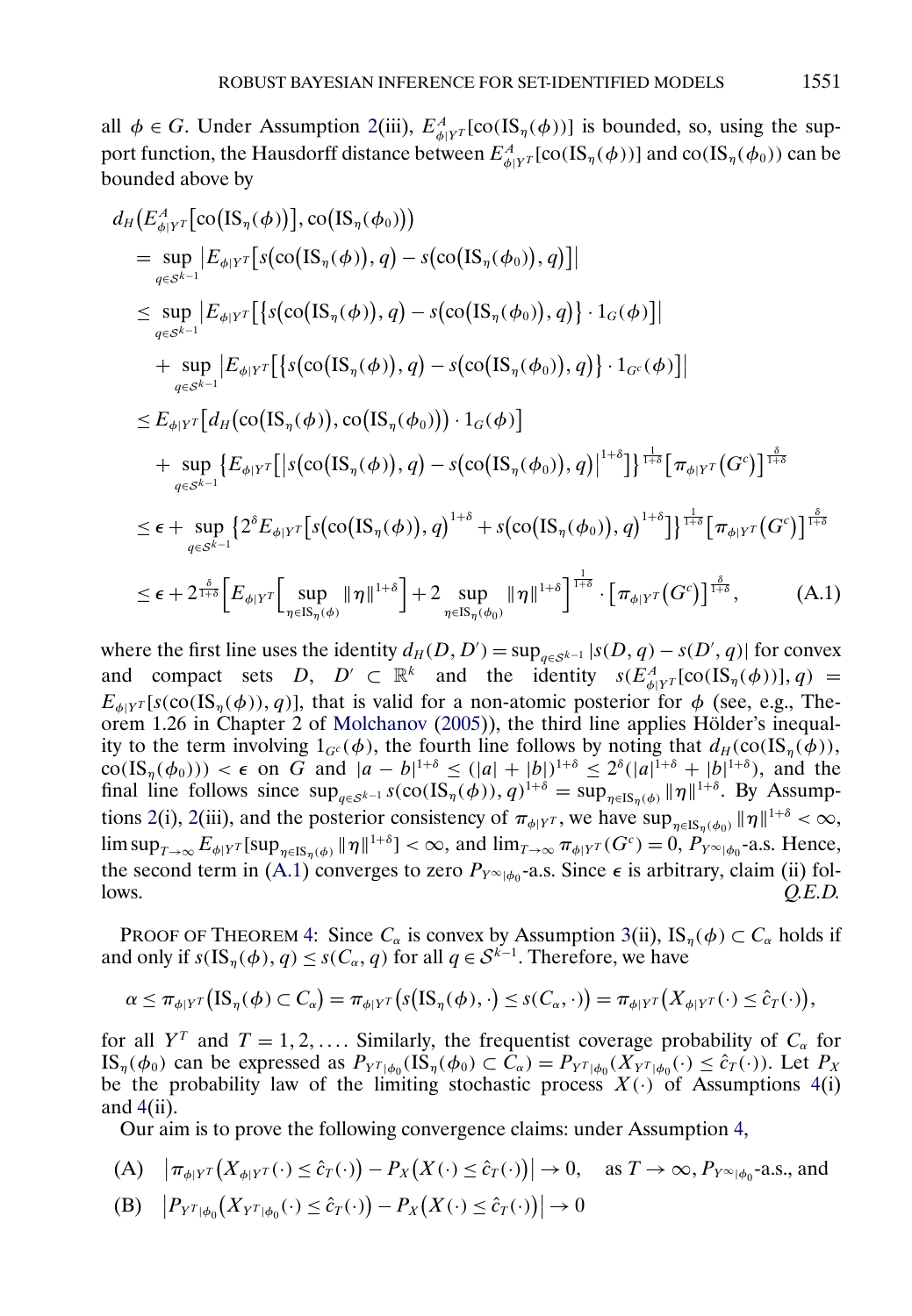all $\phi \in G$. Under Assumption 2(iii), $E^A_{\phi|Y^T}[\text{co}(\text{IS}_\eta(\phi))]$ is bounded, so, using the support function, the Hausdorff distance between $E^A_{\phi|Y^T}[\text{co}(\text{IS}_\eta(\phi))]$ and $\text{co}(\text{IS}_\eta(\phi_0))$ can be bounded above by

$$
\begin{aligned}
& d_H\big(E^A_{\phi|Y^T}\big[\text{co}\big(\text{IS}_\eta(\phi)\big)\big], \text{co}\big(\text{IS}_\eta(\phi_0)\big)\big) \\
&= \sup_{q \in \mathcal{S}^{k-1}} \big| E_{\phi|Y^T}\big[s\big(\text{co}\big(\text{IS}_\eta(\phi)\big), q\big) - s\big(\text{co}\big(\text{IS}_\eta(\phi_0)\big), q\big)\big]\big| \\
&\leq \sup_{q \in \mathcal{S}^{k-1}} \big| E_{\phi|Y^T}\big[\big\{s\big(\text{co}\big(\text{IS}_\eta(\phi)\big), q\big) - s\big(\text{co}\big(\text{IS}_\eta(\phi_0)\big), q\big)\big\} \cdot 1_G(\phi)\big]\big| \\
&\quad + \sup_{q \in \mathcal{S}^{k-1}} \big| E_{\phi|Y^T}\big[\big\{s\big(\text{co}\big(\text{IS}_\eta(\phi)\big), q\big) - s\big(\text{co}\big(\text{IS}_\eta(\phi_0)\big), q\big)\big\} \cdot 1_{G^c}(\phi)\big]\big| \\
&\leq E_{\phi|Y^T}\big[d_H\big(\text{co}\big(\text{IS}_\eta(\phi)\big), \text{co}\big(\text{IS}_\eta(\phi_0)\big)\big) \cdot 1_G(\phi)\big] \\
&\quad + \sup_{q \in \mathcal{S}^{k-1}} \big\{ E_{\phi|Y^T}\big[\big|s\big(\text{co}\big(\text{IS}_\eta(\phi)\big), q\big) - s\big(\text{co}\big(\text{IS}_\eta(\phi_0)\big), q\big)\big|^{1+\delta}\big]\big\}^{\frac{1}{1+\delta}} \big[\pi_{\phi|Y^T}\big(G^c\big)\big]^{\frac{\delta}{1+\delta}} \\
&\leq \epsilon + \sup_{q \in \mathcal{S}^{k-1}} \big\{ 2^\delta E_{\phi|Y^T}\big[s\big(\text{co}\big(\text{IS}_\eta(\phi)\big), q\big)^{1+\delta} + s\big(\text{co}\big(\text{IS}_\eta(\phi_0)\big), q\big)^{1+\delta}\big]\big\}^{\frac{1}{1+\delta}} \big[\pi_{\phi|Y^T}\big(G^c\big)\big]^{\frac{\delta}{1+\delta}} \\
&\leq \epsilon + 2^{\frac{\delta}{1+\delta}} \Big[ E_{\phi|Y^T}\Big[\sup_{\eta \in \text{IS}_\eta(\phi)} \|\eta\|^{1+\delta}\Big] + 2 \sup_{\eta \in \text{IS}_\eta(\phi_0)} \|\eta\|^{1+\delta} \Big]^{\frac{1}{1+\delta}} \cdot \big[\pi_{\phi|Y^T}\big(G^c\big)\big]^{\frac{\delta}{1+\delta}}, \qquad \text{(A.1)}
\end{aligned}
$$

where the first line uses the identity $d_H(D, D') = \sup_{q \in \mathcal{S}^{k-1}} |s(D, q) - s(D', q)|$ for convex and compact sets $D$, $D' \subset \mathbb{R}^k$ and the identity $s(E^A_{\phi|Y^T}[\text{co}(\text{IS}_\eta(\phi))], q) = E_{\phi|Y^T}[s(\text{co}(\text{IS}_\eta(\phi)), q)]$, that is valid for a non-atomic posterior for $\phi$ (see, e.g., Theorem 1.26 in Chapter 2 of Molchanov (2005)), the third line applies Hölder's inequality to the term involving $1_{G^c}(\phi)$, the fourth line follows by noting that $d_H(\text{co}(\text{IS}_\eta(\phi)), \text{co}(\text{IS}_\eta(\phi_0))) < \epsilon$ on $G$ and $|a - b|^{1+\delta} \leq (|a| + |b|)^{1+\delta} \leq 2^\delta(|a|^{1+\delta} + |b|^{1+\delta})$, and the final line follows since $\sup_{q \in \mathcal{S}^{k-1}} s(\text{co}(\text{IS}_\eta(\phi)), q)^{1+\delta} = \sup_{\eta \in \text{IS}_\eta(\phi)} \|\eta\|^{1+\delta}$. By Assumptions 2(i), 2(iii), and the posterior consistency of $\pi_{\phi|Y^T}$, we have $\sup_{\eta \in \text{IS}_\eta(\phi_0)} \|\eta\|^{1+\delta} < \infty$, $\limsup_{T \to \infty} E_{\phi|Y^T}[\sup_{\eta \in \text{IS}_\eta(\phi)} \|\eta\|^{1+\delta}] < \infty$, and $\lim_{T \to \infty} \pi_{\phi|Y^T}(G^c) = 0$, $P_{Y^\infty|\phi_0}$-a.s. Hence, the second term in (A.1) converges to zero $P_{Y^\infty|\phi_0}$-a.s. Since $\epsilon$ is arbitrary, claim (ii) follows. *Q.E.D.*

PROOF OF THEOREM 4: Since $C_\alpha$ is convex by Assumption 3(ii), $\text{IS}_\eta(\phi) \subset C_\alpha$ holds if and only if $s(\text{IS}_\eta(\phi), q) \leq s(C_\alpha, q)$ for all $q \in \mathcal{S}^{k-1}$. Therefore, we have

$$
\alpha \leq \pi_{\phi|Y^T}\big(\text{IS}_\eta(\phi) \subset C_\alpha\big) = \pi_{\phi|Y^T}\big(s\big(\text{IS}_\eta(\phi), \cdot\big) \leq s(C_\alpha, \cdot)\big) = \pi_{\phi|Y^T}\big(X_{\phi|Y^T}(\cdot) \leq \hat{c}_T(\cdot)\big),
$$

for all $Y^T$ and $T = 1, 2, \ldots$. Similarly, the frequentist coverage probability of $C_\alpha$ for $\text{IS}_\eta(\phi_0)$ can be expressed as $P_{Y^T|\phi_0}(\text{IS}_\eta(\phi_0) \subset C_\alpha) = P_{Y^T|\phi_0}(X_{Y^T|\phi_0}(\cdot) \leq \hat{c}_T(\cdot))$. Let $P_X$ be the probability law of the limiting stochastic process $X(\cdot)$ of Assumptions 4(i) and 4(ii).

Our aim is to prove the following convergence claims: under Assumption 4,

(A) $\big|\pi_{\phi|Y^T}\big(X_{\phi|Y^T}(\cdot) \leq \hat{c}_T(\cdot)\big) - P_X\big(X(\cdot) \leq \hat{c}_T(\cdot)\big)\big| \to 0$, as $T \to \infty$, $P_{Y^\infty|\phi_0}$-a.s., and

(B) $\big|P_{Y^T|\phi_0}\big(X_{Y^T|\phi_0}(\cdot) \leq \hat{c}_T(\cdot)\big) - P_X\big(X(\cdot) \leq \hat{c}_T(\cdot)\big)\big| \to 0$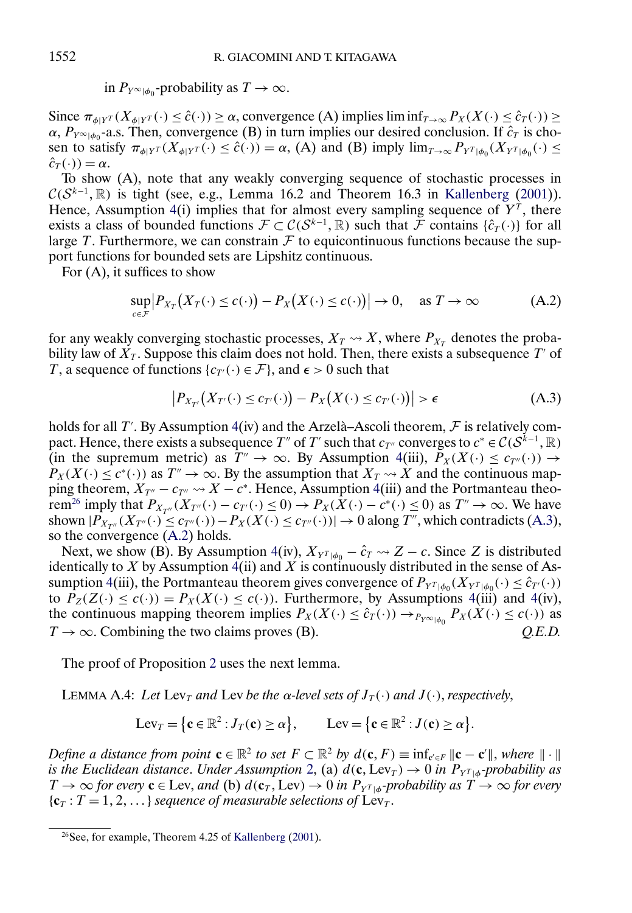in $P_{Y^\infty|\phi_0}$-probability as $T \to \infty$.

Since $\pi_{\phi|Y^T}(X_{\phi|Y^T}(\cdot) \le \hat{c}(\cdot)) \ge \alpha$, convergence (A) implies $\liminf_{T\to\infty} P_X(X(\cdot) \le \hat{c}_T(\cdot)) \ge \alpha$, $P_{Y^\infty|\phi_0}$-a.s. Then, convergence (B) in turn implies our desired conclusion. If $\hat{c}_T$ is chosen to satisfy $\pi_{\phi|Y^T}(X_{\phi|Y^T}(\cdot) \le \hat{c}(\cdot)) = \alpha$, (A) and (B) imply $\lim_{T\to\infty} P_{Y^T|\phi_0}(X_{Y^T|\phi_0}(\cdot) \le \hat{c}_T(\cdot)) = \alpha$.

To show (A), note that any weakly converging sequence of stochastic processes in $\mathcal{C}(\mathcal{S}^{k-1}, \mathbb{R})$ is tight (see, e.g., Lemma 16.2 and Theorem 16.3 in Kallenberg (2001)). Hence, Assumption 4(i) implies that for almost every sampling sequence of $Y^T$, there exists a class of bounded functions $\mathcal{F} \subset \mathcal{C}(\mathcal{S}^{k-1}, \mathbb{R})$ such that $\mathcal{F}$ contains $\{\hat{c}_T(\cdot)\}$ for all large $T$. Furthermore, we can constrain $\mathcal{F}$ to equicontinuous functions because the support functions for bounded sets are Lipshitz continuous.

For (A), it suffices to show

$$\sup_{c\in\mathcal{F}} \left|P_{X_T}\big(X_T(\cdot) \le c(\cdot)\big) - P_X\big(X(\cdot) \le c(\cdot)\big)\right| \to 0, \quad \text{as } T \to \infty \tag{A.2}$$

for any weakly converging stochastic processes, $X_T \rightsquigarrow X$, where $P_{X_T}$ denotes the probability law of $X_T$. Suppose this claim does not hold. Then, there exists a subsequence $T'$ of $T$, a sequence of functions $\{c_{T'}(\cdot) \in \mathcal{F}\}$, and $\epsilon > 0$ such that

$$\left|P_{X_{T'}}\big(X_{T'}(\cdot) \le c_{T'}(\cdot)\big) - P_X\big(X(\cdot) \le c_{T'}(\cdot)\big)\right| > \epsilon \tag{A.3}$$

holds for all $T'$. By Assumption 4(iv) and the Arzelà–Ascoli theorem, $\mathcal{F}$ is relatively compact. Hence, there exists a subsequence $T''$ of $T'$ such that $c_{T''}$ converges to $c^* \in \mathcal{C}(\mathcal{S}^{k-1}, \mathbb{R})$ (in the supremum metric) as $T'' \to \infty$. By Assumption 4(iii), $P_X(X(\cdot) \le c_{T''}(\cdot)) \to P_X(X(\cdot) \le c^*(\cdot))$ as $T'' \to \infty$. By the assumption that $X_T \rightsquigarrow X$ and the continuous mapping theorem, $X_{T''} - c_{T''} \rightsquigarrow X - c^*$. Hence, Assumption 4(iii) and the Portmanteau theorem[26] imply that $P_{X_{T''}}(X_{T''}(\cdot) - c_{T''}(\cdot) \le 0) \to P_X(X(\cdot) - c^*(\cdot) \le 0)$ as $T'' \to \infty$. We have shown $|P_{X_{T''}}(X_{T''}(\cdot) \le c_{T''}(\cdot)) - P_X(X(\cdot) \le c_{T''}(\cdot))| \to 0$ along $T''$, which contradicts (A.3), so the convergence (A.2) holds.

Next, we show (B). By Assumption 4(iv), $X_{Y^T|\phi_0} - \hat{c}_T \rightsquigarrow Z - c$. Since $Z$ is distributed identically to $X$ by Assumption 4(ii) and $X$ is continuously distributed in the sense of Assumption 4(iii), the Portmanteau theorem gives convergence of $P_{Y^T|\phi_0}(X_{Y^T|\phi_0}(\cdot) \le \hat{c}_T(\cdot))$ to $P_Z(Z(\cdot) \le c(\cdot)) = P_X(X(\cdot) \le c(\cdot))$. Furthermore, by Assumptions 4(iii) and 4(iv), the continuous mapping theorem implies $P_X(X(\cdot) \le \hat{c}_T(\cdot)) \to_{P_{Y^\infty|\phi_0}} P_X(X(\cdot) \le c(\cdot))$ as $T \to \infty$. Combining the two claims proves (B). *Q.E.D.*

The proof of Proposition 2 uses the next lemma.

LEMMA A.4: *Let* $\mathrm{Lev}_T$ *and* $\mathrm{Lev}$ *be the* $\alpha$*-level sets of* $J_T(\cdot)$ *and* $J(\cdot)$, *respectively*,

$$\mathrm{Lev}_T = \{\mathbf{c} \in \mathbb{R}^2 : J_T(\mathbf{c}) \ge \alpha\}, \qquad \mathrm{Lev} = \{\mathbf{c} \in \mathbb{R}^2 : J(\mathbf{c}) \ge \alpha\}.$$

*Define a distance from point* $\mathbf{c} \in \mathbb{R}^2$ *to set* $F \subset \mathbb{R}^2$ *by* $d(\mathbf{c}, F) \equiv \inf_{\mathbf{c}'\in F} \|\mathbf{c} - \mathbf{c}'\|$, *where* $\|\cdot\|$ *is the Euclidean distance. Under Assumption 2,* (a) $d(\mathbf{c}, \mathrm{Lev}_T) \to 0$ *in* $P_{Y^T|\phi}$*-probability as* $T \to \infty$ *for every* $\mathbf{c} \in \mathrm{Lev}$, *and* (b) $d(\mathbf{c}_T, \mathrm{Lev}) \to 0$ *in* $P_{Y^T|\phi}$*-probability as* $T \to \infty$ *for every* $\{\mathbf{c}_T : T = 1, 2, \dots\}$ *sequence of measurable selections of* $\mathrm{Lev}_T$.

[26] See, for example, Theorem 4.25 of Kallenberg (2001).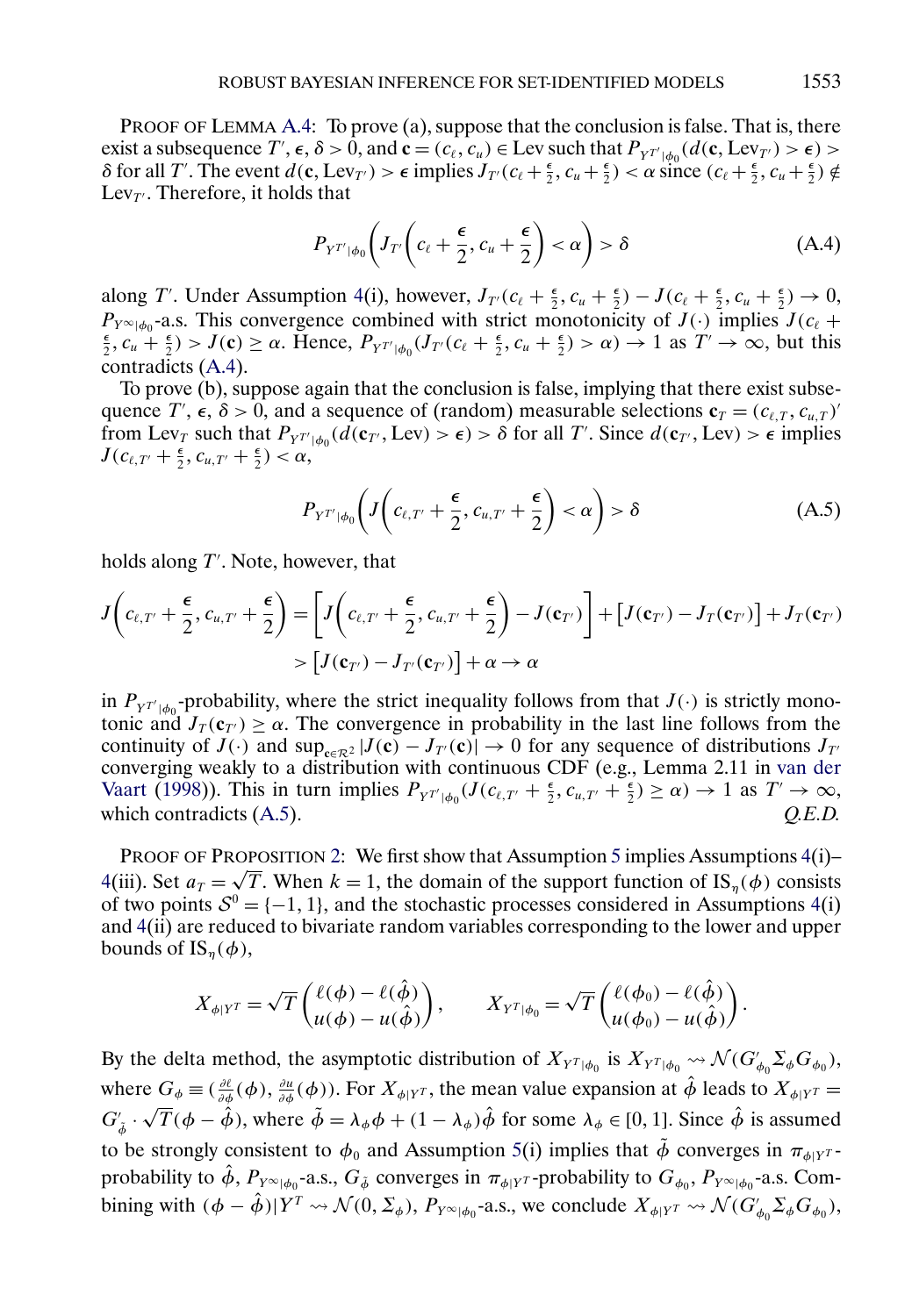PROOF OF LEMMA A.4: To prove (a), suppose that the conclusion is false. That is, there exist a subsequence $T'$, $\epsilon$, $\delta > 0$, and $\mathbf{c} = (c_\ell, c_u) \in \text{Lev}$ such that $P_{Y^{T'}|\phi_0}(d(\mathbf{c}, \text{Lev}_{T'}) > \epsilon) > \delta$ for all $T'$. The event $d(\mathbf{c}, \text{Lev}_{T'}) > \epsilon$ implies $J_{T'}(c_\ell + \frac{\epsilon}{2}, c_u + \frac{\epsilon}{2}) < \alpha$ since $(c_\ell + \frac{\epsilon}{2}, c_u + \frac{\epsilon}{2}) \notin \text{Lev}_{T'}$. Therefore, it holds that

$$P_{Y^{T'}|\phi_0}\left(J_{T'}\left(c_\ell + \frac{\epsilon}{2}, c_u + \frac{\epsilon}{2}\right) < \alpha\right) > \delta \tag{A.4}$$

along $T'$. Under Assumption 4(i), however, $J_{T'}(c_\ell + \frac{\epsilon}{2}, c_u + \frac{\epsilon}{2}) - J(c_\ell + \frac{\epsilon}{2}, c_u + \frac{\epsilon}{2}) \to 0$, $P_{Y^\infty|\phi_0}$-a.s. This convergence combined with strict monotonicity of $J(\cdot)$ implies $J(c_\ell + \frac{\epsilon}{2}, c_u + \frac{\epsilon}{2}) > J(\mathbf{c}) \geq \alpha$. Hence, $P_{Y^{T'}|\phi_0}(J_{T'}(c_\ell + \frac{\epsilon}{2}, c_u + \frac{\epsilon}{2}) > \alpha) \to 1$ as $T' \to \infty$, but this contradicts (A.4).

To prove (b), suppose again that the conclusion is false, implying that there exist subsequence $T'$, $\epsilon$, $\delta > 0$, and a sequence of (random) measurable selections $\mathbf{c}_T = (c_{\ell,T}, c_{u,T})'$ from $\text{Lev}_T$ such that $P_{Y^{T'}|\phi_0}(d(\mathbf{c}_{T'}, \text{Lev}) > \epsilon) > \delta$ for all $T'$. Since $d(\mathbf{c}_{T'}, \text{Lev}) > \epsilon$ implies $J(c_{\ell,T'} + \frac{\epsilon}{2}, c_{u,T'} + \frac{\epsilon}{2}) < \alpha$,

$$P_{Y^{T'}|\phi_0}\left(J\left(c_{\ell,T'} + \frac{\epsilon}{2}, c_{u,T'} + \frac{\epsilon}{2}\right) < \alpha\right) > \delta \tag{A.5}$$

holds along $T'$. Note, however, that

$$\begin{aligned}
J\left(c_{\ell,T'} + \frac{\epsilon}{2}, c_{u,T'} + \frac{\epsilon}{2}\right) &= \left[J\left(c_{\ell,T'} + \frac{\epsilon}{2}, c_{u,T'} + \frac{\epsilon}{2}\right) - J(\mathbf{c}_{T'})\right] + \left[J(\mathbf{c}_{T'}) - J_T(\mathbf{c}_{T'})\right] + J_T(\mathbf{c}_{T'}) \\
&> \left[J(\mathbf{c}_{T'}) - J_{T'}(\mathbf{c}_{T'})\right] + \alpha \to \alpha
\end{aligned}$$

in $P_{Y^{T'}|\phi_0}$-probability, where the strict inequality follows from that $J(\cdot)$ is strictly monotonic and $J_T(\mathbf{c}_{T'}) \geq \alpha$. The convergence in probability in the last line follows from the continuity of $J(\cdot)$ and $\sup_{\mathbf{c} \in \mathcal{R}^2} |J(\mathbf{c}) - J_{T'}(\mathbf{c})| \to 0$ for any sequence of distributions $J_{T'}$ converging weakly to a distribution with continuous CDF (e.g., Lemma 2.11 in van der Vaart (1998)). This in turn implies $P_{Y^{T'}|\phi_0}(J(c_{\ell,T'} + \frac{\epsilon}{2}, c_{u,T'} + \frac{\epsilon}{2}) \geq \alpha) \to 1$ as $T' \to \infty$, which contradicts (A.5). *Q.E.D.*

PROOF OF PROPOSITION 2: We first show that Assumption 5 implies Assumptions 4(i)–4(iii). Set $a_T = \sqrt{T}$. When $k = 1$, the domain of the support function of $\text{IS}_\eta(\phi)$ consists of two points $\mathcal{S}^0 = \{-1, 1\}$, and the stochastic processes considered in Assumptions 4(i) and 4(ii) are reduced to bivariate random variables corresponding to the lower and upper bounds of $\text{IS}_\eta(\phi)$,

$$X_{\phi|Y^T} = \sqrt{T}\begin{pmatrix} \ell(\phi) - \ell(\hat{\phi}) \\ u(\phi) - u(\hat{\phi}) \end{pmatrix}, \qquad X_{Y^T|\phi_0} = \sqrt{T}\begin{pmatrix} \ell(\phi_0) - \ell(\hat{\phi}) \\ u(\phi_0) - u(\hat{\phi}) \end{pmatrix}.$$

By the delta method, the asymptotic distribution of $X_{Y^T|\phi_0}$ is $X_{Y^T|\phi_0} \rightsquigarrow \mathcal{N}(G'_{\phi_0}\Sigma_\phi G_{\phi_0})$, where $G_\phi \equiv (\frac{\partial \ell}{\partial \phi}(\phi), \frac{\partial u}{\partial \phi}(\phi))$. For $X_{\phi|Y^T}$, the mean value expansion at $\hat{\phi}$ leads to $X_{\phi|Y^T} = G'_{\tilde{\phi}} \cdot \sqrt{T}(\phi - \hat{\phi})$, where $\tilde{\phi} = \lambda_\phi \phi + (1 - \lambda_\phi)\hat{\phi}$ for some $\lambda_\phi \in [0, 1]$. Since $\hat{\phi}$ is assumed to be strongly consistent to $\phi_0$ and Assumption 5(i) implies that $\tilde{\phi}$ converges in $\pi_{\phi|Y^T}$-probability to $\hat{\phi}$, $P_{Y^\infty|\phi_0}$-a.s., $G_{\tilde{\phi}}$ converges in $\pi_{\phi|Y^T}$-probability to $G_{\phi_0}$, $P_{Y^\infty|\phi_0}$-a.s. Combining with $(\phi - \hat{\phi})|Y^T \rightsquigarrow \mathcal{N}(0, \Sigma_\phi)$, $P_{Y^\infty|\phi_0}$-a.s., we conclude $X_{\phi|Y^T} \rightsquigarrow \mathcal{N}(G'_{\phi_0}\Sigma_\phi G_{\phi_0})$,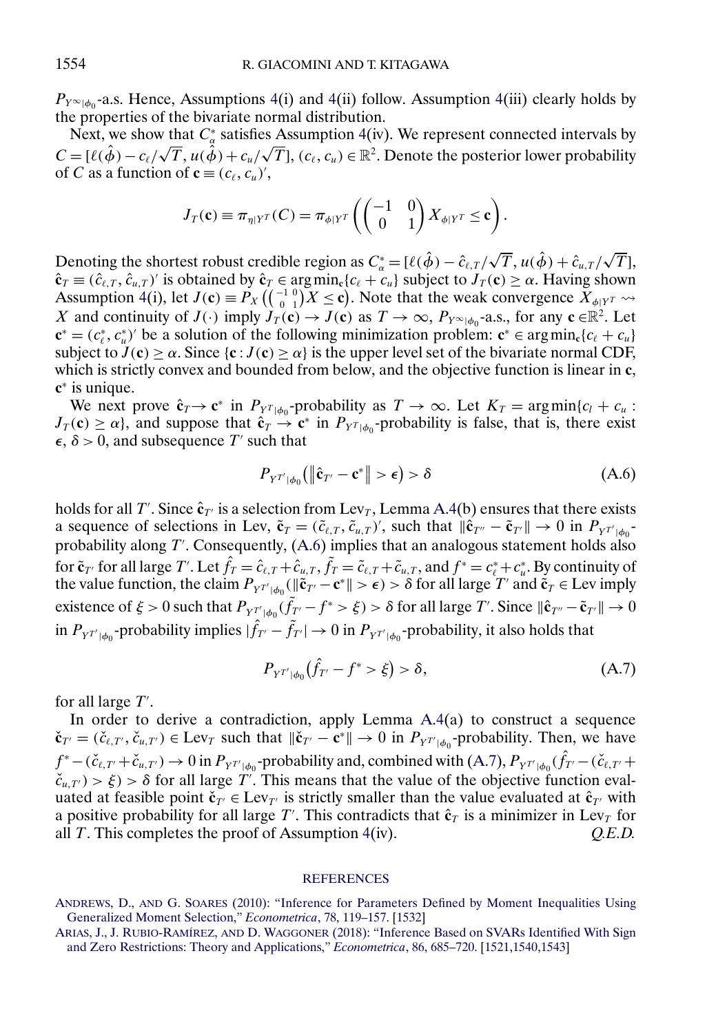$P_{Y^\infty|\phi_0}$-a.s. Hence, Assumptions 4(i) and 4(ii) follow. Assumption 4(iii) clearly holds by the properties of the bivariate normal distribution.

Next, we show that $C_\alpha^*$ satisfies Assumption 4(iv). We represent connected intervals by $C = [\ell(\hat{\phi}) - c_\ell/\sqrt{T}, u(\hat{\phi}) + c_u/\sqrt{T}]$, $(c_\ell, c_u) \in \mathbb{R}^2$. Denote the posterior lower probability of $C$ as a function of $\mathbf{c} \equiv (c_\ell, c_u)'$,

$$J_T(\mathbf{c}) \equiv \pi_{\eta|Y^T}(C) = \pi_{\phi|Y^T}\left(\begin{pmatrix} -1 & 0 \\ 0 & 1 \end{pmatrix} X_{\phi|Y^T} \leq \mathbf{c}\right).$$

Denoting the shortest robust credible region as $C_\alpha^* = [\ell(\hat{\phi}) - \hat{c}_{\ell,T}/\sqrt{T}, u(\hat{\phi}) + \hat{c}_{u,T}/\sqrt{T}]$, $\hat{\mathbf{c}}_T \equiv (\hat{c}_{\ell,T}, \hat{c}_{u,T})'$ is obtained by $\hat{\mathbf{c}}_T \in \arg\min_{\mathbf{c}}\{c_\ell + c_u\}$ subject to $J_T(\mathbf{c}) \geq \alpha$. Having shown Assumption 4(i), let $J(\mathbf{c}) \equiv P_X\left(\left(\begin{smallmatrix} -1 & 0 \\ 0 & 1 \end{smallmatrix}\right) X \leq \mathbf{c}\right)$. Note that the weak convergence $X_{\phi|Y^T} \rightsquigarrow X$ and continuity of $J(\cdot)$ imply $J_T(\mathbf{c}) \to J(\mathbf{c})$ as $T \to \infty$, $P_{Y^\infty|\phi_0}$-a.s., for any $\mathbf{c} \in \mathbb{R}^2$. Let $\mathbf{c}^* = (c_\ell^*, c_u^*)'$ be a solution of the following minimization problem: $\mathbf{c}^* \in \arg\min_{\mathbf{c}}\{c_\ell + c_u\}$ subject to $J(\mathbf{c}) \geq \alpha$. Since $\{\mathbf{c} : J(\mathbf{c}) \geq \alpha\}$ is the upper level set of the bivariate normal CDF, which is strictly convex and bounded from below, and the objective function is linear in $\mathbf{c}$, $\mathbf{c}^*$ is unique.

We next prove $\hat{\mathbf{c}}_T \to \mathbf{c}^*$ in $P_{Y^T|\phi_0}$-probability as $T \to \infty$. Let $K_T = \arg\min\{c_l + c_u : J_T(\mathbf{c}) \geq \alpha\}$, and suppose that $\hat{\mathbf{c}}_T \to \mathbf{c}^*$ in $P_{Y^T|\phi_0}$-probability is false, that is, there exist $\epsilon, \delta > 0$, and subsequence $T'$ such that

$$P_{Y^{T'}|\phi_0}\left(\|\hat{\mathbf{c}}_{T'} - \mathbf{c}^*\| > \epsilon\right) > \delta \tag{A.6}$$

holds for all $T'$. Since $\hat{\mathbf{c}}_{T'}$ is a selection from $\text{Lev}_T$, Lemma A.4(b) ensures that there exists a sequence of selections in Lev, $\tilde{\mathbf{c}}_T = (\tilde{c}_{\ell,T}, \tilde{c}_{u,T})'$, such that $\|\hat{\mathbf{c}}_{T''} - \tilde{\mathbf{c}}_{T'}\| \to 0$ in $P_{Y^{T'}|\phi_0}$-probability along $T'$. Consequently, (A.6) implies that an analogous statement holds also for $\tilde{\mathbf{c}}_{T'}$ for all large $T'$. Let $\hat{f}_T = \hat{c}_{\ell,T} + \hat{c}_{u,T}$, $\tilde{f}_T = \tilde{c}_{\ell,T} + \tilde{c}_{u,T}$, and $f^* = c_\ell^* + c_u^*$. By continuity of the value function, the claim $P_{Y^{T'}|\phi_0}(\|\tilde{\mathbf{c}}_{T'} - \mathbf{c}^*\| > \epsilon) > \delta$ for all large $T'$ and $\tilde{\mathbf{c}}_T \in \text{Lev}$ imply existence of $\xi > 0$ such that $P_{Y^{T'}|\phi_0}(\tilde{f}_{T'} - f^* > \xi) > \delta$ for all large $T'$. Since $\|\hat{\mathbf{c}}_{T''} - \tilde{\mathbf{c}}_{T'}\| \to 0$ in $P_{Y^{T'}|\phi_0}$-probability implies $|\hat{f}_{T'} - \tilde{f}_{T'}| \to 0$ in $P_{Y^{T'}|\phi_0}$-probability, it also holds that

$$P_{Y^{T'}|\phi_0}\left(\hat{f}_{T'} - f^* > \xi\right) > \delta, \tag{A.7}$$

for all large $T'$.

In order to derive a contradiction, apply Lemma A.4(a) to construct a sequence $\check{\mathbf{c}}_{T'} = (\check{c}_{\ell,T'}, \check{c}_{u,T'}) \in \text{Lev}_T$ such that $\|\check{\mathbf{c}}_{T'} - \mathbf{c}^*\| \to 0$ in $P_{Y^{T'}|\phi_0}$-probability. Then, we have $f^* - (\check{c}_{\ell,T'} + \check{c}_{u,T'}) \to 0$ in $P_{Y^{T'}|\phi_0}$-probability and, combined with (A.7), $P_{Y^{T'}|\phi_0}(\hat{f}_{T'} - (\check{c}_{\ell,T'} + \check{c}_{u,T'}) > \xi) > \delta$ for all large $T'$. This means that the value of the objective function evaluated at feasible point $\check{\mathbf{c}}_{T'} \in \text{Lev}_{T'}$ is strictly smaller than the value evaluated at $\hat{\mathbf{c}}_{T'}$ with a positive probability for all large $T'$. This contradicts that $\hat{\mathbf{c}}_T$ is a minimizer in $\text{Lev}_T$ for all $T$. This completes the proof of Assumption 4(iv). *Q.E.D.*

## REFERENCES

ANDREWS, D., AND G. SOARES (2010): "Inference for Parameters Defined by Moment Inequalities Using Generalized Moment Selection," *Econometrica*, 78, 119–157. [1532]

ARIAS, J., J. RUBIO-RAMÍREZ, AND D. WAGGONER (2018): "Inference Based on SVARs Identified With Sign and Zero Restrictions: Theory and Applications," *Econometrica*, 86, 685–720. [1521,1540,1543]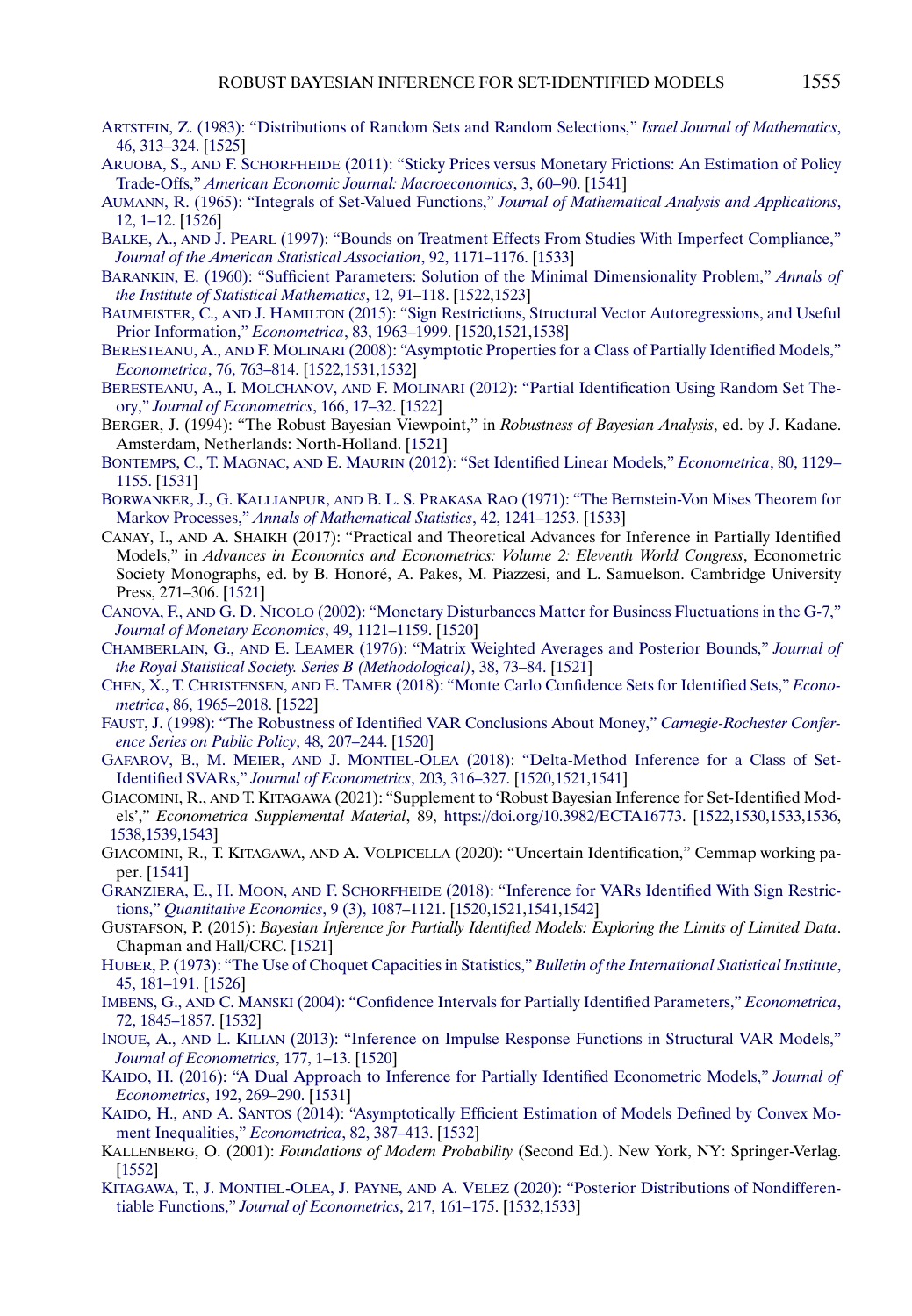ARTSTEIN, Z. (1983): "Distributions of Random Sets and Random Selections," *Israel Journal of Mathematics*, 46, 313–324. [1525]

ARUOBA, S., AND F. SCHORFHEIDE (2011): "Sticky Prices versus Monetary Frictions: An Estimation of Policy Trade-Offs," *American Economic Journal: Macroeconomics*, 3, 60–90. [1541]

AUMANN, R. (1965): "Integrals of Set-Valued Functions," *Journal of Mathematical Analysis and Applications*, 12, 1–12. [1526]

BALKE, A., AND J. PEARL (1997): "Bounds on Treatment Effects From Studies With Imperfect Compliance," *Journal of the American Statistical Association*, 92, 1171–1176. [1533]

BARANKIN, E. (1960): "Sufficient Parameters: Solution of the Minimal Dimensionality Problem," *Annals of the Institute of Statistical Mathematics*, 12, 91–118. [1522,1523]

BAUMEISTER, C., AND J. HAMILTON (2015): "Sign Restrictions, Structural Vector Autoregressions, and Useful Prior Information," *Econometrica*, 83, 1963–1999. [1520,1521,1538]

BERESTEANU, A., AND F. MOLINARI (2008): "Asymptotic Properties for a Class of Partially Identified Models," *Econometrica*, 76, 763–814. [1522,1531,1532]

BERESTEANU, A., I. MOLCHANOV, AND F. MOLINARI (2012): "Partial Identification Using Random Set Theory," *Journal of Econometrics*, 166, 17–32. [1522]

BERGER, J. (1994): "The Robust Bayesian Viewpoint," in *Robustness of Bayesian Analysis*, ed. by J. Kadane. Amsterdam, Netherlands: North-Holland. [1521]

BONTEMPS, C., T. MAGNAC, AND E. MAURIN (2012): "Set Identified Linear Models," *Econometrica*, 80, 1129–1155. [1531]

BORWANKER, J., G. KALLIANPUR, AND B. L. S. PRAKASA RAO (1971): "The Bernstein-Von Mises Theorem for Markov Processes," *Annals of Mathematical Statistics*, 42, 1241–1253. [1533]

CANAY, I., AND A. SHAIKH (2017): "Practical and Theoretical Advances for Inference in Partially Identified Models," in *Advances in Economics and Econometrics: Volume 2: Eleventh World Congress*, Econometric Society Monographs, ed. by B. Honoré, A. Pakes, M. Piazzesi, and L. Samuelson. Cambridge University Press, 271–306. [1521]

CANOVA, F., AND G. D. NICOLO (2002): "Monetary Disturbances Matter for Business Fluctuations in the G-7," *Journal of Monetary Economics*, 49, 1121–1159. [1520]

CHAMBERLAIN, G., AND E. LEAMER (1976): "Matrix Weighted Averages and Posterior Bounds," *Journal of the Royal Statistical Society. Series B (Methodological)*, 38, 73–84. [1521]

CHEN, X., T. CHRISTENSEN, AND E. TAMER (2018): "Monte Carlo Confidence Sets for Identified Sets," *Econometrica*, 86, 1965–2018. [1522]

FAUST, J. (1998): "The Robustness of Identified VAR Conclusions About Money," *Carnegie-Rochester Conference Series on Public Policy*, 48, 207–244. [1520]

GAFAROV, B., M. MEIER, AND J. MONTIEL-OLEA (2018): "Delta-Method Inference for a Class of Set-Identified SVARs," *Journal of Econometrics*, 203, 316–327. [1520,1521,1541]

GIACOMINI, R., AND T. KITAGAWA (2021): "Supplement to 'Robust Bayesian Inference for Set-Identified Models'," *Econometrica Supplemental Material*, 89, https://doi.org/10.3982/ECTA16773. [1522,1530,1533,1536,1538,1539,1543]

GIACOMINI, R., T. KITAGAWA, AND A. VOLPICELLA (2020): "Uncertain Identification," Cemmap working paper. [1541]

GRANZIERA, E., H. MOON, AND F. SCHORFHEIDE (2018): "Inference for VARs Identified With Sign Restrictions," *Quantitative Economics*, 9 (3), 1087–1121. [1520,1521,1541,1542]

GUSTAFSON, P. (2015): *Bayesian Inference for Partially Identified Models: Exploring the Limits of Limited Data*. Chapman and Hall/CRC. [1521]

HUBER, P. (1973): "The Use of Choquet Capacities in Statistics," *Bulletin of the International Statistical Institute*, 45, 181–191. [1526]

IMBENS, G., AND C. MANSKI (2004): "Confidence Intervals for Partially Identified Parameters," *Econometrica*, 72, 1845–1857. [1532]

INOUE, A., AND L. KILIAN (2013): "Inference on Impulse Response Functions in Structural VAR Models," *Journal of Econometrics*, 177, 1–13. [1520]

KAIDO, H. (2016): "A Dual Approach to Inference for Partially Identified Econometric Models," *Journal of Econometrics*, 192, 269–290. [1531]

KAIDO, H., AND A. SANTOS (2014): "Asymptotically Efficient Estimation of Models Defined by Convex Moment Inequalities," *Econometrica*, 82, 387–413. [1532]

KALLENBERG, O. (2001): *Foundations of Modern Probability* (Second Ed.). New York, NY: Springer-Verlag. [1552]

KITAGAWA, T., J. MONTIEL-OLEA, J. PAYNE, AND A. VELEZ (2020): "Posterior Distributions of Nondifferentiable Functions," *Journal of Econometrics*, 217, 161–175. [1532,1533]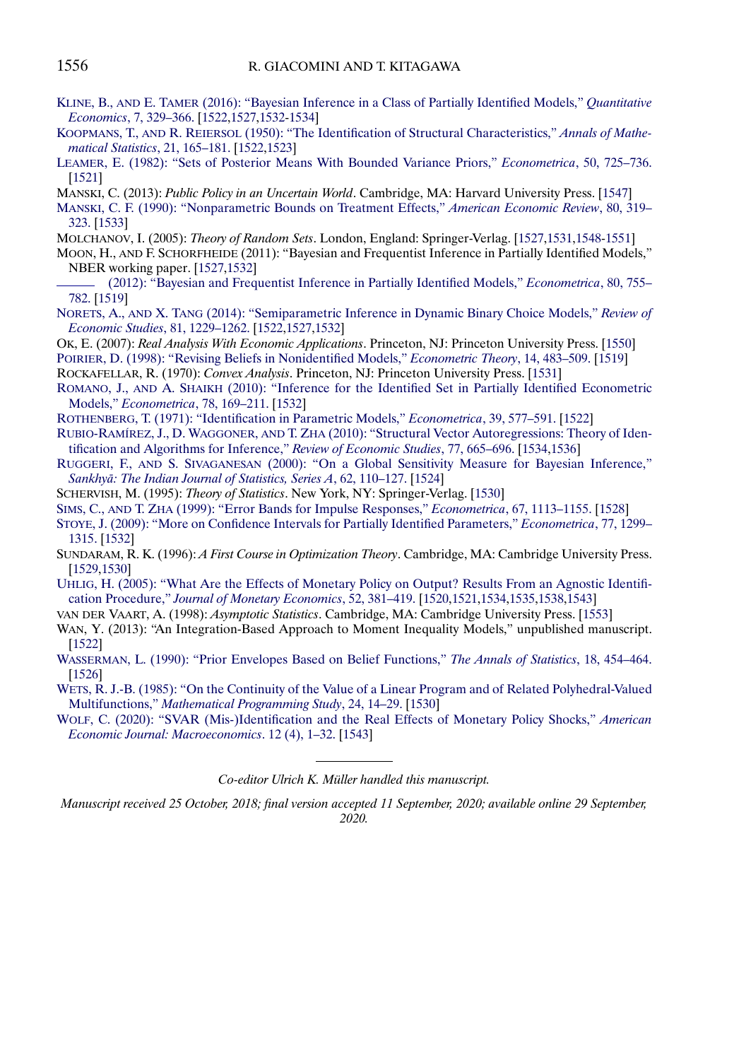KLINE, B., AND E. TAMER (2016): "Bayesian Inference in a Class of Partially Identified Models," *Quantitative Economics*, 7, 329–366. [1522,1527,1532-1534]

KOOPMANS, T., AND R. REIERSOL (1950): "The Identification of Structural Characteristics," *Annals of Mathematical Statistics*, 21, 165–181. [1522,1523]

LEAMER, E. (1982): "Sets of Posterior Means With Bounded Variance Priors," *Econometrica*, 50, 725–736. [1521]

MANSKI, C. (2013): *Public Policy in an Uncertain World*. Cambridge, MA: Harvard University Press. [1547]

MANSKI, C. F. (1990): "Nonparametric Bounds on Treatment Effects," *American Economic Review*, 80, 319–323. [1533]

MOLCHANOV, I. (2005): *Theory of Random Sets*. London, England: Springer-Verlag. [1527,1531,1548-1551]

MOON, H., AND F. SCHORFHEIDE (2011): "Bayesian and Frequentist Inference in Partially Identified Models," NBER working paper. [1527,1532]

——— (2012): "Bayesian and Frequentist Inference in Partially Identified Models," *Econometrica*, 80, 755–782. [1519]

NORETS, A., AND X. TANG (2014): "Semiparametric Inference in Dynamic Binary Choice Models," *Review of Economic Studies*, 81, 1229–1262. [1522,1527,1532]

OK, E. (2007): *Real Analysis With Economic Applications*. Princeton, NJ: Princeton University Press. [1550]

POIRIER, D. (1998): "Revising Beliefs in Nonidentified Models," *Econometric Theory*, 14, 483–509. [1519]

ROCKAFELLAR, R. (1970): *Convex Analysis*. Princeton, NJ: Princeton University Press. [1531]

ROMANO, J., AND A. SHAIKH (2010): "Inference for the Identified Set in Partially Identified Econometric Models," *Econometrica*, 78, 169–211. [1532]

ROTHENBERG, T. (1971): "Identification in Parametric Models," *Econometrica*, 39, 577–591. [1522]

RUBIO-RAMÍREZ, J., D. WAGGONER, AND T. ZHA (2010): "Structural Vector Autoregressions: Theory of Identification and Algorithms for Inference," *Review of Economic Studies*, 77, 665–696. [1534,1536]

RUGGERI, F., AND S. SIVAGANESAN (2000): "On a Global Sensitivity Measure for Bayesian Inference," *Sankhyā: The Indian Journal of Statistics, Series A*, 62, 110–127. [1524]

SCHERVISH, M. (1995): *Theory of Statistics*. New York, NY: Springer-Verlag. [1530]

SIMS, C., AND T. ZHA (1999): "Error Bands for Impulse Responses," *Econometrica*, 67, 1113–1155. [1528]

STOYE, J. (2009): "More on Confidence Intervals for Partially Identified Parameters," *Econometrica*, 77, 1299–1315. [1532]

SUNDARAM, R. K. (1996): *A First Course in Optimization Theory*. Cambridge, MA: Cambridge University Press. [1529,1530]

UHLIG, H. (2005): "What Are the Effects of Monetary Policy on Output? Results From an Agnostic Identification Procedure," *Journal of Monetary Economics*, 52, 381–419. [1520,1521,1534,1535,1538,1543]

VAN DER VAART, A. (1998): *Asymptotic Statistics*. Cambridge, MA: Cambridge University Press. [1553]

WAN, Y. (2013): "An Integration-Based Approach to Moment Inequality Models," unpublished manuscript. [1522]

WASSERMAN, L. (1990): "Prior Envelopes Based on Belief Functions," *The Annals of Statistics*, 18, 454–464. [1526]

WETS, R. J.-B. (1985): "On the Continuity of the Value of a Linear Program and of Related Polyhedral-Valued Multifunctions," *Mathematical Programming Study*, 24, 14–29. [1530]

WOLF, C. (2020): "SVAR (Mis-)Identification and the Real Effects of Monetary Policy Shocks," *American Economic Journal: Macroeconomics*. 12 (4), 1–32. [1543]

---

*Co-editor Ulrich K. Müller handled this manuscript.*

*Manuscript received 25 October, 2018; final version accepted 11 September, 2020; available online 29 September, 2020.*